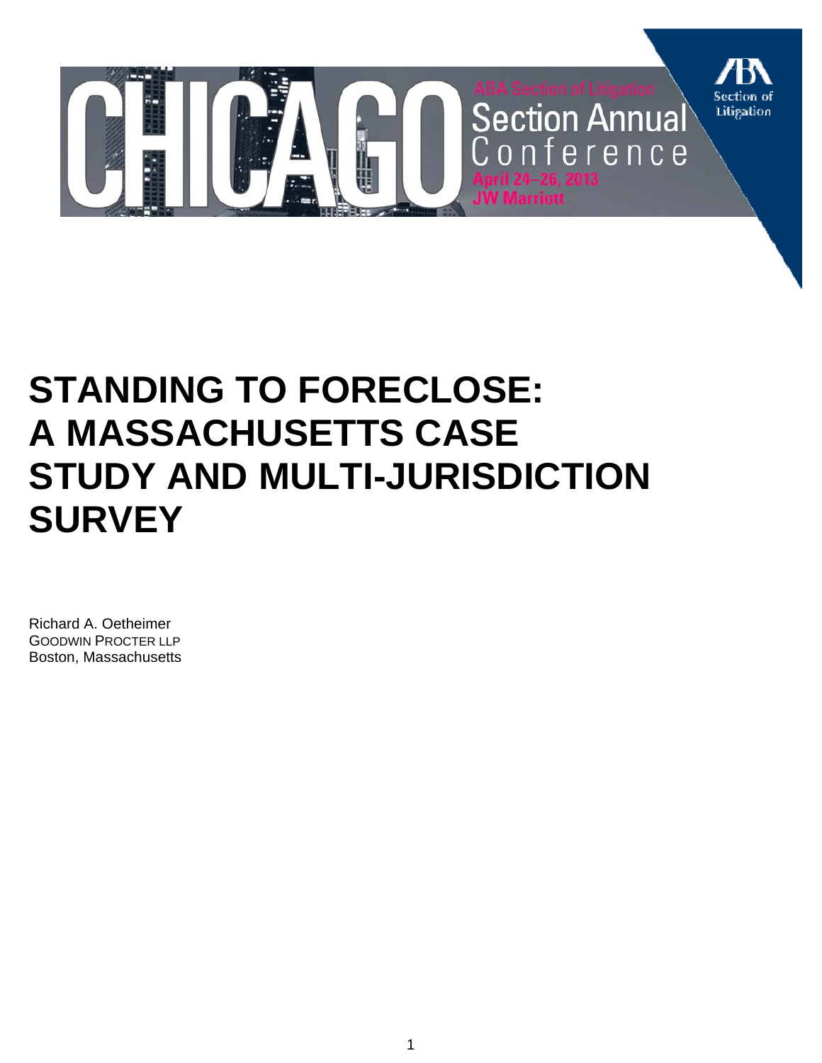CHICAGO

ABA Section of Litigation
Section Annual Conference
April 24–26, 2013
JW Marriott

ABA Section of Litigation

# STANDING TO FORECLOSE: A MASSACHUSETTS CASE STUDY AND MULTI-JURISDICTION SURVEY

Richard A. Oetheimer
GOODWIN PROCTER LLP
Boston, Massachusetts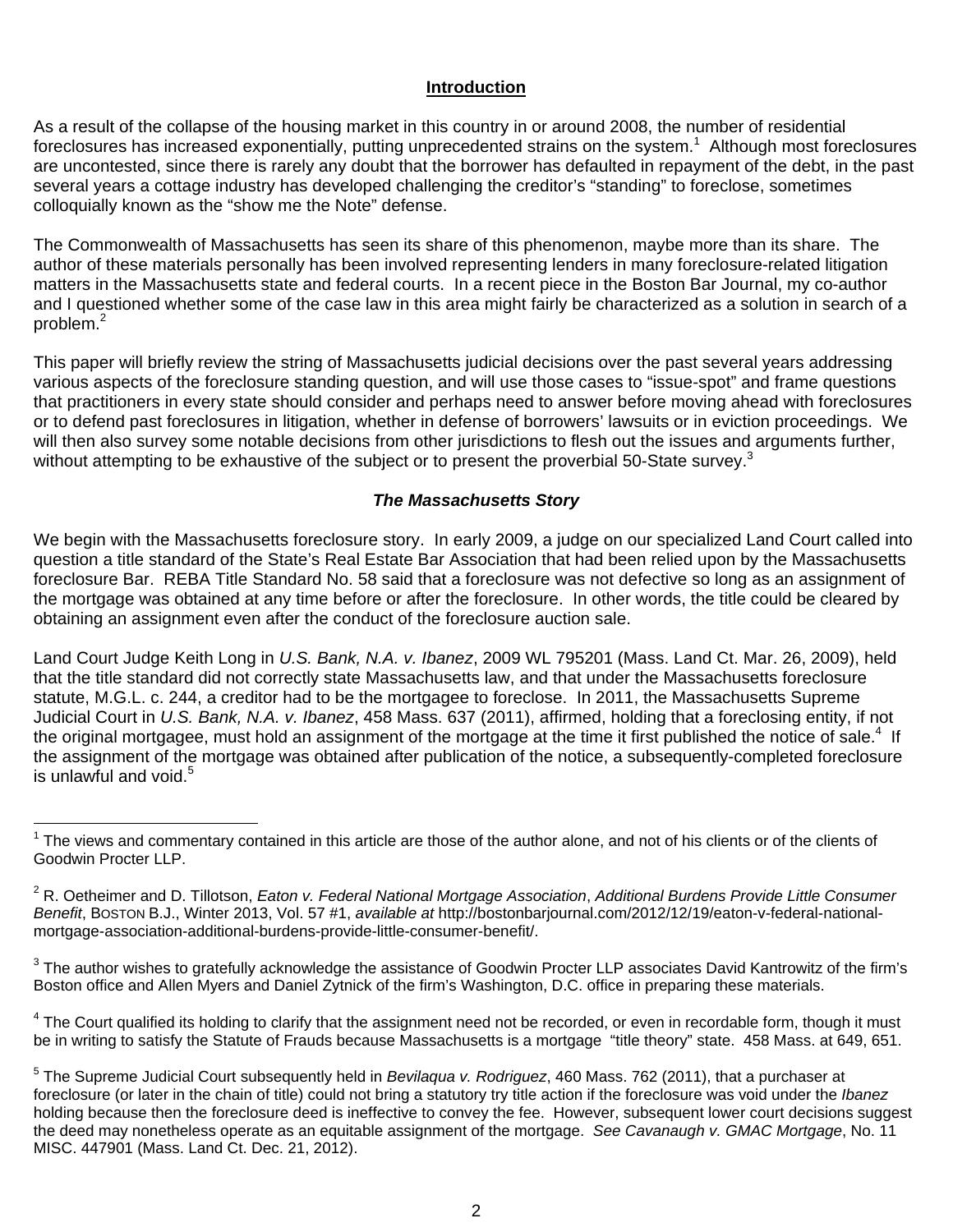## Introduction

As a result of the collapse of the housing market in this country in or around 2008, the number of residential foreclosures has increased exponentially, putting unprecedented strains on the system.[1] Although most foreclosures are uncontested, since there is rarely any doubt that the borrower has defaulted in repayment of the debt, in the past several years a cottage industry has developed challenging the creditor's "standing" to foreclose, sometimes colloquially known as the "show me the Note" defense.

The Commonwealth of Massachusetts has seen its share of this phenomenon, maybe more than its share. The author of these materials personally has been involved representing lenders in many foreclosure-related litigation matters in the Massachusetts state and federal courts. In a recent piece in the Boston Bar Journal, my co-author and I questioned whether some of the case law in this area might fairly be characterized as a solution in search of a problem.[2]

This paper will briefly review the string of Massachusetts judicial decisions over the past several years addressing various aspects of the foreclosure standing question, and will use those cases to "issue-spot" and frame questions that practitioners in every state should consider and perhaps need to answer before moving ahead with foreclosures or to defend past foreclosures in litigation, whether in defense of borrowers' lawsuits or in eviction proceedings. We will then also survey some notable decisions from other jurisdictions to flesh out the issues and arguments further, without attempting to be exhaustive of the subject or to present the proverbial 50-State survey.[3]

### *The Massachusetts Story*

We begin with the Massachusetts foreclosure story. In early 2009, a judge on our specialized Land Court called into question a title standard of the State's Real Estate Bar Association that had been relied upon by the Massachusetts foreclosure Bar. REBA Title Standard No. 58 said that a foreclosure was not defective so long as an assignment of the mortgage was obtained at any time before or after the foreclosure. In other words, the title could be cleared by obtaining an assignment even after the conduct of the foreclosure auction sale.

Land Court Judge Keith Long in *U.S. Bank, N.A. v. Ibanez*, 2009 WL 795201 (Mass. Land Ct. Mar. 26, 2009), held that the title standard did not correctly state Massachusetts law, and that under the Massachusetts foreclosure statute, M.G.L. c. 244, a creditor had to be the mortgagee to foreclose. In 2011, the Massachusetts Supreme Judicial Court in *U.S. Bank, N.A. v. Ibanez*, 458 Mass. 637 (2011), affirmed, holding that a foreclosing entity, if not the original mortgagee, must hold an assignment of the mortgage at the time it first published the notice of sale.[4] If the assignment of the mortgage was obtained after publication of the notice, a subsequently-completed foreclosure is unlawful and void.[5]

---

[1] The views and commentary contained in this article are those of the author alone, and not of his clients or of the clients of Goodwin Procter LLP.

[2] R. Oetheimer and D. Tillotson, *Eaton v. Federal National Mortgage Association*, *Additional Burdens Provide Little Consumer Benefit*, BOSTON B.J., Winter 2013, Vol. 57 #1, *available at* http://bostonbarjournal.com/2012/12/19/eaton-v-federal-national-mortgage-association-additional-burdens-provide-little-consumer-benefit/.

[3] The author wishes to gratefully acknowledge the assistance of Goodwin Procter LLP associates David Kantrowitz of the firm's Boston office and Allen Myers and Daniel Zytnick of the firm's Washington, D.C. office in preparing these materials.

[4] The Court qualified its holding to clarify that the assignment need not be recorded, or even in recordable form, though it must be in writing to satisfy the Statute of Frauds because Massachusetts is a mortgage "title theory" state. 458 Mass. at 649, 651.

[5] The Supreme Judicial Court subsequently held in *Bevilaqua v. Rodriguez*, 460 Mass. 762 (2011), that a purchaser at foreclosure (or later in the chain of title) could not bring a statutory try title action if the foreclosure was void under the *Ibanez* holding because then the foreclosure deed is ineffective to convey the fee. However, subsequent lower court decisions suggest the deed may nonetheless operate as an equitable assignment of the mortgage. *See Cavanaugh v. GMAC Mortgage*, No. 11 MISC. 447901 (Mass. Land Ct. Dec. 21, 2012).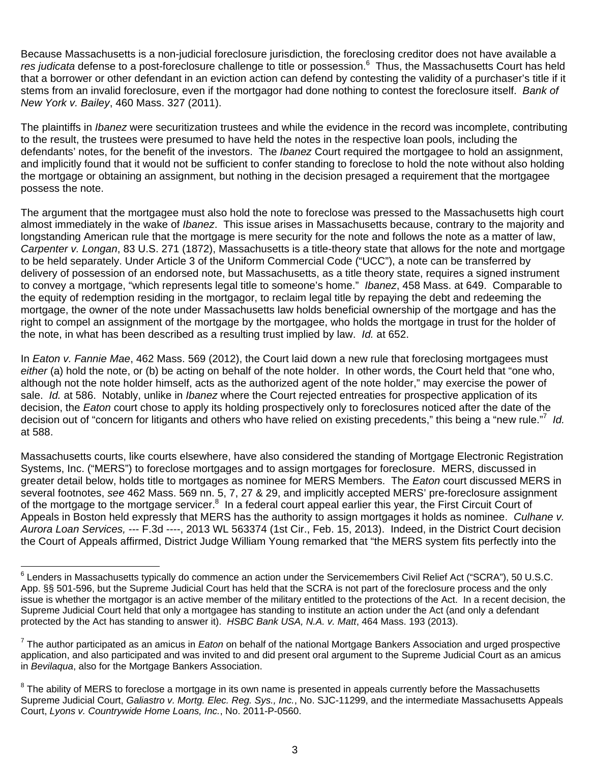Because Massachusetts is a non-judicial foreclosure jurisdiction, the foreclosing creditor does not have available a *res judicata* defense to a post-foreclosure challenge to title or possession.[6] Thus, the Massachusetts Court has held that a borrower or other defendant in an eviction action can defend by contesting the validity of a purchaser's title if it stems from an invalid foreclosure, even if the mortgagor had done nothing to contest the foreclosure itself. *Bank of New York v. Bailey*, 460 Mass. 327 (2011).

The plaintiffs in *Ibanez* were securitization trustees and while the evidence in the record was incomplete, contributing to the result, the trustees were presumed to have held the notes in the respective loan pools, including the defendants' notes, for the benefit of the investors. The *Ibanez* Court required the mortgagee to hold an assignment, and implicitly found that it would not be sufficient to confer standing to foreclose to hold the note without also holding the mortgage or obtaining an assignment, but nothing in the decision presaged a requirement that the mortgagee possess the note.

The argument that the mortgagee must also hold the note to foreclose was pressed to the Massachusetts high court almost immediately in the wake of *Ibanez*. This issue arises in Massachusetts because, contrary to the majority and longstanding American rule that the mortgage is mere security for the note and follows the note as a matter of law, *Carpenter v. Longan*, 83 U.S. 271 (1872), Massachusetts is a title-theory state that allows for the note and mortgage to be held separately. Under Article 3 of the Uniform Commercial Code ("UCC"), a note can be transferred by delivery of possession of an endorsed note, but Massachusetts, as a title theory state, requires a signed instrument to convey a mortgage, "which represents legal title to someone's home." *Ibanez*, 458 Mass. at 649. Comparable to the equity of redemption residing in the mortgagor, to reclaim legal title by repaying the debt and redeeming the mortgage, the owner of the note under Massachusetts law holds beneficial ownership of the mortgage and has the right to compel an assignment of the mortgage by the mortgagee, who holds the mortgage in trust for the holder of the note, in what has been described as a resulting trust implied by law. *Id.* at 652.

In *Eaton v. Fannie Mae*, 462 Mass. 569 (2012), the Court laid down a new rule that foreclosing mortgagees must *either* (a) hold the note, or (b) be acting on behalf of the note holder. In other words, the Court held that "one who, although not the note holder himself, acts as the authorized agent of the note holder," may exercise the power of sale. *Id.* at 586. Notably, unlike in *Ibanez* where the Court rejected entreaties for prospective application of its decision, the *Eaton* court chose to apply its holding prospectively only to foreclosures noticed after the date of the decision out of "concern for litigants and others who have relied on existing precedents," this being a "new rule."[7] *Id.* at 588.

Massachusetts courts, like courts elsewhere, have also considered the standing of Mortgage Electronic Registration Systems, Inc. ("MERS") to foreclose mortgages and to assign mortgages for foreclosure. MERS, discussed in greater detail below, holds title to mortgages as nominee for MERS Members. The *Eaton* court discussed MERS in several footnotes, *see* 462 Mass. 569 nn. 5, 7, 27 & 29, and implicitly accepted MERS' pre-foreclosure assignment of the mortgage to the mortgage servicer.[8] In a federal court appeal earlier this year, the First Circuit Court of Appeals in Boston held expressly that MERS has the authority to assign mortgages it holds as nominee. *Culhane v. Aurora Loan Services,* --- F.3d ----, 2013 WL 563374 (1st Cir., Feb. 15, 2013). Indeed, in the District Court decision the Court of Appeals affirmed, District Judge William Young remarked that "the MERS system fits perfectly into the

---

[6] Lenders in Massachusetts typically do commence an action under the Servicemembers Civil Relief Act ("SCRA"), 50 U.S.C. App. §§ 501-596, but the Supreme Judicial Court has held that the SCRA is not part of the foreclosure process and the only issue is whether the mortgagor is an active member of the military entitled to the protections of the Act. In a recent decision, the Supreme Judicial Court held that only a mortgagee has standing to institute an action under the Act (and only a defendant protected by the Act has standing to answer it). *HSBC Bank USA, N.A. v. Matt*, 464 Mass. 193 (2013).

[7] The author participated as an amicus in *Eaton* on behalf of the national Mortgage Bankers Association and urged prospective application, and also participated and was invited to and did present oral argument to the Supreme Judicial Court as an amicus in *Bevilaqua*, also for the Mortgage Bankers Association.

[8] The ability of MERS to foreclose a mortgage in its own name is presented in appeals currently before the Massachusetts Supreme Judicial Court, *Galiastro v. Mortg. Elec. Reg. Sys., Inc.*, No. SJC-11299, and the intermediate Massachusetts Appeals Court, *Lyons v. Countrywide Home Loans, Inc.*, No. 2011-P-0560.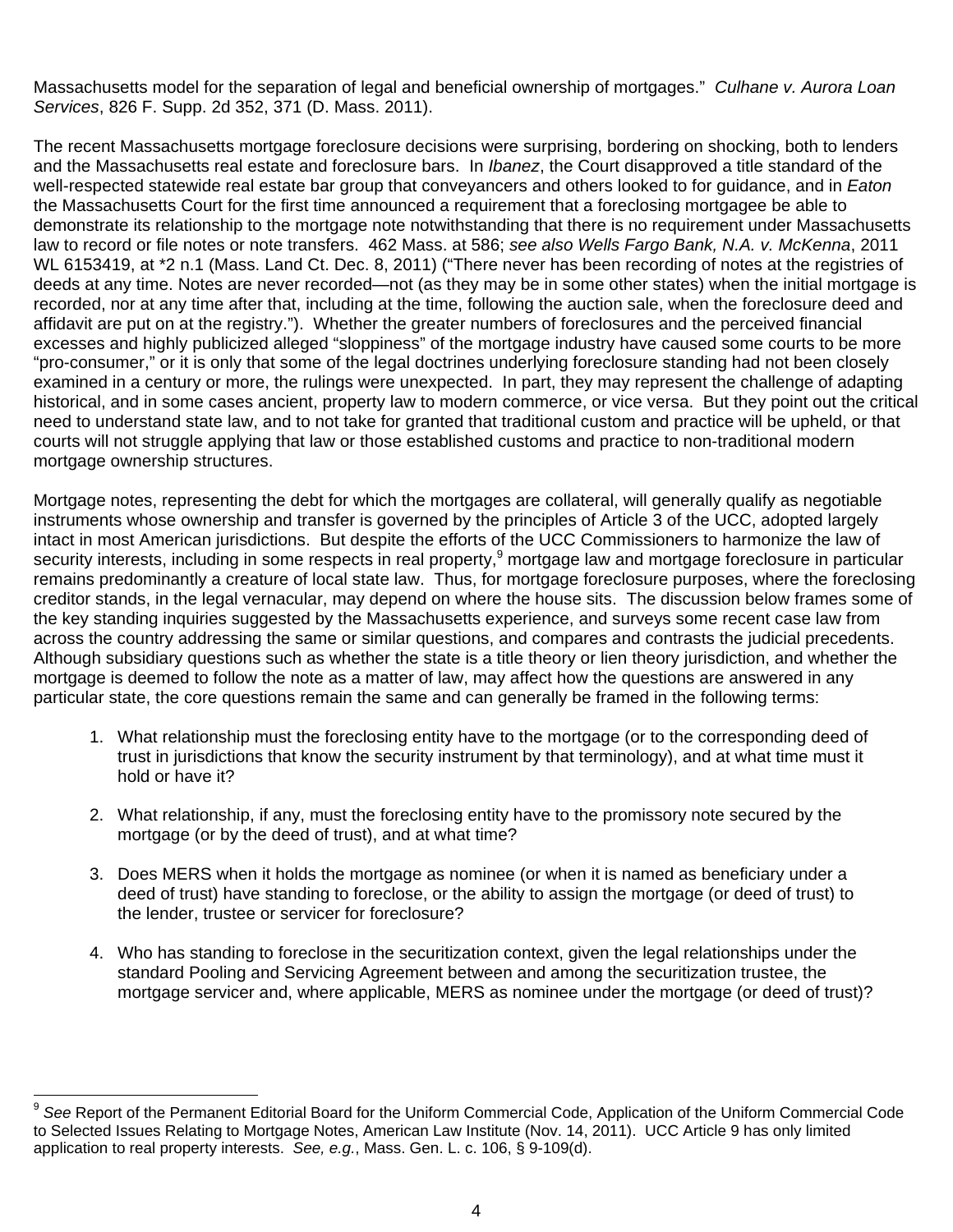Massachusetts model for the separation of legal and beneficial ownership of mortgages." *Culhane v. Aurora Loan Services*, 826 F. Supp. 2d 352, 371 (D. Mass. 2011).

The recent Massachusetts mortgage foreclosure decisions were surprising, bordering on shocking, both to lenders and the Massachusetts real estate and foreclosure bars. In *Ibanez*, the Court disapproved a title standard of the well-respected statewide real estate bar group that conveyancers and others looked to for guidance, and in *Eaton* the Massachusetts Court for the first time announced a requirement that a foreclosing mortgagee be able to demonstrate its relationship to the mortgage note notwithstanding that there is no requirement under Massachusetts law to record or file notes or note transfers. 462 Mass. at 586; *see also Wells Fargo Bank, N.A. v. McKenna*, 2011 WL 6153419, at *2 n.1 (Mass. Land Ct. Dec. 8, 2011) ("There never has been recording of notes at the registries of deeds at any time. Notes are never recorded—not (as they may be in some other states) when the initial mortgage is recorded, nor at any time after that, including at the time, following the auction sale, when the foreclosure deed and affidavit are put on at the registry."). Whether the greater numbers of foreclosures and the perceived financial excesses and highly publicized alleged "sloppiness" of the mortgage industry have caused some courts to be more "pro-consumer," or it is only that some of the legal doctrines underlying foreclosure standing had not been closely examined in a century or more, the rulings were unexpected. In part, they may represent the challenge of adapting historical, and in some cases ancient, property law to modern commerce, or vice versa. But they point out the critical need to understand state law, and to not take for granted that traditional custom and practice will be upheld, or that courts will not struggle applying that law or those established customs and practice to non-traditional modern mortgage ownership structures.

Mortgage notes, representing the debt for which the mortgages are collateral, will generally qualify as negotiable instruments whose ownership and transfer is governed by the principles of Article 3 of the UCC, adopted largely intact in most American jurisdictions. But despite the efforts of the UCC Commissioners to harmonize the law of security interests, including in some respects in real property,[9] mortgage law and mortgage foreclosure in particular remains predominantly a creature of local state law. Thus, for mortgage foreclosure purposes, where the foreclosing creditor stands, in the legal vernacular, may depend on where the house sits. The discussion below frames some of the key standing inquiries suggested by the Massachusetts experience, and surveys some recent case law from across the country addressing the same or similar questions, and compares and contrasts the judicial precedents. Although subsidiary questions such as whether the state is a title theory or lien theory jurisdiction, and whether the mortgage is deemed to follow the note as a matter of law, may affect how the questions are answered in any particular state, the core questions remain the same and can generally be framed in the following terms:

1. What relationship must the foreclosing entity have to the mortgage (or to the corresponding deed of trust in jurisdictions that know the security instrument by that terminology), and at what time must it hold or have it?

2. What relationship, if any, must the foreclosing entity have to the promissory note secured by the mortgage (or by the deed of trust), and at what time?

3. Does MERS when it holds the mortgage as nominee (or when it is named as beneficiary under a deed of trust) have standing to foreclose, or the ability to assign the mortgage (or deed of trust) to the lender, trustee or servicer for foreclosure?

4. Who has standing to foreclose in the securitization context, given the legal relationships under the standard Pooling and Servicing Agreement between and among the securitization trustee, the mortgage servicer and, where applicable, MERS as nominee under the mortgage (or deed of trust)?

---

[9] *See* Report of the Permanent Editorial Board for the Uniform Commercial Code, Application of the Uniform Commercial Code to Selected Issues Relating to Mortgage Notes, American Law Institute (Nov. 14, 2011). UCC Article 9 has only limited application to real property interests. *See, e.g.*, Mass. Gen. L. c. 106, § 9-109(d).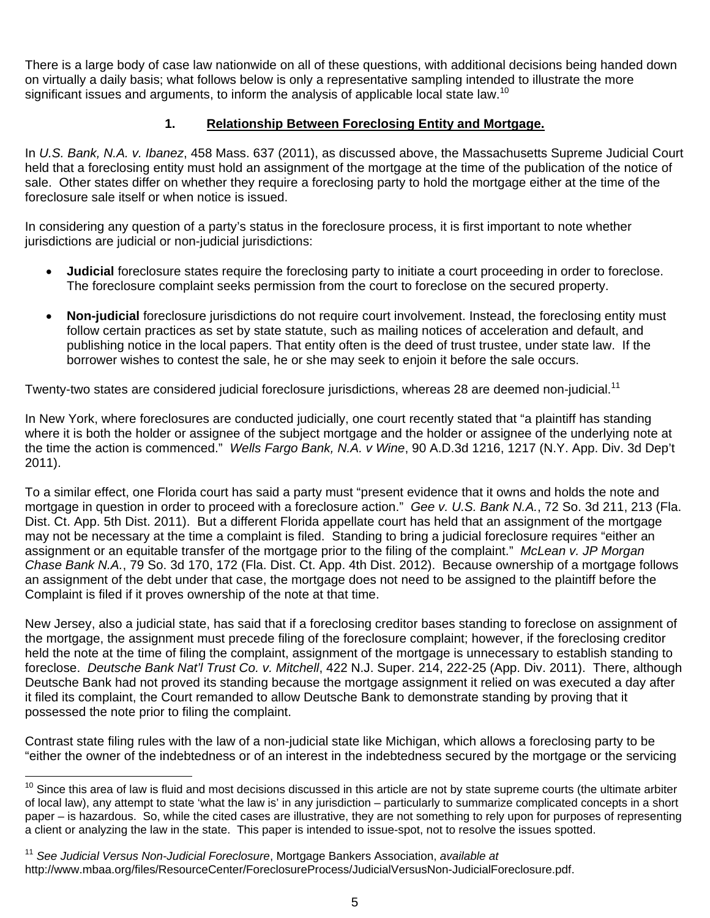There is a large body of case law nationwide on all of these questions, with additional decisions being handed down on virtually a daily basis; what follows below is only a representative sampling intended to illustrate the more significant issues and arguments, to inform the analysis of applicable local state law.[10]

## 1. Relationship Between Foreclosing Entity and Mortgage.

In *U.S. Bank, N.A. v. Ibanez*, 458 Mass. 637 (2011), as discussed above, the Massachusetts Supreme Judicial Court held that a foreclosing entity must hold an assignment of the mortgage at the time of the publication of the notice of sale. Other states differ on whether they require a foreclosing party to hold the mortgage either at the time of the foreclosure sale itself or when notice is issued.

In considering any question of a party's status in the foreclosure process, it is first important to note whether jurisdictions are judicial or non-judicial jurisdictions:

- **Judicial** foreclosure states require the foreclosing party to initiate a court proceeding in order to foreclose. The foreclosure complaint seeks permission from the court to foreclose on the secured property.
- **Non-judicial** foreclosure jurisdictions do not require court involvement. Instead, the foreclosing entity must follow certain practices as set by state statute, such as mailing notices of acceleration and default, and publishing notice in the local papers. That entity often is the deed of trust trustee, under state law. If the borrower wishes to contest the sale, he or she may seek to enjoin it before the sale occurs.

Twenty-two states are considered judicial foreclosure jurisdictions, whereas 28 are deemed non-judicial.[11]

In New York, where foreclosures are conducted judicially, one court recently stated that "a plaintiff has standing where it is both the holder or assignee of the subject mortgage and the holder or assignee of the underlying note at the time the action is commenced." *Wells Fargo Bank, N.A. v Wine*, 90 A.D.3d 1216, 1217 (N.Y. App. Div. 3d Dep't 2011).

To a similar effect, one Florida court has said a party must "present evidence that it owns and holds the note and mortgage in question in order to proceed with a foreclosure action." *Gee v. U.S. Bank N.A.*, 72 So. 3d 211, 213 (Fla. Dist. Ct. App. 5th Dist. 2011). But a different Florida appellate court has held that an assignment of the mortgage may not be necessary at the time a complaint is filed. Standing to bring a judicial foreclosure requires "either an assignment or an equitable transfer of the mortgage prior to the filing of the complaint." *McLean v. JP Morgan Chase Bank N.A.*, 79 So. 3d 170, 172 (Fla. Dist. Ct. App. 4th Dist. 2012). Because ownership of a mortgage follows an assignment of the debt under that case, the mortgage does not need to be assigned to the plaintiff before the Complaint is filed if it proves ownership of the note at that time.

New Jersey, also a judicial state, has said that if a foreclosing creditor bases standing to foreclose on assignment of the mortgage, the assignment must precede filing of the foreclosure complaint; however, if the foreclosing creditor held the note at the time of filing the complaint, assignment of the mortgage is unnecessary to establish standing to foreclose. *Deutsche Bank Nat'l Trust Co. v. Mitchell*, 422 N.J. Super. 214, 222-25 (App. Div. 2011). There, although Deutsche Bank had not proved its standing because the mortgage assignment it relied on was executed a day after it filed its complaint, the Court remanded to allow Deutsche Bank to demonstrate standing by proving that it possessed the note prior to filing the complaint.

Contrast state filing rules with the law of a non-judicial state like Michigan, which allows a foreclosing party to be "either the owner of the indebtedness or of an interest in the indebtedness secured by the mortgage or the servicing

---

[10] Since this area of law is fluid and most decisions discussed in this article are not by state supreme courts (the ultimate arbiter of local law), any attempt to state 'what the law is' in any jurisdiction – particularly to summarize complicated concepts in a short paper – is hazardous. So, while the cited cases are illustrative, they are not something to rely upon for purposes of representing a client or analyzing the law in the state. This paper is intended to issue-spot, not to resolve the issues spotted.

[11] *See Judicial Versus Non-Judicial Foreclosure*, Mortgage Bankers Association, *available at* http://www.mbaa.org/files/ResourceCenter/ForeclosureProcess/JudicialVersusNon-JudicialForeclosure.pdf.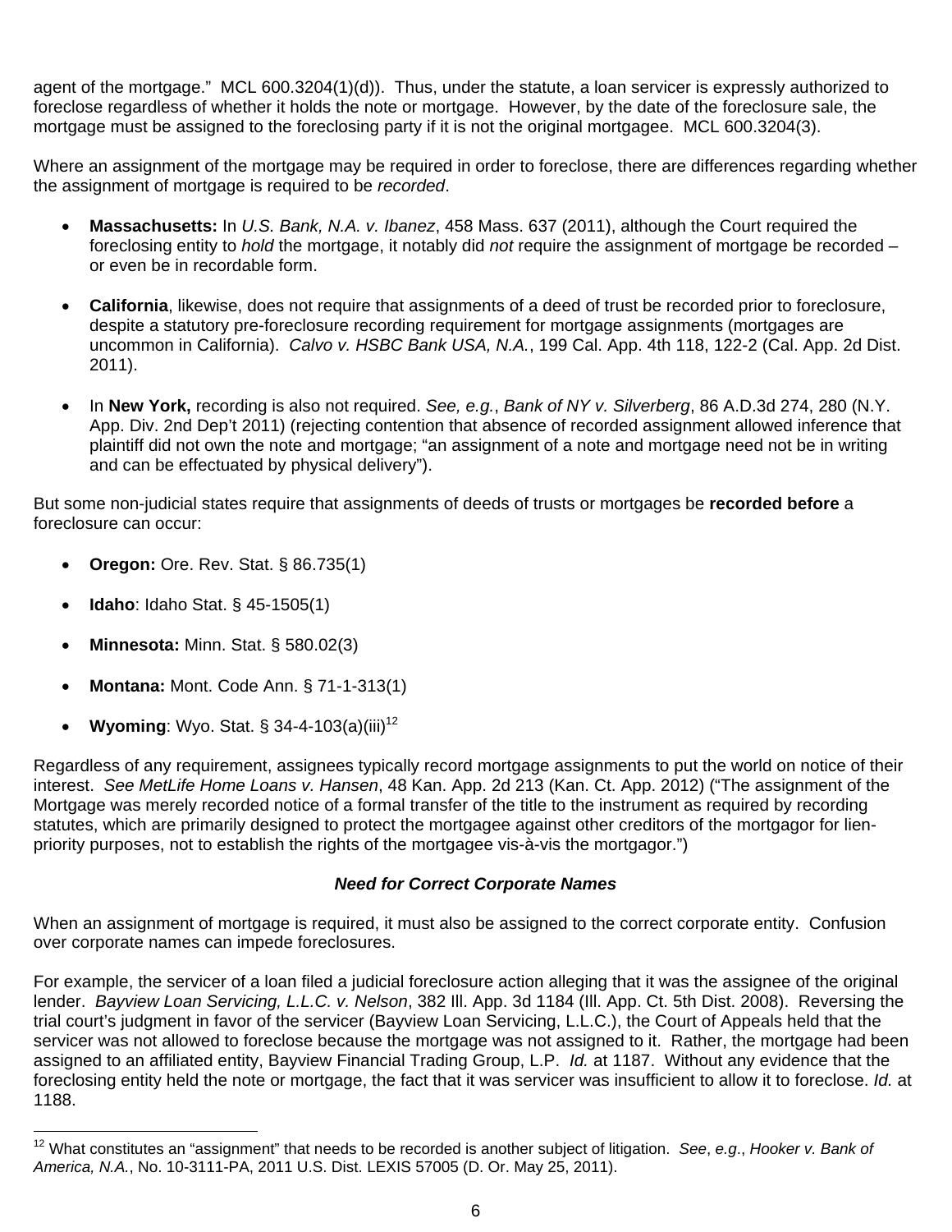agent of the mortgage." MCL 600.3204(1)(d)). Thus, under the statute, a loan servicer is expressly authorized to foreclose regardless of whether it holds the note or mortgage. However, by the date of the foreclosure sale, the mortgage must be assigned to the foreclosing party if it is not the original mortgagee. MCL 600.3204(3).

Where an assignment of the mortgage may be required in order to foreclose, there are differences regarding whether the assignment of mortgage is required to be *recorded*.

- **Massachusetts:** In *U.S. Bank, N.A. v. Ibanez*, 458 Mass. 637 (2011), although the Court required the foreclosing entity to *hold* the mortgage, it notably did *not* require the assignment of mortgage be recorded – or even be in recordable form.

- **California**, likewise, does not require that assignments of a deed of trust be recorded prior to foreclosure, despite a statutory pre-foreclosure recording requirement for mortgage assignments (mortgages are uncommon in California). *Calvo v. HSBC Bank USA, N.A.*, 199 Cal. App. 4th 118, 122-2 (Cal. App. 2d Dist. 2011).

- In **New York,** recording is also not required. *See, e.g.*, *Bank of NY v. Silverberg*, 86 A.D.3d 274, 280 (N.Y. App. Div. 2nd Dep't 2011) (rejecting contention that absence of recorded assignment allowed inference that plaintiff did not own the note and mortgage; "an assignment of a note and mortgage need not be in writing and can be effectuated by physical delivery").

But some non-judicial states require that assignments of deeds of trusts or mortgages be **recorded before** a foreclosure can occur:

- **Oregon:** Ore. Rev. Stat. § 86.735(1)

- **Idaho**: Idaho Stat. § 45-1505(1)

- **Minnesota:** Minn. Stat. § 580.02(3)

- **Montana:** Mont. Code Ann. § 71-1-313(1)

- **Wyoming**: Wyo. Stat. § 34-4-103(a)(iii)[12]

Regardless of any requirement, assignees typically record mortgage assignments to put the world on notice of their interest. *See MetLife Home Loans v. Hansen*, 48 Kan. App. 2d 213 (Kan. Ct. App. 2012) ("The assignment of the Mortgage was merely recorded notice of a formal transfer of the title to the instrument as required by recording statutes, which are primarily designed to protect the mortgagee against other creditors of the mortgagor for lien-priority purposes, not to establish the rights of the mortgagee vis-à-vis the mortgagor.")

### *Need for Correct Corporate Names*

When an assignment of mortgage is required, it must also be assigned to the correct corporate entity. Confusion over corporate names can impede foreclosures.

For example, the servicer of a loan filed a judicial foreclosure action alleging that it was the assignee of the original lender. *Bayview Loan Servicing, L.L.C. v. Nelson*, 382 Ill. App. 3d 1184 (Ill. App. Ct. 5th Dist. 2008). Reversing the trial court's judgment in favor of the servicer (Bayview Loan Servicing, L.L.C.), the Court of Appeals held that the servicer was not allowed to foreclose because the mortgage was not assigned to it. Rather, the mortgage had been assigned to an affiliated entity, Bayview Financial Trading Group, L.P. *Id.* at 1187. Without any evidence that the foreclosing entity held the note or mortgage, the fact that it was servicer was insufficient to allow it to foreclose. *Id.* at 1188.

---

[12] What constitutes an "assignment" that needs to be recorded is another subject of litigation. *See*, *e.g.*, *Hooker v. Bank of America, N.A.*, No. 10-3111-PA, 2011 U.S. Dist. LEXIS 57005 (D. Or. May 25, 2011).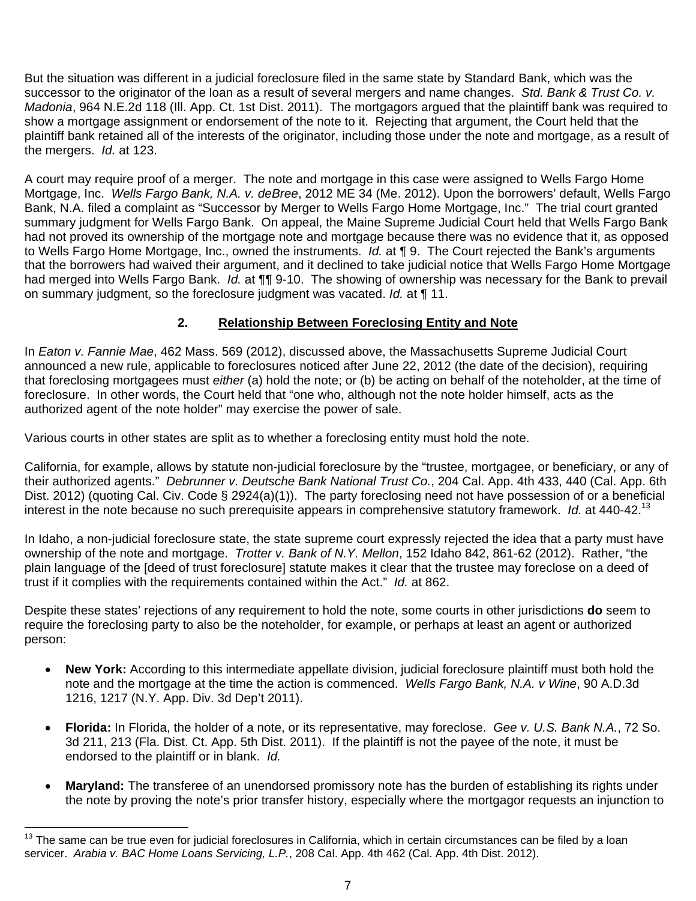But the situation was different in a judicial foreclosure filed in the same state by Standard Bank, which was the successor to the originator of the loan as a result of several mergers and name changes. *Std. Bank & Trust Co. v. Madonia*, 964 N.E.2d 118 (Ill. App. Ct. 1st Dist. 2011). The mortgagors argued that the plaintiff bank was required to show a mortgage assignment or endorsement of the note to it. Rejecting that argument, the Court held that the plaintiff bank retained all of the interests of the originator, including those under the note and mortgage, as a result of the mergers. *Id.* at 123.

A court may require proof of a merger. The note and mortgage in this case were assigned to Wells Fargo Home Mortgage, Inc. *Wells Fargo Bank, N.A. v. deBree*, 2012 ME 34 (Me. 2012). Upon the borrowers' default, Wells Fargo Bank, N.A. filed a complaint as "Successor by Merger to Wells Fargo Home Mortgage, Inc." The trial court granted summary judgment for Wells Fargo Bank. On appeal, the Maine Supreme Judicial Court held that Wells Fargo Bank had not proved its ownership of the mortgage note and mortgage because there was no evidence that it, as opposed to Wells Fargo Home Mortgage, Inc., owned the instruments. *Id.* at ¶ 9. The Court rejected the Bank's arguments that the borrowers had waived their argument, and it declined to take judicial notice that Wells Fargo Home Mortgage had merged into Wells Fargo Bank. *Id.* at ¶¶ 9-10. The showing of ownership was necessary for the Bank to prevail on summary judgment, so the foreclosure judgment was vacated. *Id.* at ¶ 11.

### 2. Relationship Between Foreclosing Entity and Note

In *Eaton v. Fannie Mae*, 462 Mass. 569 (2012), discussed above, the Massachusetts Supreme Judicial Court announced a new rule, applicable to foreclosures noticed after June 22, 2012 (the date of the decision), requiring that foreclosing mortgagees must *either* (a) hold the note; or (b) be acting on behalf of the noteholder, at the time of foreclosure. In other words, the Court held that "one who, although not the note holder himself, acts as the authorized agent of the note holder" may exercise the power of sale.

Various courts in other states are split as to whether a foreclosing entity must hold the note.

California, for example, allows by statute non-judicial foreclosure by the "trustee, mortgagee, or beneficiary, or any of their authorized agents." *Debrunner v. Deutsche Bank National Trust Co.*, 204 Cal. App. 4th 433, 440 (Cal. App. 6th Dist. 2012) (quoting Cal. Civ. Code § 2924(a)(1)). The party foreclosing need not have possession of or a beneficial interest in the note because no such prerequisite appears in comprehensive statutory framework. *Id.* at 440-42.[13]

In Idaho, a non-judicial foreclosure state, the state supreme court expressly rejected the idea that a party must have ownership of the note and mortgage. *Trotter v. Bank of N.Y. Mellon*, 152 Idaho 842, 861-62 (2012). Rather, "the plain language of the [deed of trust foreclosure] statute makes it clear that the trustee may foreclose on a deed of trust if it complies with the requirements contained within the Act." *Id.* at 862.

Despite these states' rejections of any requirement to hold the note, some courts in other jurisdictions **do** seem to require the foreclosing party to also be the noteholder, for example, or perhaps at least an agent or authorized person:

- **New York:** According to this intermediate appellate division, judicial foreclosure plaintiff must both hold the note and the mortgage at the time the action is commenced. *Wells Fargo Bank, N.A. v Wine*, 90 A.D.3d 1216, 1217 (N.Y. App. Div. 3d Dep't 2011).

- **Florida:** In Florida, the holder of a note, or its representative, may foreclose. *Gee v. U.S. Bank N.A.*, 72 So. 3d 211, 213 (Fla. Dist. Ct. App. 5th Dist. 2011). If the plaintiff is not the payee of the note, it must be endorsed to the plaintiff or in blank. *Id.*

- **Maryland:** The transferee of an unendorsed promissory note has the burden of establishing its rights under the note by proving the note's prior transfer history, especially where the mortgagor requests an injunction to

[13] The same can be true even for judicial foreclosures in California, which in certain circumstances can be filed by a loan servicer. *Arabia v. BAC Home Loans Servicing, L.P.*, 208 Cal. App. 4th 462 (Cal. App. 4th Dist. 2012).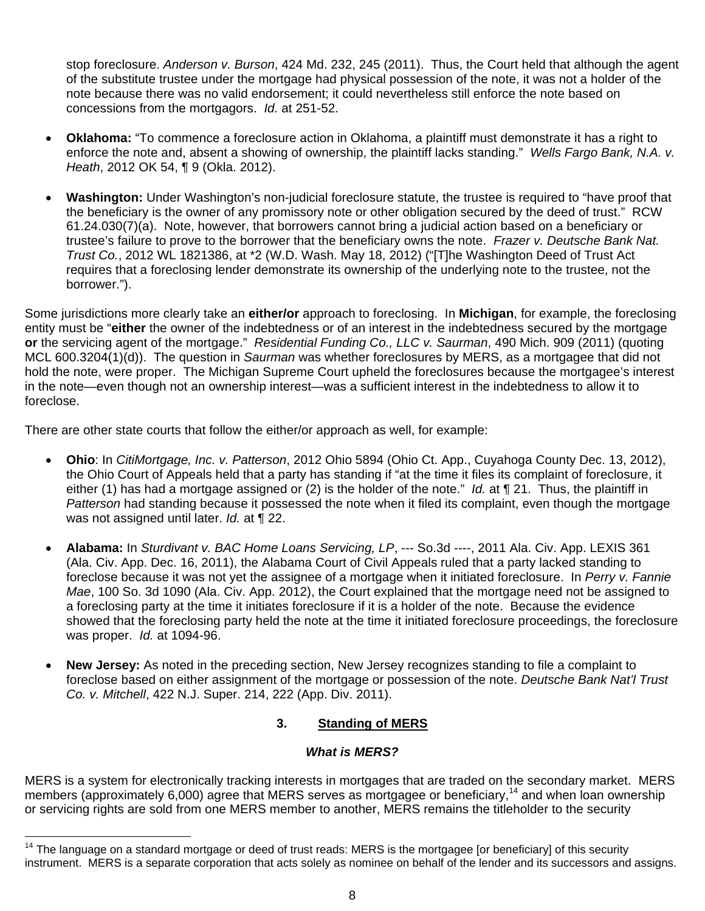stop foreclosure. *Anderson v. Burson*, 424 Md. 232, 245 (2011). Thus, the Court held that although the agent of the substitute trustee under the mortgage had physical possession of the note, it was not a holder of the note because there was no valid endorsement; it could nevertheless still enforce the note based on concessions from the mortgagors. *Id.* at 251-52.

- **Oklahoma:** "To commence a foreclosure action in Oklahoma, a plaintiff must demonstrate it has a right to enforce the note and, absent a showing of ownership, the plaintiff lacks standing." *Wells Fargo Bank, N.A. v. Heath*, 2012 OK 54, ¶ 9 (Okla. 2012).

- **Washington:** Under Washington's non-judicial foreclosure statute, the trustee is required to "have proof that the beneficiary is the owner of any promissory note or other obligation secured by the deed of trust." RCW 61.24.030(7)(a). Note, however, that borrowers cannot bring a judicial action based on a beneficiary or trustee's failure to prove to the borrower that the beneficiary owns the note. *Frazer v. Deutsche Bank Nat. Trust Co.*, 2012 WL 1821386, at *2 (W.D. Wash. May 18, 2012) ("[T]he Washington Deed of Trust Act requires that a foreclosing lender demonstrate its ownership of the underlying note to the trustee, not the borrower.").

Some jurisdictions more clearly take an **either/or** approach to foreclosing. In **Michigan**, for example, the foreclosing entity must be "**either** the owner of the indebtedness or of an interest in the indebtedness secured by the mortgage **or** the servicing agent of the mortgage." *Residential Funding Co., LLC v. Saurman*, 490 Mich. 909 (2011) (quoting MCL 600.3204(1)(d)). The question in *Saurman* was whether foreclosures by MERS, as a mortgagee that did not hold the note, were proper. The Michigan Supreme Court upheld the foreclosures because the mortgagee's interest in the note—even though not an ownership interest—was a sufficient interest in the indebtedness to allow it to foreclose.

There are other state courts that follow the either/or approach as well, for example:

- **Ohio**: In *CitiMortgage, Inc. v. Patterson*, 2012 Ohio 5894 (Ohio Ct. App., Cuyahoga County Dec. 13, 2012), the Ohio Court of Appeals held that a party has standing if "at the time it files its complaint of foreclosure, it either (1) has had a mortgage assigned or (2) is the holder of the note." *Id.* at ¶ 21. Thus, the plaintiff in *Patterson* had standing because it possessed the note when it filed its complaint, even though the mortgage was not assigned until later. *Id.* at ¶ 22.

- **Alabama:** In *Sturdivant v. BAC Home Loans Servicing, LP*, --- So.3d ----, 2011 Ala. Civ. App. LEXIS 361 (Ala. Civ. App. Dec. 16, 2011), the Alabama Court of Civil Appeals ruled that a party lacked standing to foreclose because it was not yet the assignee of a mortgage when it initiated foreclosure. In *Perry v. Fannie Mae*, 100 So. 3d 1090 (Ala. Civ. App. 2012), the Court explained that the mortgage need not be assigned to a foreclosing party at the time it initiates foreclosure if it is a holder of the note. Because the evidence showed that the foreclosing party held the note at the time it initiated foreclosure proceedings, the foreclosure was proper. *Id.* at 1094-96.

- **New Jersey:** As noted in the preceding section, New Jersey recognizes standing to file a complaint to foreclose based on either assignment of the mortgage or possession of the note. *Deutsche Bank Nat'l Trust Co. v. Mitchell*, 422 N.J. Super. 214, 222 (App. Div. 2011).

### 3. <u>Standing of MERS</u>

#### ***What is MERS?***

MERS is a system for electronically tracking interests in mortgages that are traded on the secondary market. MERS members (approximately 6,000) agree that MERS serves as mortgagee or beneficiary,[14] and when loan ownership or servicing rights are sold from one MERS member to another, MERS remains the titleholder to the security

---

[14] The language on a standard mortgage or deed of trust reads: MERS is the mortgagee [or beneficiary] of this security instrument. MERS is a separate corporation that acts solely as nominee on behalf of the lender and its successors and assigns.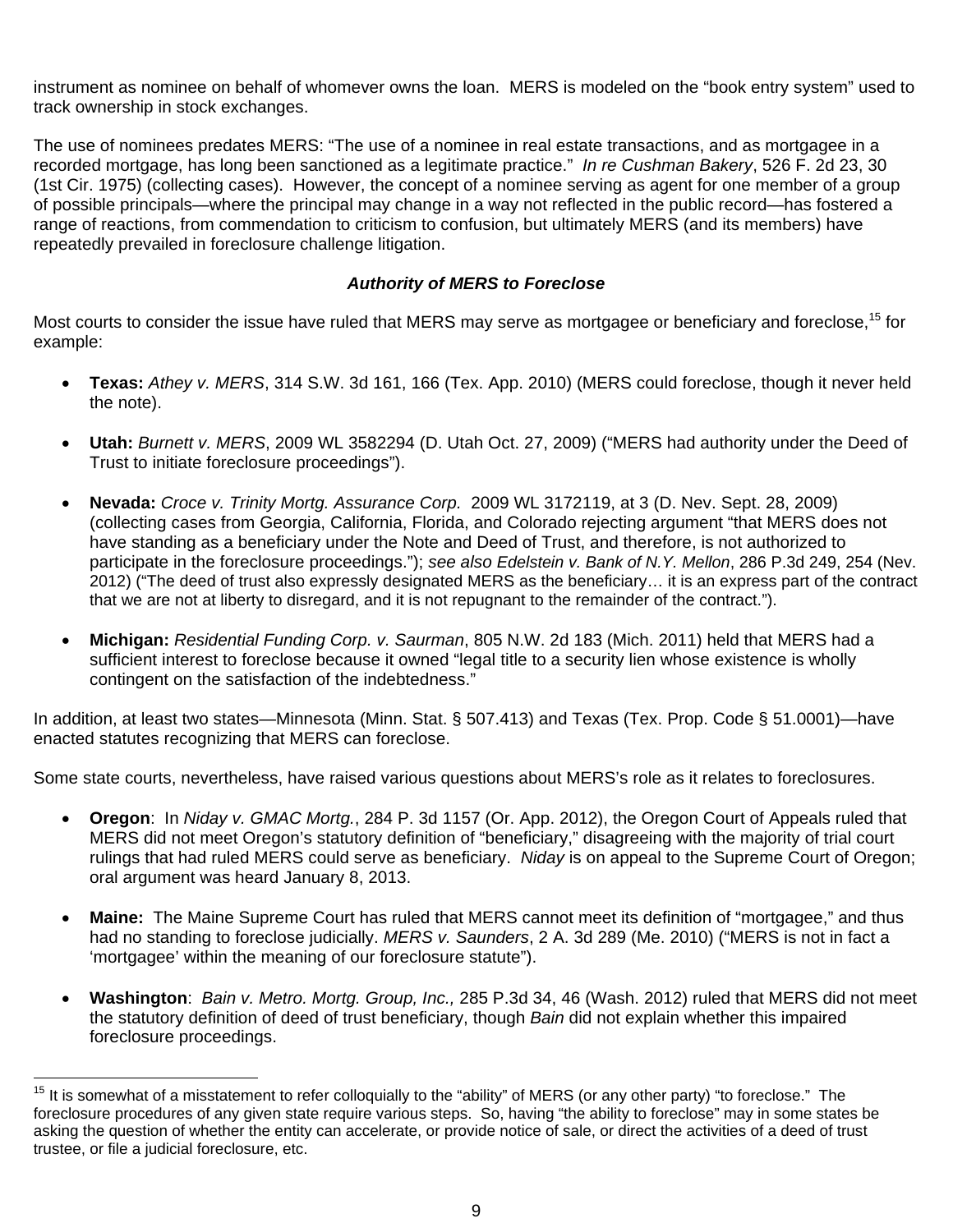instrument as nominee on behalf of whomever owns the loan. MERS is modeled on the "book entry system" used to track ownership in stock exchanges.

The use of nominees predates MERS: "The use of a nominee in real estate transactions, and as mortgagee in a recorded mortgage, has long been sanctioned as a legitimate practice." *In re Cushman Bakery*, 526 F. 2d 23, 30 (1st Cir. 1975) (collecting cases). However, the concept of a nominee serving as agent for one member of a group of possible principals—where the principal may change in a way not reflected in the public record—has fostered a range of reactions, from commendation to criticism to confusion, but ultimately MERS (and its members) have repeatedly prevailed in foreclosure challenge litigation.

***Authority of MERS to Foreclose***

Most courts to consider the issue have ruled that MERS may serve as mortgagee or beneficiary and foreclose,[15] for example:

- **Texas:** *Athey v. MERS*, 314 S.W. 3d 161, 166 (Tex. App. 2010) (MERS could foreclose, though it never held the note).
- **Utah:** *Burnett v. MERS*, 2009 WL 3582294 (D. Utah Oct. 27, 2009) ("MERS had authority under the Deed of Trust to initiate foreclosure proceedings").
- **Nevada:** *Croce v. Trinity Mortg. Assurance Corp.* 2009 WL 3172119, at 3 (D. Nev. Sept. 28, 2009) (collecting cases from Georgia, California, Florida, and Colorado rejecting argument "that MERS does not have standing as a beneficiary under the Note and Deed of Trust, and therefore, is not authorized to participate in the foreclosure proceedings."); *see also Edelstein v. Bank of N.Y. Mellon*, 286 P.3d 249, 254 (Nev. 2012) ("The deed of trust also expressly designated MERS as the beneficiary… it is an express part of the contract that we are not at liberty to disregard, and it is not repugnant to the remainder of the contract.").
- **Michigan:** *Residential Funding Corp. v. Saurman*, 805 N.W. 2d 183 (Mich. 2011) held that MERS had a sufficient interest to foreclose because it owned "legal title to a security lien whose existence is wholly contingent on the satisfaction of the indebtedness."

In addition, at least two states—Minnesota (Minn. Stat. § 507.413) and Texas (Tex. Prop. Code § 51.0001)—have enacted statutes recognizing that MERS can foreclose.

Some state courts, nevertheless, have raised various questions about MERS's role as it relates to foreclosures.

- **Oregon**: In *Niday v. GMAC Mortg.*, 284 P. 3d 1157 (Or. App. 2012), the Oregon Court of Appeals ruled that MERS did not meet Oregon's statutory definition of "beneficiary," disagreeing with the majority of trial court rulings that had ruled MERS could serve as beneficiary. *Niday* is on appeal to the Supreme Court of Oregon; oral argument was heard January 8, 2013.
- **Maine:** The Maine Supreme Court has ruled that MERS cannot meet its definition of "mortgagee," and thus had no standing to foreclose judicially. *MERS v. Saunders*, 2 A. 3d 289 (Me. 2010) ("MERS is not in fact a 'mortgagee' within the meaning of our foreclosure statute").
- **Washington**: *Bain v. Metro. Mortg. Group, Inc.,* 285 P.3d 34, 46 (Wash. 2012) ruled that MERS did not meet the statutory definition of deed of trust beneficiary, though *Bain* did not explain whether this impaired foreclosure proceedings.

---

[15] It is somewhat of a misstatement to refer colloquially to the "ability" of MERS (or any other party) "to foreclose." The foreclosure procedures of any given state require various steps. So, having "the ability to foreclose" may in some states be asking the question of whether the entity can accelerate, or provide notice of sale, or direct the activities of a deed of trust trustee, or file a judicial foreclosure, etc.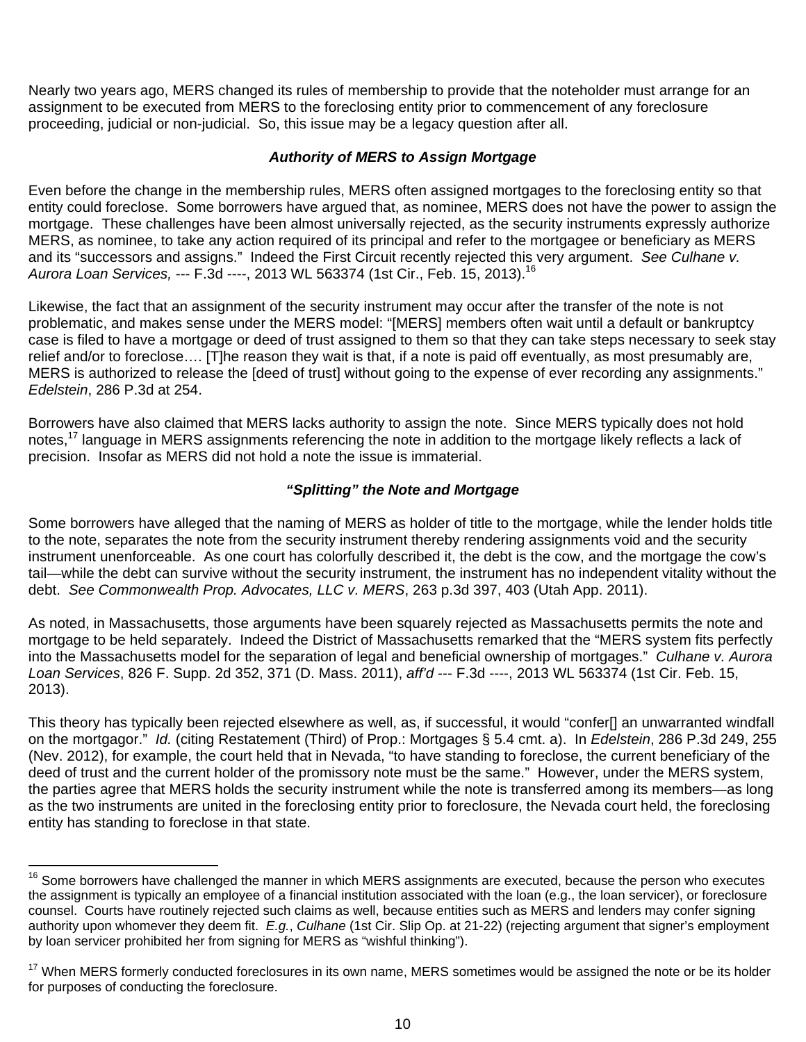Nearly two years ago, MERS changed its rules of membership to provide that the noteholder must arrange for an assignment to be executed from MERS to the foreclosing entity prior to commencement of any foreclosure proceeding, judicial or non-judicial. So, this issue may be a legacy question after all.

### *Authority of MERS to Assign Mortgage*

Even before the change in the membership rules, MERS often assigned mortgages to the foreclosing entity so that entity could foreclose. Some borrowers have argued that, as nominee, MERS does not have the power to assign the mortgage. These challenges have been almost universally rejected, as the security instruments expressly authorize MERS, as nominee, to take any action required of its principal and refer to the mortgagee or beneficiary as MERS and its "successors and assigns." Indeed the First Circuit recently rejected this very argument. *See Culhane v. Aurora Loan Services,* --- F.3d ----, 2013 WL 563374 (1st Cir., Feb. 15, 2013).[16]

Likewise, the fact that an assignment of the security instrument may occur after the transfer of the note is not problematic, and makes sense under the MERS model: "[MERS] members often wait until a default or bankruptcy case is filed to have a mortgage or deed of trust assigned to them so that they can take steps necessary to seek stay relief and/or to foreclose…. [T]he reason they wait is that, if a note is paid off eventually, as most presumably are, MERS is authorized to release the [deed of trust] without going to the expense of ever recording any assignments." *Edelstein*, 286 P.3d at 254.

Borrowers have also claimed that MERS lacks authority to assign the note. Since MERS typically does not hold notes,[17] language in MERS assignments referencing the note in addition to the mortgage likely reflects a lack of precision. Insofar as MERS did not hold a note the issue is immaterial.

### *"Splitting" the Note and Mortgage*

Some borrowers have alleged that the naming of MERS as holder of title to the mortgage, while the lender holds title to the note, separates the note from the security instrument thereby rendering assignments void and the security instrument unenforceable. As one court has colorfully described it, the debt is the cow, and the mortgage the cow's tail—while the debt can survive without the security instrument, the instrument has no independent vitality without the debt. *See Commonwealth Prop. Advocates, LLC v. MERS*, 263 p.3d 397, 403 (Utah App. 2011).

As noted, in Massachusetts, those arguments have been squarely rejected as Massachusetts permits the note and mortgage to be held separately. Indeed the District of Massachusetts remarked that the "MERS system fits perfectly into the Massachusetts model for the separation of legal and beneficial ownership of mortgages." *Culhane v. Aurora Loan Services*, 826 F. Supp. 2d 352, 371 (D. Mass. 2011), *aff'd* --- F.3d ----, 2013 WL 563374 (1st Cir. Feb. 15, 2013).

This theory has typically been rejected elsewhere as well, as, if successful, it would "confer[] an unwarranted windfall on the mortgagor." *Id.* (citing Restatement (Third) of Prop.: Mortgages § 5.4 cmt. a). In *Edelstein*, 286 P.3d 249, 255 (Nev. 2012), for example, the court held that in Nevada, "to have standing to foreclose, the current beneficiary of the deed of trust and the current holder of the promissory note must be the same." However, under the MERS system, the parties agree that MERS holds the security instrument while the note is transferred among its members—as long as the two instruments are united in the foreclosing entity prior to foreclosure, the Nevada court held, the foreclosing entity has standing to foreclose in that state.

---

[16] Some borrowers have challenged the manner in which MERS assignments are executed, because the person who executes the assignment is typically an employee of a financial institution associated with the loan (e.g., the loan servicer), or foreclosure counsel. Courts have routinely rejected such claims as well, because entities such as MERS and lenders may confer signing authority upon whomever they deem fit. *E.g.*, *Culhane* (1st Cir. Slip Op. at 21-22) (rejecting argument that signer's employment by loan servicer prohibited her from signing for MERS as "wishful thinking").

[17] When MERS formerly conducted foreclosures in its own name, MERS sometimes would be assigned the note or be its holder for purposes of conducting the foreclosure.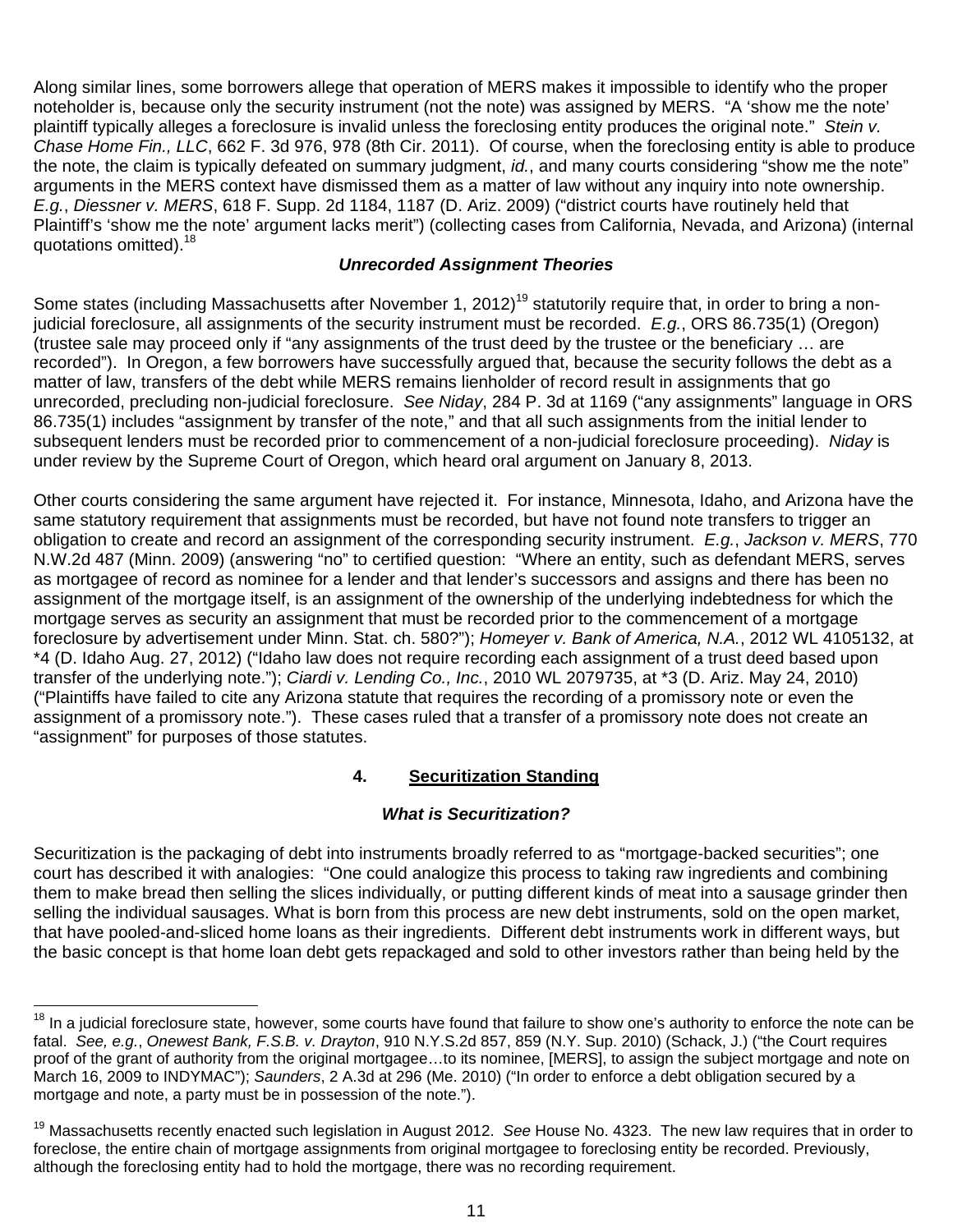Along similar lines, some borrowers allege that operation of MERS makes it impossible to identify who the proper noteholder is, because only the security instrument (not the note) was assigned by MERS. "A 'show me the note' plaintiff typically alleges a foreclosure is invalid unless the foreclosing entity produces the original note." *Stein v. Chase Home Fin., LLC*, 662 F. 3d 976, 978 (8th Cir. 2011). Of course, when the foreclosing entity is able to produce the note, the claim is typically defeated on summary judgment, *id.*, and many courts considering "show me the note" arguments in the MERS context have dismissed them as a matter of law without any inquiry into note ownership. *E.g.*, *Diessner v. MERS*, 618 F. Supp. 2d 1184, 1187 (D. Ariz. 2009) ("district courts have routinely held that Plaintiff's 'show me the note' argument lacks merit") (collecting cases from California, Nevada, and Arizona) (internal quotations omitted).[18]

***Unrecorded Assignment Theories***

Some states (including Massachusetts after November 1, 2012)[19] statutorily require that, in order to bring a non-judicial foreclosure, all assignments of the security instrument must be recorded. *E.g.*, ORS 86.735(1) (Oregon) (trustee sale may proceed only if "any assignments of the trust deed by the trustee or the beneficiary … are recorded"). In Oregon, a few borrowers have successfully argued that, because the security follows the debt as a matter of law, transfers of the debt while MERS remains lienholder of record result in assignments that go unrecorded, precluding non-judicial foreclosure. *See Niday*, 284 P. 3d at 1169 ("any assignments" language in ORS 86.735(1) includes "assignment by transfer of the note," and that all such assignments from the initial lender to subsequent lenders must be recorded prior to commencement of a non-judicial foreclosure proceeding). *Niday* is under review by the Supreme Court of Oregon, which heard oral argument on January 8, 2013.

Other courts considering the same argument have rejected it. For instance, Minnesota, Idaho, and Arizona have the same statutory requirement that assignments must be recorded, but have not found note transfers to trigger an obligation to create and record an assignment of the corresponding security instrument. *E.g.*, *Jackson v. MERS*, 770 N.W.2d 487 (Minn. 2009) (answering "no" to certified question: "Where an entity, such as defendant MERS, serves as mortgagee of record as nominee for a lender and that lender's successors and assigns and there has been no assignment of the mortgage itself, is an assignment of the ownership of the underlying indebtedness for which the mortgage serves as security an assignment that must be recorded prior to the commencement of a mortgage foreclosure by advertisement under Minn. Stat. ch. 580?"); *Homeyer v. Bank of America, N.A.*, 2012 WL 4105132, at \*4 (D. Idaho Aug. 27, 2012) ("Idaho law does not require recording each assignment of a trust deed based upon transfer of the underlying note."); *Ciardi v. Lending Co., Inc.*, 2010 WL 2079735, at \*3 (D. Ariz. May 24, 2010) ("Plaintiffs have failed to cite any Arizona statute that requires the recording of a promissory note or even the assignment of a promissory note."). These cases ruled that a transfer of a promissory note does not create an "assignment" for purposes of those statutes.

## 4. Securitization Standing

***What is Securitization?***

Securitization is the packaging of debt into instruments broadly referred to as "mortgage-backed securities"; one court has described it with analogies: "One could analogize this process to taking raw ingredients and combining them to make bread then selling the slices individually, or putting different kinds of meat into a sausage grinder then selling the individual sausages. What is born from this process are new debt instruments, sold on the open market, that have pooled-and-sliced home loans as their ingredients. Different debt instruments work in different ways, but the basic concept is that home loan debt gets repackaged and sold to other investors rather than being held by the

---

[18] In a judicial foreclosure state, however, some courts have found that failure to show one's authority to enforce the note can be fatal. *See, e.g.*, *Onewest Bank, F.S.B. v. Drayton*, 910 N.Y.S.2d 857, 859 (N.Y. Sup. 2010) (Schack, J.) ("the Court requires proof of the grant of authority from the original mortgagee…to its nominee, [MERS], to assign the subject mortgage and note on March 16, 2009 to INDYMAC"); *Saunders*, 2 A.3d at 296 (Me. 2010) ("In order to enforce a debt obligation secured by a mortgage and note, a party must be in possession of the note.").

[19] Massachusetts recently enacted such legislation in August 2012. *See* House No. 4323. The new law requires that in order to foreclose, the entire chain of mortgage assignments from original mortgagee to foreclosing entity be recorded. Previously, although the foreclosing entity had to hold the mortgage, there was no recording requirement.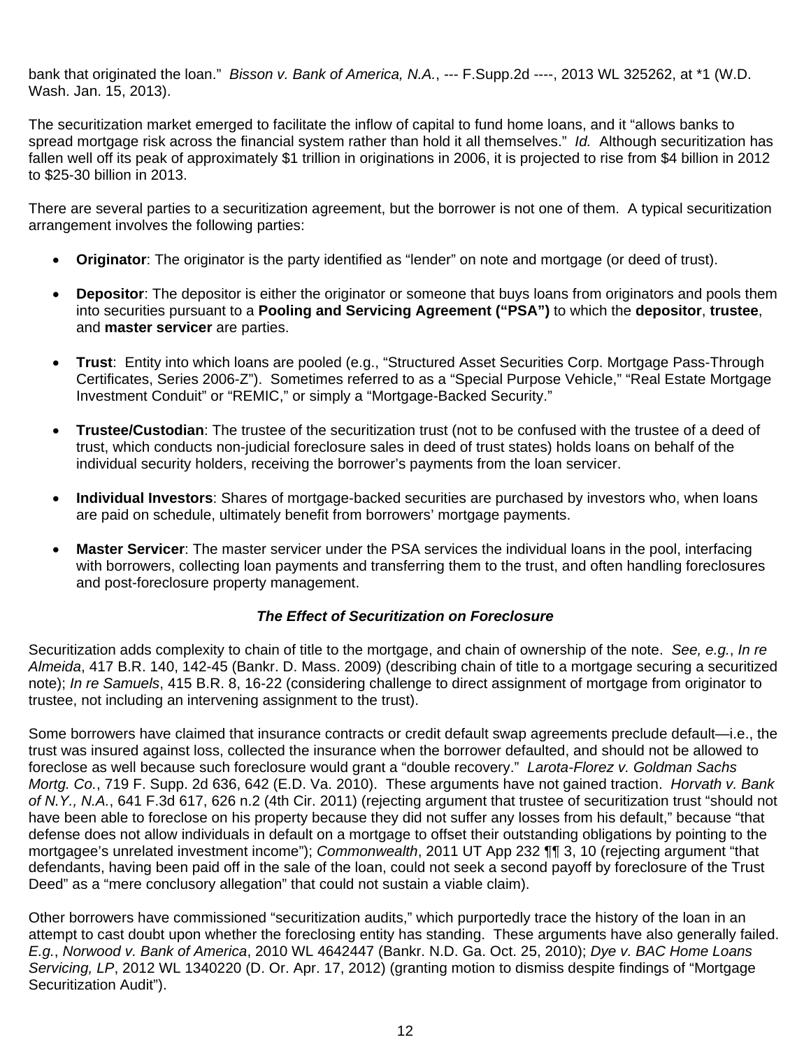bank that originated the loan." *Bisson v. Bank of America, N.A.*, --- F.Supp.2d ----, 2013 WL 325262, at *1 (W.D. Wash. Jan. 15, 2013).

The securitization market emerged to facilitate the inflow of capital to fund home loans, and it "allows banks to spread mortgage risk across the financial system rather than hold it all themselves." *Id.* Although securitization has fallen well off its peak of approximately $1 trillion in originations in 2006, it is projected to rise from $4 billion in 2012 to $25-30 billion in 2013.

There are several parties to a securitization agreement, but the borrower is not one of them. A typical securitization arrangement involves the following parties:

- **Originator**: The originator is the party identified as "lender" on note and mortgage (or deed of trust).
- **Depositor**: The depositor is either the originator or someone that buys loans from originators and pools them into securities pursuant to a **Pooling and Servicing Agreement ("PSA")** to which the **depositor**, **trustee**, and **master servicer** are parties.
- **Trust**: Entity into which loans are pooled (e.g., "Structured Asset Securities Corp. Mortgage Pass-Through Certificates, Series 2006-Z"). Sometimes referred to as a "Special Purpose Vehicle," "Real Estate Mortgage Investment Conduit" or "REMIC," or simply a "Mortgage-Backed Security."
- **Trustee/Custodian**: The trustee of the securitization trust (not to be confused with the trustee of a deed of trust, which conducts non-judicial foreclosure sales in deed of trust states) holds loans on behalf of the individual security holders, receiving the borrower's payments from the loan servicer.
- **Individual Investors**: Shares of mortgage-backed securities are purchased by investors who, when loans are paid on schedule, ultimately benefit from borrowers' mortgage payments.
- **Master Servicer**: The master servicer under the PSA services the individual loans in the pool, interfacing with borrowers, collecting loan payments and transferring them to the trust, and often handling foreclosures and post-foreclosure property management.

### *The Effect of Securitization on Foreclosure*

Securitization adds complexity to chain of title to the mortgage, and chain of ownership of the note. *See, e.g.*, *In re Almeida*, 417 B.R. 140, 142-45 (Bankr. D. Mass. 2009) (describing chain of title to a mortgage securing a securitized note); *In re Samuels*, 415 B.R. 8, 16-22 (considering challenge to direct assignment of mortgage from originator to trustee, not including an intervening assignment to the trust).

Some borrowers have claimed that insurance contracts or credit default swap agreements preclude default—i.e., the trust was insured against loss, collected the insurance when the borrower defaulted, and should not be allowed to foreclose as well because such foreclosure would grant a "double recovery." *Larota-Florez v. Goldman Sachs Mortg. Co.*, 719 F. Supp. 2d 636, 642 (E.D. Va. 2010). These arguments have not gained traction. *Horvath v. Bank of N.Y., N.A.*, 641 F.3d 617, 626 n.2 (4th Cir. 2011) (rejecting argument that trustee of securitization trust "should not have been able to foreclose on his property because they did not suffer any losses from his default," because "that defense does not allow individuals in default on a mortgage to offset their outstanding obligations by pointing to the mortgagee's unrelated investment income"); *Commonwealth*, 2011 UT App 232 ¶¶ 3, 10 (rejecting argument "that defendants, having been paid off in the sale of the loan, could not seek a second payoff by foreclosure of the Trust Deed" as a "mere conclusory allegation" that could not sustain a viable claim).

Other borrowers have commissioned "securitization audits," which purportedly trace the history of the loan in an attempt to cast doubt upon whether the foreclosing entity has standing. These arguments have also generally failed. *E.g.*, *Norwood v. Bank of America*, 2010 WL 4642447 (Bankr. N.D. Ga. Oct. 25, 2010); *Dye v. BAC Home Loans Servicing, LP*, 2012 WL 1340220 (D. Or. Apr. 17, 2012) (granting motion to dismiss despite findings of "Mortgage Securitization Audit").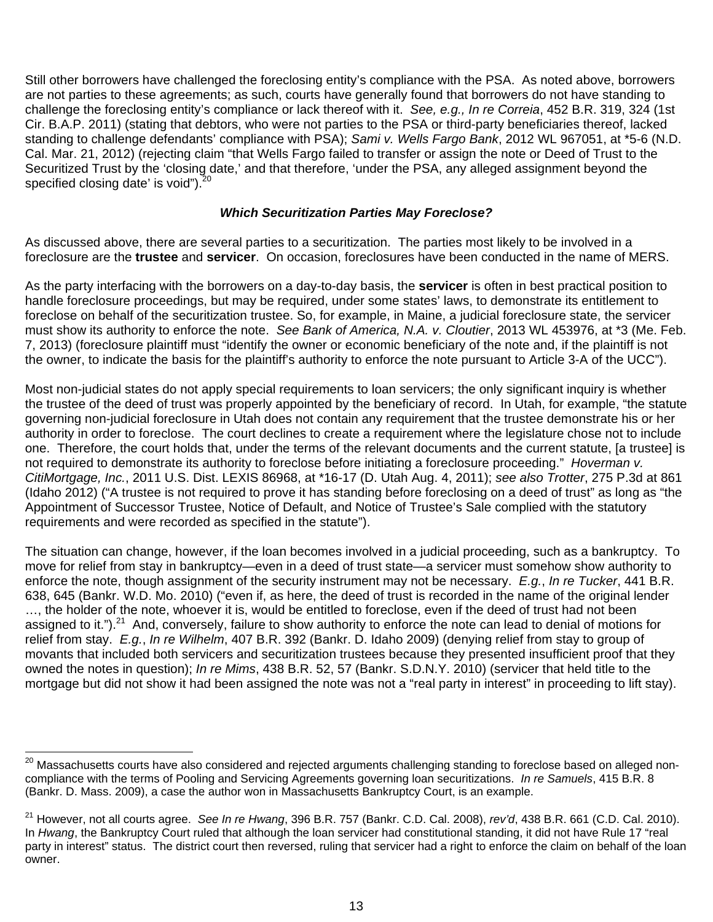Still other borrowers have challenged the foreclosing entity's compliance with the PSA. As noted above, borrowers are not parties to these agreements; as such, courts have generally found that borrowers do not have standing to challenge the foreclosing entity's compliance or lack thereof with it. *See, e.g., In re Correia*, 452 B.R. 319, 324 (1st Cir. B.A.P. 2011) (stating that debtors, who were not parties to the PSA or third-party beneficiaries thereof, lacked standing to challenge defendants' compliance with PSA); *Sami v. Wells Fargo Bank*, 2012 WL 967051, at *5-6 (N.D. Cal. Mar. 21, 2012) (rejecting claim "that Wells Fargo failed to transfer or assign the note or Deed of Trust to the Securitized Trust by the 'closing date,' and that therefore, 'under the PSA, any alleged assignment beyond the specified closing date' is void").[20]

### *Which Securitization Parties May Foreclose?*

As discussed above, there are several parties to a securitization. The parties most likely to be involved in a foreclosure are the **trustee** and **servicer**. On occasion, foreclosures have been conducted in the name of MERS.

As the party interfacing with the borrowers on a day-to-day basis, the **servicer** is often in best practical position to handle foreclosure proceedings, but may be required, under some states' laws, to demonstrate its entitlement to foreclose on behalf of the securitization trustee. So, for example, in Maine, a judicial foreclosure state, the servicer must show its authority to enforce the note. *See Bank of America, N.A. v. Cloutier*, 2013 WL 453976, at *3 (Me. Feb. 7, 2013) (foreclosure plaintiff must "identify the owner or economic beneficiary of the note and, if the plaintiff is not the owner, to indicate the basis for the plaintiff's authority to enforce the note pursuant to Article 3-A of the UCC").

Most non-judicial states do not apply special requirements to loan servicers; the only significant inquiry is whether the trustee of the deed of trust was properly appointed by the beneficiary of record. In Utah, for example, "the statute governing non-judicial foreclosure in Utah does not contain any requirement that the trustee demonstrate his or her authority in order to foreclose. The court declines to create a requirement where the legislature chose not to include one. Therefore, the court holds that, under the terms of the relevant documents and the current statute, [a trustee] is not required to demonstrate its authority to foreclose before initiating a foreclosure proceeding." *Hoverman v. CitiMortgage, Inc.*, 2011 U.S. Dist. LEXIS 86968, at *16-17 (D. Utah Aug. 4, 2011); *see also Trotter*, 275 P.3d at 861 (Idaho 2012) ("A trustee is not required to prove it has standing before foreclosing on a deed of trust" as long as "the Appointment of Successor Trustee, Notice of Default, and Notice of Trustee's Sale complied with the statutory requirements and were recorded as specified in the statute").

The situation can change, however, if the loan becomes involved in a judicial proceeding, such as a bankruptcy. To move for relief from stay in bankruptcy—even in a deed of trust state—a servicer must somehow show authority to enforce the note, though assignment of the security instrument may not be necessary. *E.g.*, *In re Tucker*, 441 B.R. 638, 645 (Bankr. W.D. Mo. 2010) ("even if, as here, the deed of trust is recorded in the name of the original lender …, the holder of the note, whoever it is, would be entitled to foreclose, even if the deed of trust had not been assigned to it.").[21] And, conversely, failure to show authority to enforce the note can lead to denial of motions for relief from stay. *E.g.*, *In re Wilhelm*, 407 B.R. 392 (Bankr. D. Idaho 2009) (denying relief from stay to group of movants that included both servicers and securitization trustees because they presented insufficient proof that they owned the notes in question); *In re Mims*, 438 B.R. 52, 57 (Bankr. S.D.N.Y. 2010) (servicer that held title to the mortgage but did not show it had been assigned the note was not a "real party in interest" in proceeding to lift stay).

---

[20] Massachusetts courts have also considered and rejected arguments challenging standing to foreclose based on alleged non-compliance with the terms of Pooling and Servicing Agreements governing loan securitizations. *In re Samuels*, 415 B.R. 8 (Bankr. D. Mass. 2009), a case the author won in Massachusetts Bankruptcy Court, is an example.

[21] However, not all courts agree. *See In re Hwang*, 396 B.R. 757 (Bankr. C.D. Cal. 2008), *rev'd*, 438 B.R. 661 (C.D. Cal. 2010). In *Hwang*, the Bankruptcy Court ruled that although the loan servicer had constitutional standing, it did not have Rule 17 "real party in interest" status. The district court then reversed, ruling that servicer had a right to enforce the claim on behalf of the loan owner.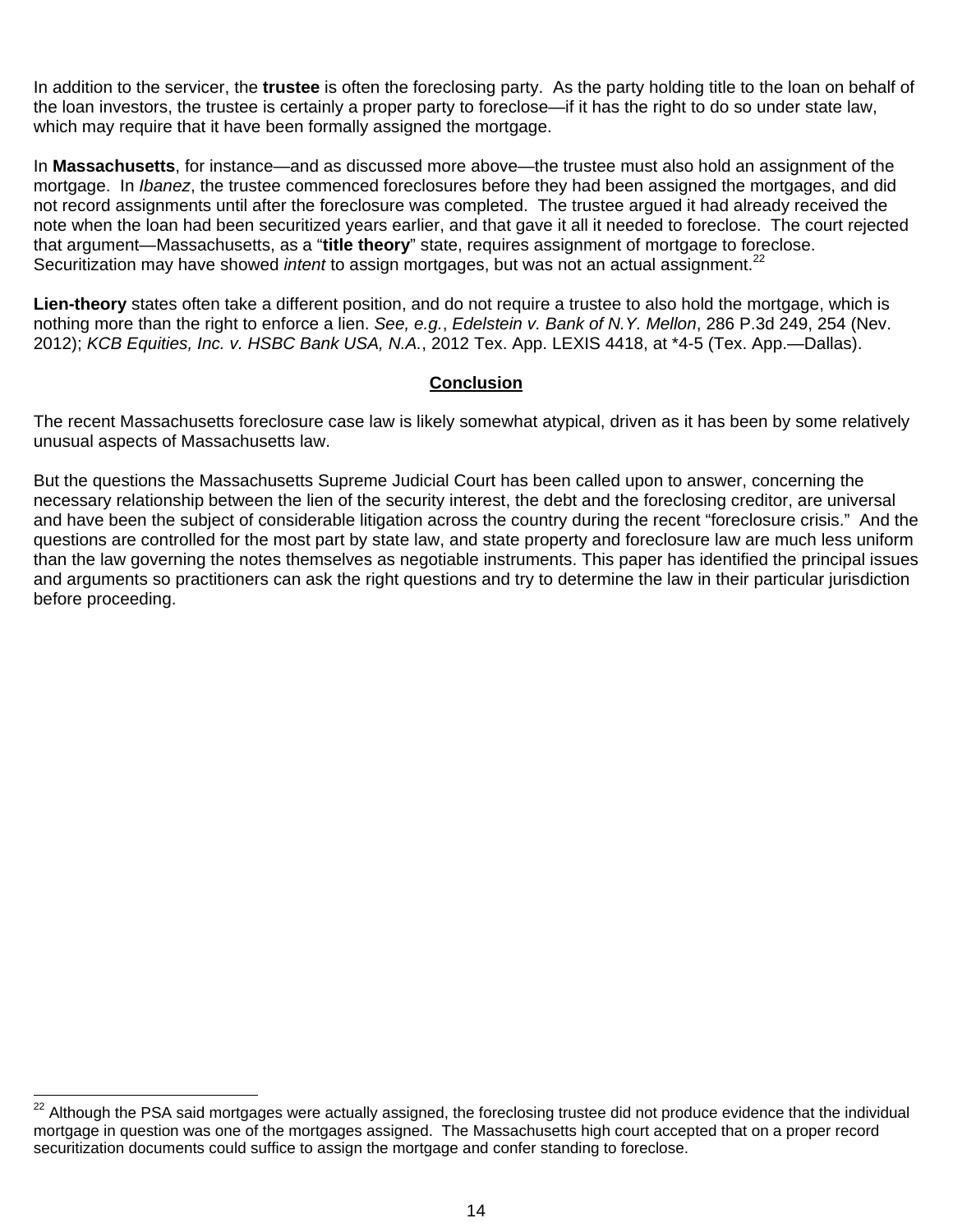In addition to the servicer, the **trustee** is often the foreclosing party. As the party holding title to the loan on behalf of the loan investors, the trustee is certainly a proper party to foreclose—if it has the right to do so under state law, which may require that it have been formally assigned the mortgage.

In **Massachusetts**, for instance—and as discussed more above—the trustee must also hold an assignment of the mortgage. In *Ibanez*, the trustee commenced foreclosures before they had been assigned the mortgages, and did not record assignments until after the foreclosure was completed. The trustee argued it had already received the note when the loan had been securitized years earlier, and that gave it all it needed to foreclose. The court rejected that argument—Massachusetts, as a "**title theory**" state, requires assignment of mortgage to foreclose. Securitization may have showed *intent* to assign mortgages, but was not an actual assignment.[22]

**Lien-theory** states often take a different position, and do not require a trustee to also hold the mortgage, which is nothing more than the right to enforce a lien. *See, e.g.*, *Edelstein v. Bank of N.Y. Mellon*, 286 P.3d 249, 254 (Nev. 2012); *KCB Equities, Inc. v. HSBC Bank USA, N.A.*, 2012 Tex. App. LEXIS 4418, at *4-5 (Tex. App.—Dallas).

## Conclusion

The recent Massachusetts foreclosure case law is likely somewhat atypical, driven as it has been by some relatively unusual aspects of Massachusetts law.

But the questions the Massachusetts Supreme Judicial Court has been called upon to answer, concerning the necessary relationship between the lien of the security interest, the debt and the foreclosing creditor, are universal and have been the subject of considerable litigation across the country during the recent "foreclosure crisis." And the questions are controlled for the most part by state law, and state property and foreclosure law are much less uniform than the law governing the notes themselves as negotiable instruments. This paper has identified the principal issues and arguments so practitioners can ask the right questions and try to determine the law in their particular jurisdiction before proceeding.

---

[22] Although the PSA said mortgages were actually assigned, the foreclosing trustee did not produce evidence that the individual mortgage in question was one of the mortgages assigned. The Massachusetts high court accepted that on a proper record securitization documents could suffice to assign the mortgage and confer standing to foreclose.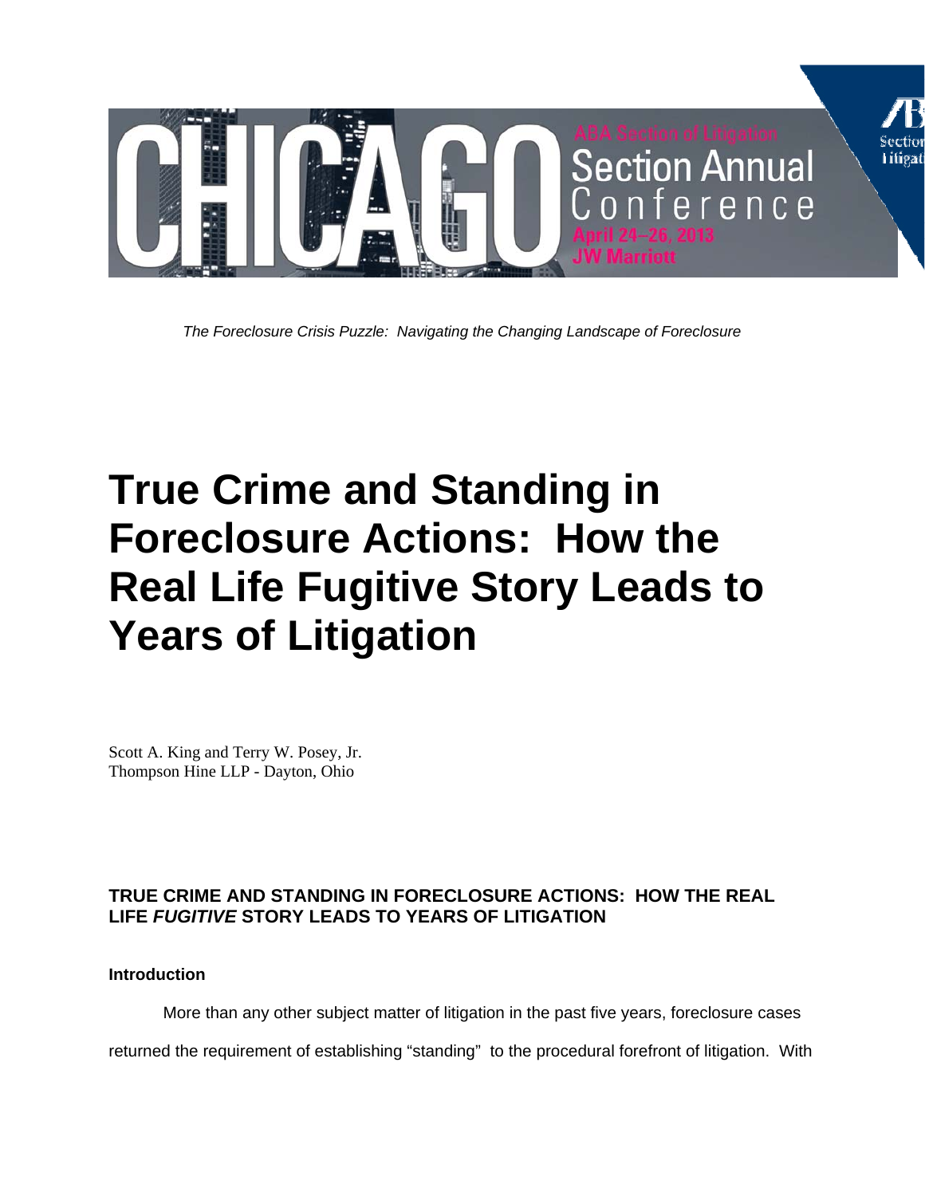*The Foreclosure Crisis Puzzle: Navigating the Changing Landscape of Foreclosure*

# True Crime and Standing in Foreclosure Actions: How the Real Life Fugitive Story Leads to Years of Litigation

Scott A. King and Terry W. Posey, Jr.
Thompson Hine LLP - Dayton, Ohio

## TRUE CRIME AND STANDING IN FORECLOSURE ACTIONS: HOW THE REAL LIFE *FUGITIVE* STORY LEADS TO YEARS OF LITIGATION

### Introduction

More than any other subject matter of litigation in the past five years, foreclosure cases returned the requirement of establishing "standing" to the procedural forefront of litigation. With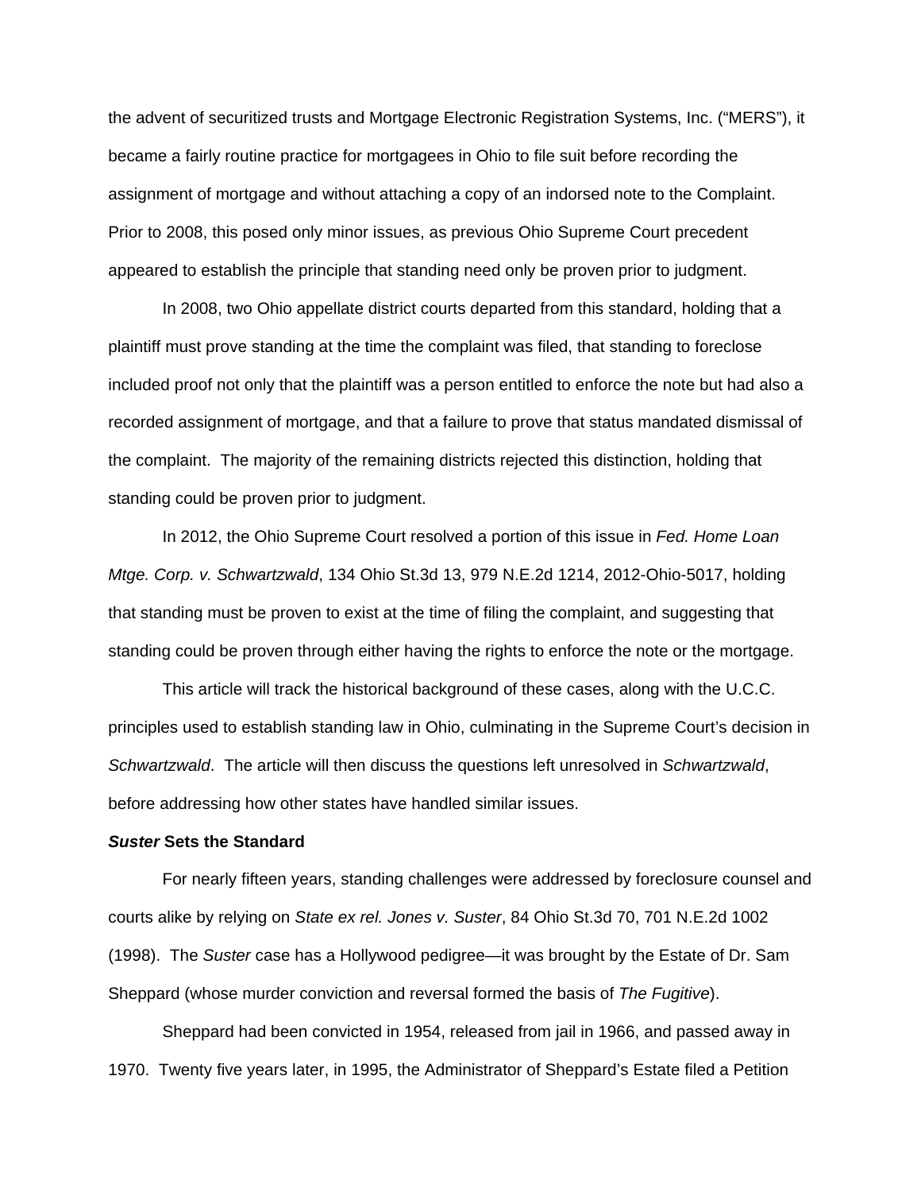the advent of securitized trusts and Mortgage Electronic Registration Systems, Inc. ("MERS"), it became a fairly routine practice for mortgagees in Ohio to file suit before recording the assignment of mortgage and without attaching a copy of an indorsed note to the Complaint. Prior to 2008, this posed only minor issues, as previous Ohio Supreme Court precedent appeared to establish the principle that standing need only be proven prior to judgment.

In 2008, two Ohio appellate district courts departed from this standard, holding that a plaintiff must prove standing at the time the complaint was filed, that standing to foreclose included proof not only that the plaintiff was a person entitled to enforce the note but had also a recorded assignment of mortgage, and that a failure to prove that status mandated dismissal of the complaint. The majority of the remaining districts rejected this distinction, holding that standing could be proven prior to judgment.

In 2012, the Ohio Supreme Court resolved a portion of this issue in *Fed. Home Loan Mtge. Corp. v. Schwartzwald*, 134 Ohio St.3d 13, 979 N.E.2d 1214, 2012-Ohio-5017, holding that standing must be proven to exist at the time of filing the complaint, and suggesting that standing could be proven through either having the rights to enforce the note or the mortgage.

This article will track the historical background of these cases, along with the U.C.C. principles used to establish standing law in Ohio, culminating in the Supreme Court's decision in *Schwartzwald*. The article will then discuss the questions left unresolved in *Schwartzwald*, before addressing how other states have handled similar issues.

### ***Suster* Sets the Standard**

For nearly fifteen years, standing challenges were addressed by foreclosure counsel and courts alike by relying on *State ex rel. Jones v. Suster*, 84 Ohio St.3d 70, 701 N.E.2d 1002 (1998). The *Suster* case has a Hollywood pedigree—it was brought by the Estate of Dr. Sam Sheppard (whose murder conviction and reversal formed the basis of *The Fugitive*).

Sheppard had been convicted in 1954, released from jail in 1966, and passed away in 1970. Twenty five years later, in 1995, the Administrator of Sheppard's Estate filed a Petition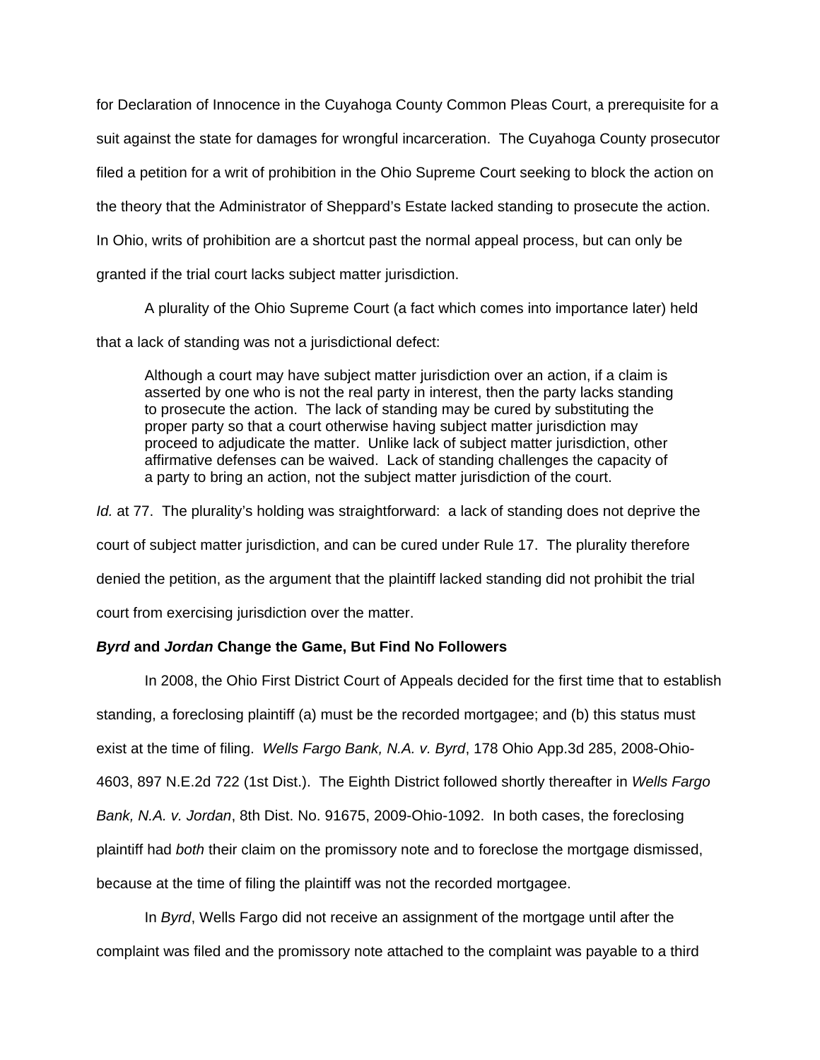for Declaration of Innocence in the Cuyahoga County Common Pleas Court, a prerequisite for a suit against the state for damages for wrongful incarceration. The Cuyahoga County prosecutor filed a petition for a writ of prohibition in the Ohio Supreme Court seeking to block the action on the theory that the Administrator of Sheppard's Estate lacked standing to prosecute the action. In Ohio, writs of prohibition are a shortcut past the normal appeal process, but can only be granted if the trial court lacks subject matter jurisdiction.

A plurality of the Ohio Supreme Court (a fact which comes into importance later) held that a lack of standing was not a jurisdictional defect:

> Although a court may have subject matter jurisdiction over an action, if a claim is asserted by one who is not the real party in interest, then the party lacks standing to prosecute the action. The lack of standing may be cured by substituting the proper party so that a court otherwise having subject matter jurisdiction may proceed to adjudicate the matter. Unlike lack of subject matter jurisdiction, other affirmative defenses can be waived. Lack of standing challenges the capacity of a party to bring an action, not the subject matter jurisdiction of the court.

*Id.* at 77. The plurality's holding was straightforward: a lack of standing does not deprive the court of subject matter jurisdiction, and can be cured under Rule 17. The plurality therefore denied the petition, as the argument that the plaintiff lacked standing did not prohibit the trial court from exercising jurisdiction over the matter.

### ***Byrd*** **and** ***Jordan*** **Change the Game, But Find No Followers**

In 2008, the Ohio First District Court of Appeals decided for the first time that to establish standing, a foreclosing plaintiff (a) must be the recorded mortgagee; and (b) this status must exist at the time of filing. *Wells Fargo Bank, N.A. v. Byrd*, 178 Ohio App.3d 285, 2008-Ohio-4603, 897 N.E.2d 722 (1st Dist.). The Eighth District followed shortly thereafter in *Wells Fargo Bank, N.A. v. Jordan*, 8th Dist. No. 91675, 2009-Ohio-1092. In both cases, the foreclosing plaintiff had *both* their claim on the promissory note and to foreclose the mortgage dismissed, because at the time of filing the plaintiff was not the recorded mortgagee.

In *Byrd*, Wells Fargo did not receive an assignment of the mortgage until after the complaint was filed and the promissory note attached to the complaint was payable to a third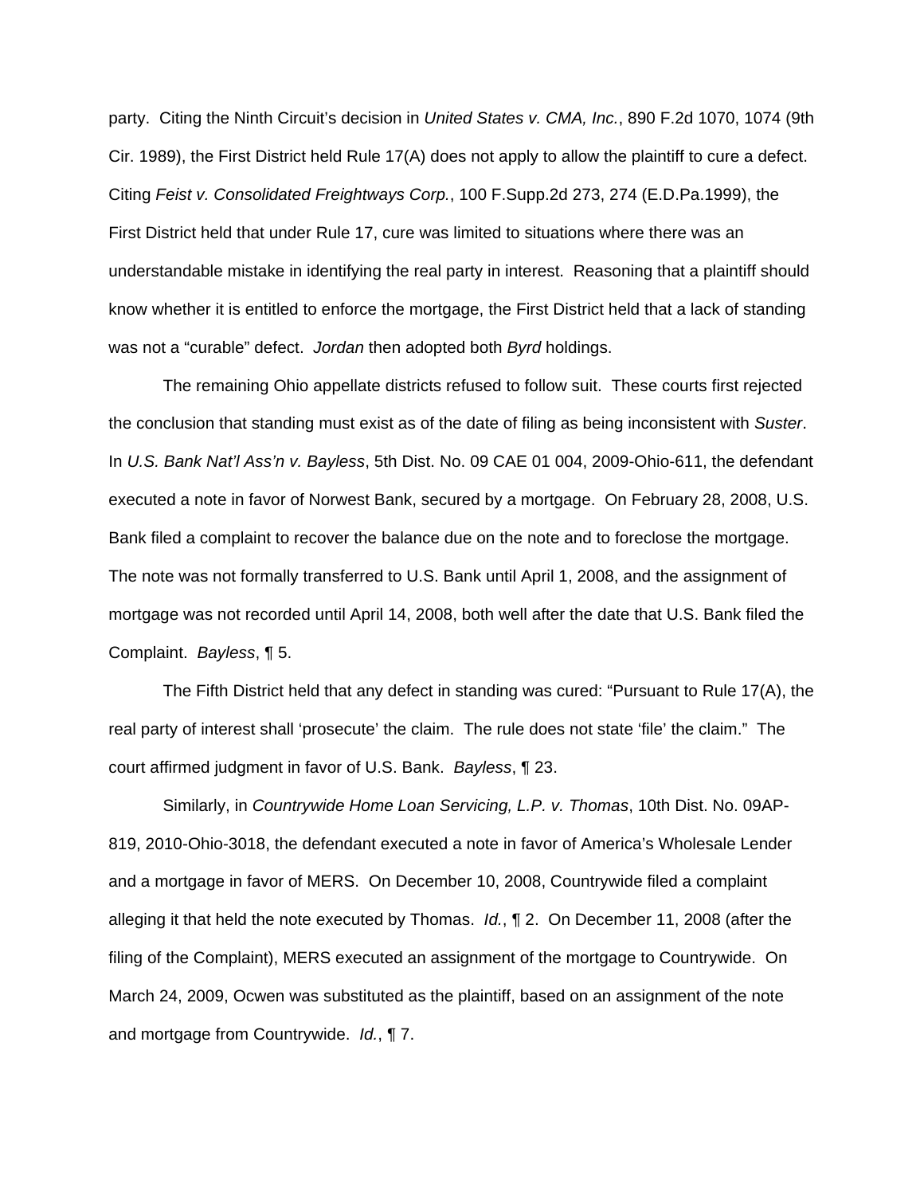party. Citing the Ninth Circuit's decision in *United States v. CMA, Inc.*, 890 F.2d 1070, 1074 (9th Cir. 1989), the First District held Rule 17(A) does not apply to allow the plaintiff to cure a defect. Citing *Feist v. Consolidated Freightways Corp.*, 100 F.Supp.2d 273, 274 (E.D.Pa.1999), the First District held that under Rule 17, cure was limited to situations where there was an understandable mistake in identifying the real party in interest. Reasoning that a plaintiff should know whether it is entitled to enforce the mortgage, the First District held that a lack of standing was not a "curable" defect. *Jordan* then adopted both *Byrd* holdings.

The remaining Ohio appellate districts refused to follow suit. These courts first rejected the conclusion that standing must exist as of the date of filing as being inconsistent with *Suster*. In *U.S. Bank Nat'l Ass'n v. Bayless*, 5th Dist. No. 09 CAE 01 004, 2009-Ohio-611, the defendant executed a note in favor of Norwest Bank, secured by a mortgage. On February 28, 2008, U.S. Bank filed a complaint to recover the balance due on the note and to foreclose the mortgage. The note was not formally transferred to U.S. Bank until April 1, 2008, and the assignment of mortgage was not recorded until April 14, 2008, both well after the date that U.S. Bank filed the Complaint. *Bayless*, ¶ 5.

The Fifth District held that any defect in standing was cured: "Pursuant to Rule 17(A), the real party of interest shall 'prosecute' the claim. The rule does not state 'file' the claim." The court affirmed judgment in favor of U.S. Bank. *Bayless*, ¶ 23.

Similarly, in *Countrywide Home Loan Servicing, L.P. v. Thomas*, 10th Dist. No. 09AP-819, 2010-Ohio-3018, the defendant executed a note in favor of America's Wholesale Lender and a mortgage in favor of MERS. On December 10, 2008, Countrywide filed a complaint alleging it that held the note executed by Thomas. *Id.*, ¶ 2. On December 11, 2008 (after the filing of the Complaint), MERS executed an assignment of the mortgage to Countrywide. On March 24, 2009, Ocwen was substituted as the plaintiff, based on an assignment of the note and mortgage from Countrywide. *Id.*, ¶ 7.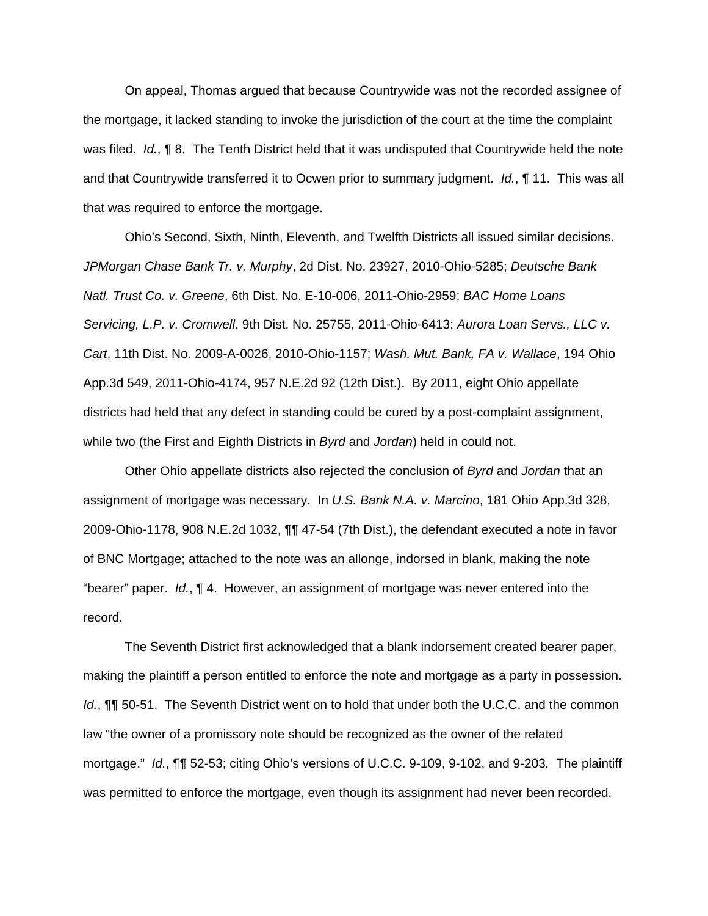On appeal, Thomas argued that because Countrywide was not the recorded assignee of the mortgage, it lacked standing to invoke the jurisdiction of the court at the time the complaint was filed. *Id.*, ¶ 8. The Tenth District held that it was undisputed that Countrywide held the note and that Countrywide transferred it to Ocwen prior to summary judgment. *Id.*, ¶ 11. This was all that was required to enforce the mortgage.

Ohio's Second, Sixth, Ninth, Eleventh, and Twelfth Districts all issued similar decisions. *JPMorgan Chase Bank Tr. v. Murphy*, 2d Dist. No. 23927, 2010-Ohio-5285; *Deutsche Bank Natl. Trust Co. v. Greene*, 6th Dist. No. E-10-006, 2011-Ohio-2959; *BAC Home Loans Servicing, L.P. v. Cromwell*, 9th Dist. No. 25755, 2011-Ohio-6413; *Aurora Loan Servs., LLC v. Cart*, 11th Dist. No. 2009-A-0026, 2010-Ohio-1157; *Wash. Mut. Bank, FA v. Wallace*, 194 Ohio App.3d 549, 2011-Ohio-4174, 957 N.E.2d 92 (12th Dist.). By 2011, eight Ohio appellate districts had held that any defect in standing could be cured by a post-complaint assignment, while two (the First and Eighth Districts in *Byrd* and *Jordan*) held in could not.

Other Ohio appellate districts also rejected the conclusion of *Byrd* and *Jordan* that an assignment of mortgage was necessary. In *U.S. Bank N.A. v. Marcino*, 181 Ohio App.3d 328, 2009-Ohio-1178, 908 N.E.2d 1032, ¶¶ 47-54 (7th Dist.), the defendant executed a note in favor of BNC Mortgage; attached to the note was an allonge, indorsed in blank, making the note "bearer" paper. *Id.*, ¶ 4. However, an assignment of mortgage was never entered into the record.

The Seventh District first acknowledged that a blank indorsement created bearer paper, making the plaintiff a person entitled to enforce the note and mortgage as a party in possession. *Id.*, ¶¶ 50-51. The Seventh District went on to hold that under both the U.C.C. and the common law "the owner of a promissory note should be recognized as the owner of the related mortgage." *Id.*, ¶¶ 52-53; citing Ohio's versions of U.C.C. 9-109, 9-102, and 9-203*.* The plaintiff was permitted to enforce the mortgage, even though its assignment had never been recorded.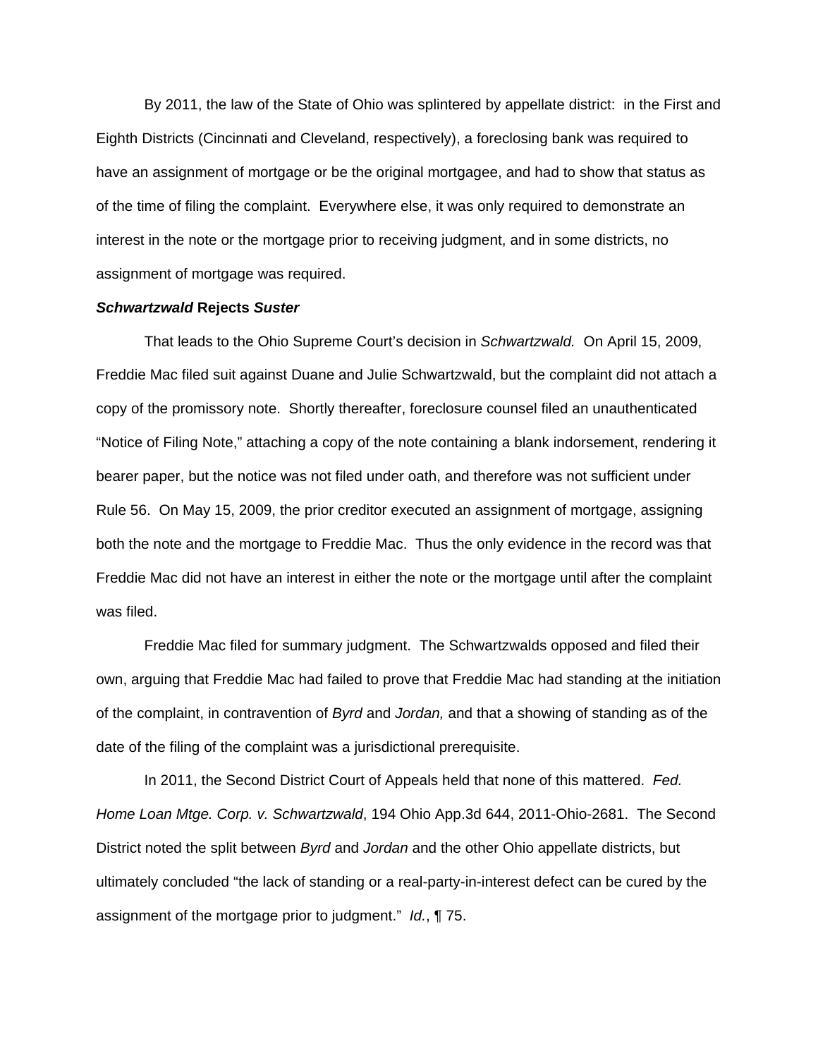By 2011, the law of the State of Ohio was splintered by appellate district: in the First and Eighth Districts (Cincinnati and Cleveland, respectively), a foreclosing bank was required to have an assignment of mortgage or be the original mortgagee, and had to show that status as of the time of filing the complaint. Everywhere else, it was only required to demonstrate an interest in the note or the mortgage prior to receiving judgment, and in some districts, no assignment of mortgage was required.

***Schwartzwald*** **Rejects** ***Suster***

That leads to the Ohio Supreme Court's decision in *Schwartzwald.* On April 15, 2009, Freddie Mac filed suit against Duane and Julie Schwartzwald, but the complaint did not attach a copy of the promissory note. Shortly thereafter, foreclosure counsel filed an unauthenticated "Notice of Filing Note," attaching a copy of the note containing a blank indorsement, rendering it bearer paper, but the notice was not filed under oath, and therefore was not sufficient under Rule 56. On May 15, 2009, the prior creditor executed an assignment of mortgage, assigning both the note and the mortgage to Freddie Mac. Thus the only evidence in the record was that Freddie Mac did not have an interest in either the note or the mortgage until after the complaint was filed.

Freddie Mac filed for summary judgment. The Schwartzwalds opposed and filed their own, arguing that Freddie Mac had failed to prove that Freddie Mac had standing at the initiation of the complaint, in contravention of *Byrd* and *Jordan,* and that a showing of standing as of the date of the filing of the complaint was a jurisdictional prerequisite.

In 2011, the Second District Court of Appeals held that none of this mattered. *Fed. Home Loan Mtge. Corp. v. Schwartzwald*, 194 Ohio App.3d 644, 2011-Ohio-2681. The Second District noted the split between *Byrd* and *Jordan* and the other Ohio appellate districts, but ultimately concluded "the lack of standing or a real-party-in-interest defect can be cured by the assignment of the mortgage prior to judgment." *Id.*, ¶ 75.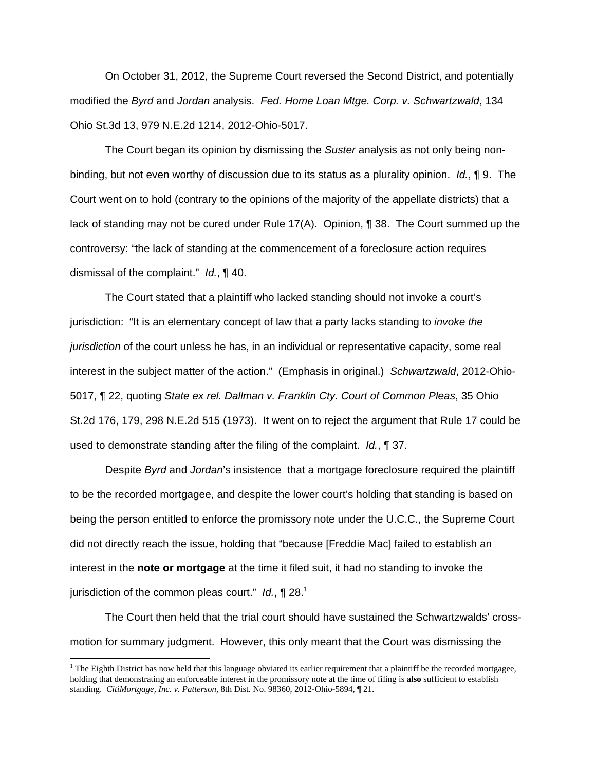On October 31, 2012, the Supreme Court reversed the Second District, and potentially modified the *Byrd* and *Jordan* analysis. *Fed. Home Loan Mtge. Corp. v. Schwartzwald*, 134 Ohio St.3d 13, 979 N.E.2d 1214, 2012-Ohio-5017.

The Court began its opinion by dismissing the *Suster* analysis as not only being non-binding, but not even worthy of discussion due to its status as a plurality opinion. *Id.*, ¶ 9. The Court went on to hold (contrary to the opinions of the majority of the appellate districts) that a lack of standing may not be cured under Rule 17(A). Opinion, ¶ 38. The Court summed up the controversy: "the lack of standing at the commencement of a foreclosure action requires dismissal of the complaint." *Id.*, ¶ 40.

The Court stated that a plaintiff who lacked standing should not invoke a court's jurisdiction: "It is an elementary concept of law that a party lacks standing to *invoke the jurisdiction* of the court unless he has, in an individual or representative capacity, some real interest in the subject matter of the action." (Emphasis in original.) *Schwartzwald*, 2012-Ohio-5017, ¶ 22, quoting *State ex rel. Dallman v. Franklin Cty. Court of Common Pleas*, 35 Ohio St.2d 176, 179, 298 N.E.2d 515 (1973). It went on to reject the argument that Rule 17 could be used to demonstrate standing after the filing of the complaint. *Id.*, ¶ 37.

Despite *Byrd* and *Jordan*'s insistence that a mortgage foreclosure required the plaintiff to be the recorded mortgagee, and despite the lower court's holding that standing is based on being the person entitled to enforce the promissory note under the U.C.C., the Supreme Court did not directly reach the issue, holding that "because [Freddie Mac] failed to establish an interest in the **note or mortgage** at the time it filed suit, it had no standing to invoke the jurisdiction of the common pleas court." *Id.*, ¶ 28.[1]

The Court then held that the trial court should have sustained the Schwartzwalds' cross-motion for summary judgment. However, this only meant that the Court was dismissing the

[1] The Eighth District has now held that this language obviated its earlier requirement that a plaintiff be the recorded mortgagee, holding that demonstrating an enforceable interest in the promissory note at the time of filing is **also** sufficient to establish standing. *CitiMortgage, Inc. v. Patterson*, 8th Dist. No. 98360, 2012-Ohio-5894, ¶ 21.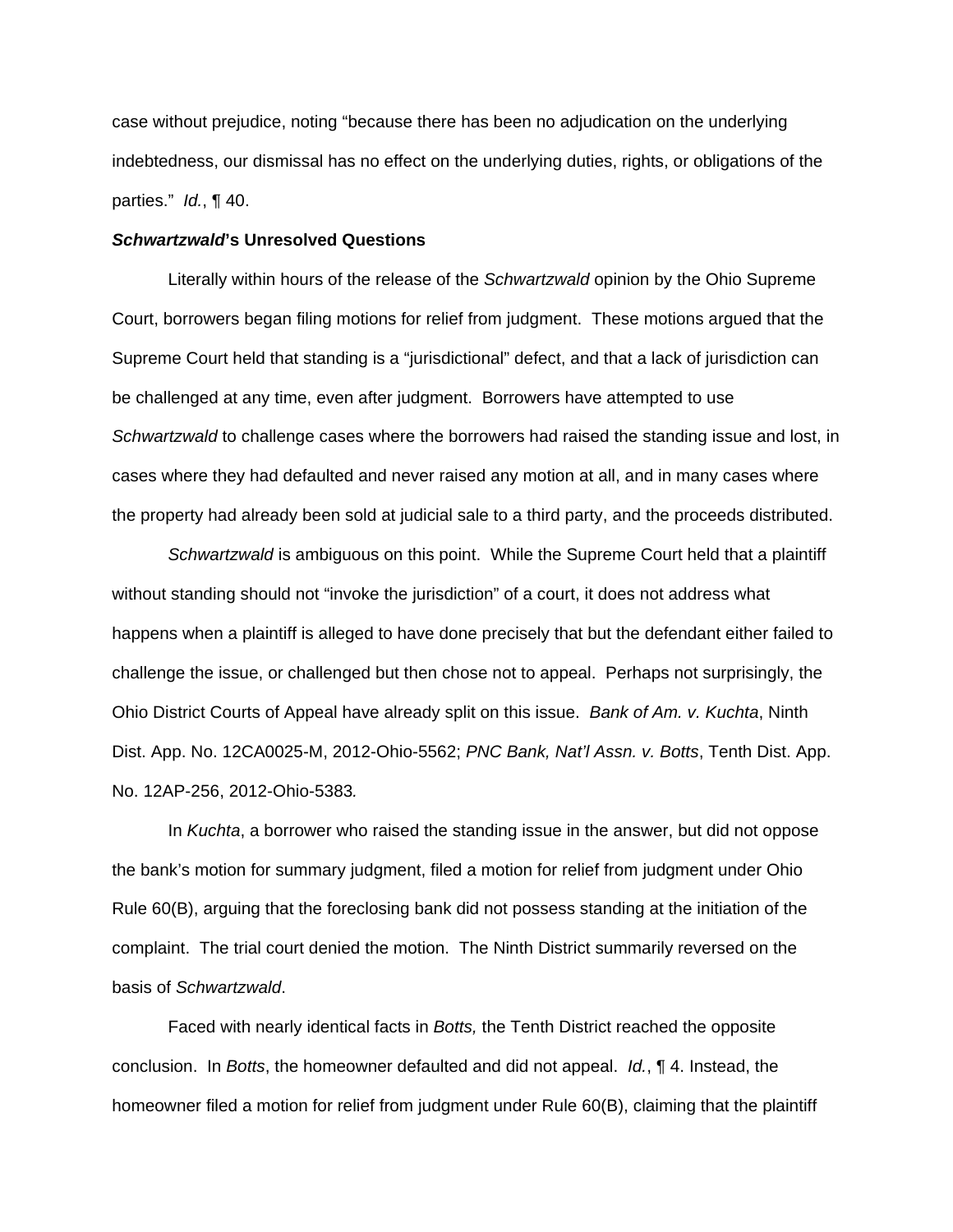case without prejudice, noting "because there has been no adjudication on the underlying indebtedness, our dismissal has no effect on the underlying duties, rights, or obligations of the parties." *Id.*, ¶ 40.

***Schwartzwald*'s Unresolved Questions**

Literally within hours of the release of the *Schwartzwald* opinion by the Ohio Supreme Court, borrowers began filing motions for relief from judgment. These motions argued that the Supreme Court held that standing is a "jurisdictional" defect, and that a lack of jurisdiction can be challenged at any time, even after judgment. Borrowers have attempted to use *Schwartzwald* to challenge cases where the borrowers had raised the standing issue and lost, in cases where they had defaulted and never raised any motion at all, and in many cases where the property had already been sold at judicial sale to a third party, and the proceeds distributed.

*Schwartzwald* is ambiguous on this point. While the Supreme Court held that a plaintiff without standing should not "invoke the jurisdiction" of a court, it does not address what happens when a plaintiff is alleged to have done precisely that but the defendant either failed to challenge the issue, or challenged but then chose not to appeal. Perhaps not surprisingly, the Ohio District Courts of Appeal have already split on this issue. *Bank of Am. v. Kuchta*, Ninth Dist. App. No. 12CA0025-M, 2012-Ohio-5562; *PNC Bank, Nat'l Assn. v. Botts*, Tenth Dist. App. No. 12AP-256, 2012-Ohio-5383*.*

In *Kuchta*, a borrower who raised the standing issue in the answer, but did not oppose the bank's motion for summary judgment, filed a motion for relief from judgment under Ohio Rule 60(B), arguing that the foreclosing bank did not possess standing at the initiation of the complaint. The trial court denied the motion. The Ninth District summarily reversed on the basis of *Schwartzwald*.

Faced with nearly identical facts in *Botts,* the Tenth District reached the opposite conclusion. In *Botts*, the homeowner defaulted and did not appeal. *Id.*, ¶ 4. Instead, the homeowner filed a motion for relief from judgment under Rule 60(B), claiming that the plaintiff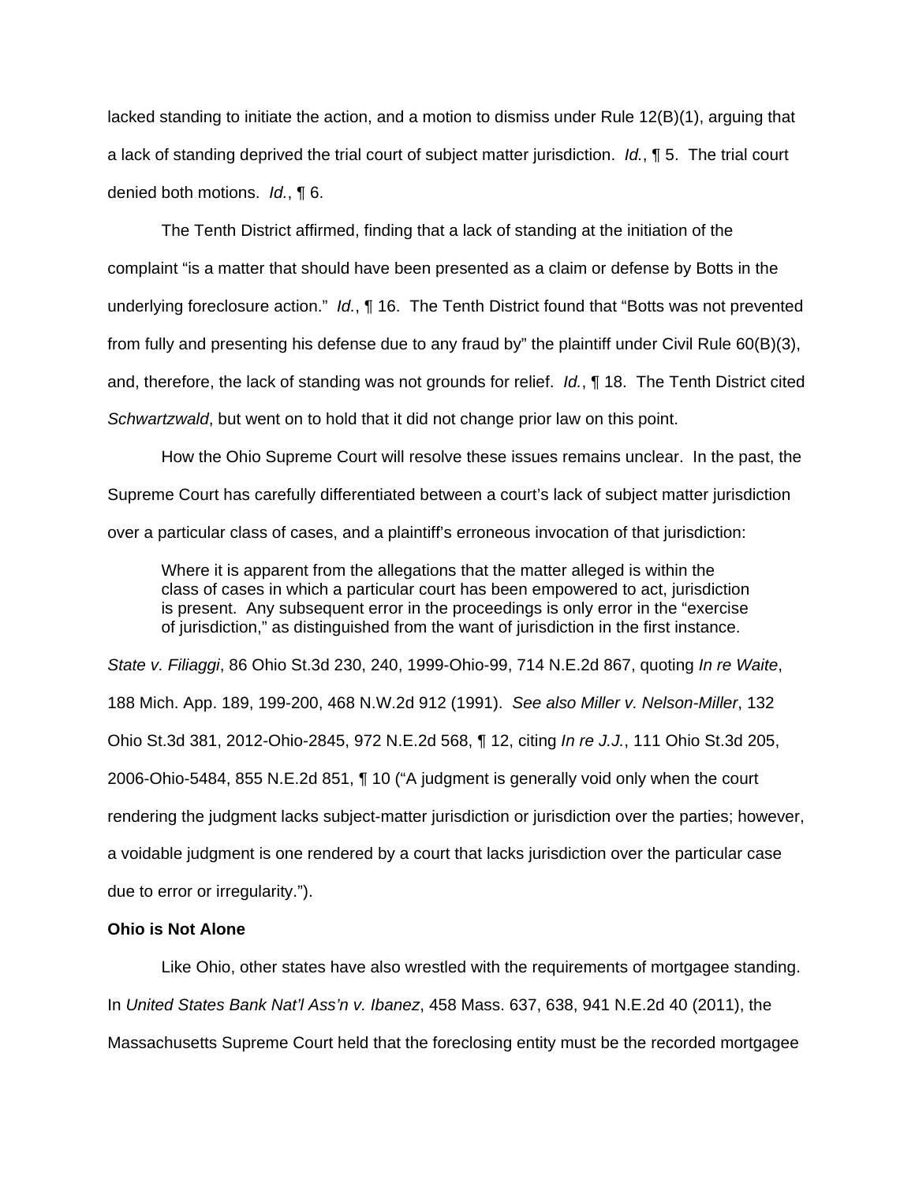lacked standing to initiate the action, and a motion to dismiss under Rule 12(B)(1), arguing that a lack of standing deprived the trial court of subject matter jurisdiction. *Id.*, ¶ 5. The trial court denied both motions. *Id.*, ¶ 6.

The Tenth District affirmed, finding that a lack of standing at the initiation of the complaint "is a matter that should have been presented as a claim or defense by Botts in the underlying foreclosure action." *Id.*, ¶ 16. The Tenth District found that "Botts was not prevented from fully and presenting his defense due to any fraud by" the plaintiff under Civil Rule 60(B)(3), and, therefore, the lack of standing was not grounds for relief. *Id.*, ¶ 18. The Tenth District cited *Schwartzwald*, but went on to hold that it did not change prior law on this point.

How the Ohio Supreme Court will resolve these issues remains unclear. In the past, the Supreme Court has carefully differentiated between a court's lack of subject matter jurisdiction over a particular class of cases, and a plaintiff's erroneous invocation of that jurisdiction:

> Where it is apparent from the allegations that the matter alleged is within the class of cases in which a particular court has been empowered to act, jurisdiction is present. Any subsequent error in the proceedings is only error in the "exercise of jurisdiction," as distinguished from the want of jurisdiction in the first instance.

*State v. Filiaggi*, 86 Ohio St.3d 230, 240, 1999-Ohio-99, 714 N.E.2d 867, quoting *In re Waite*, 188 Mich. App. 189, 199-200, 468 N.W.2d 912 (1991). *See also Miller v. Nelson-Miller*, 132 Ohio St.3d 381, 2012-Ohio-2845, 972 N.E.2d 568, ¶ 12, citing *In re J.J.*, 111 Ohio St.3d 205, 2006-Ohio-5484, 855 N.E.2d 851, ¶ 10 ("A judgment is generally void only when the court rendering the judgment lacks subject-matter jurisdiction or jurisdiction over the parties; however, a voidable judgment is one rendered by a court that lacks jurisdiction over the particular case due to error or irregularity.").

**Ohio is Not Alone**

Like Ohio, other states have also wrestled with the requirements of mortgagee standing. In *United States Bank Nat'l Ass'n v. Ibanez*, 458 Mass. 637, 638, 941 N.E.2d 40 (2011), the Massachusetts Supreme Court held that the foreclosing entity must be the recorded mortgagee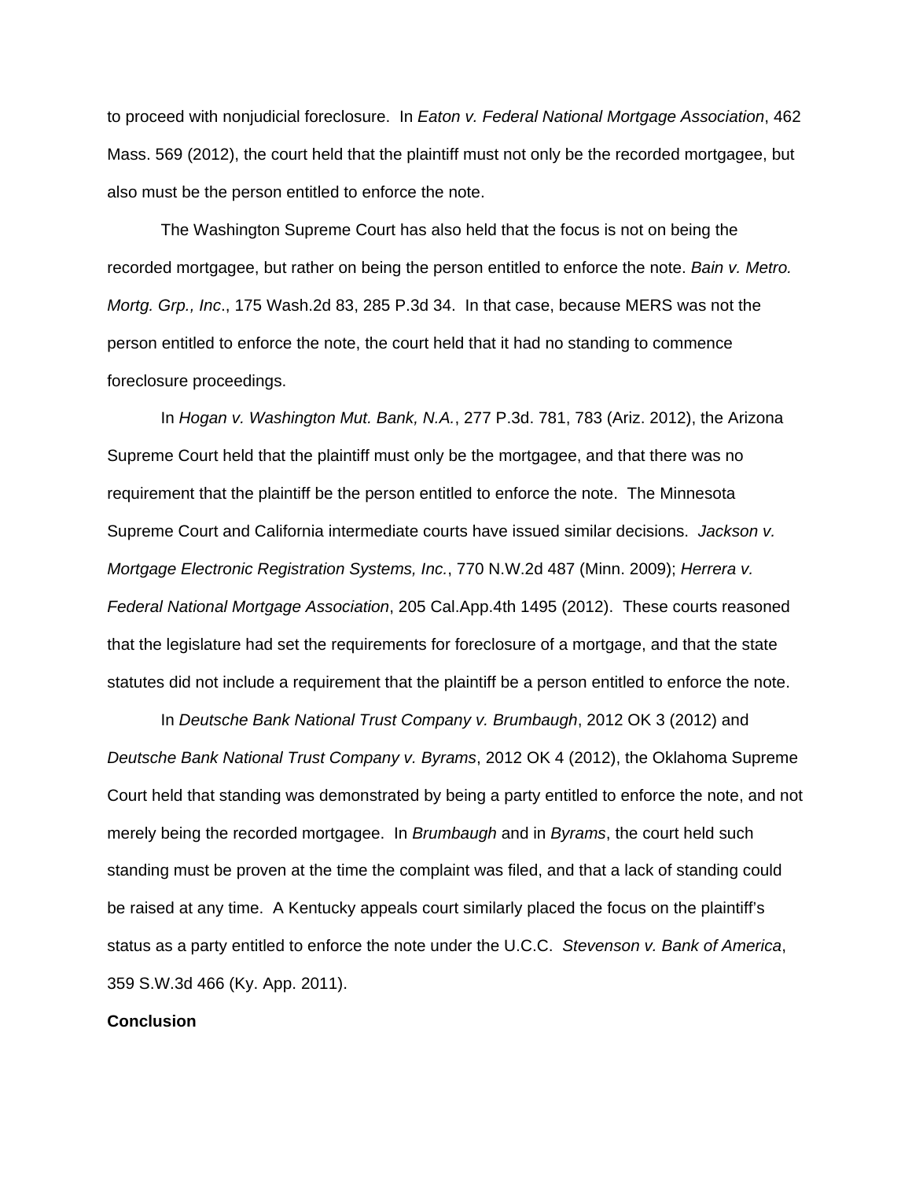to proceed with nonjudicial foreclosure. In *Eaton v. Federal National Mortgage Association*, 462 Mass. 569 (2012), the court held that the plaintiff must not only be the recorded mortgagee, but also must be the person entitled to enforce the note.

The Washington Supreme Court has also held that the focus is not on being the recorded mortgagee, but rather on being the person entitled to enforce the note. *Bain v. Metro. Mortg. Grp., Inc*., 175 Wash.2d 83, 285 P.3d 34. In that case, because MERS was not the person entitled to enforce the note, the court held that it had no standing to commence foreclosure proceedings.

In *Hogan v. Washington Mut. Bank, N.A.*, 277 P.3d. 781, 783 (Ariz. 2012), the Arizona Supreme Court held that the plaintiff must only be the mortgagee, and that there was no requirement that the plaintiff be the person entitled to enforce the note. The Minnesota Supreme Court and California intermediate courts have issued similar decisions. *Jackson v. Mortgage Electronic Registration Systems, Inc.*, 770 N.W.2d 487 (Minn. 2009); *Herrera v. Federal National Mortgage Association*, 205 Cal.App.4th 1495 (2012). These courts reasoned that the legislature had set the requirements for foreclosure of a mortgage, and that the state statutes did not include a requirement that the plaintiff be a person entitled to enforce the note.

In *Deutsche Bank National Trust Company v. Brumbaugh*, 2012 OK 3 (2012) and *Deutsche Bank National Trust Company v. Byrams*, 2012 OK 4 (2012), the Oklahoma Supreme Court held that standing was demonstrated by being a party entitled to enforce the note, and not merely being the recorded mortgagee. In *Brumbaugh* and in *Byrams*, the court held such standing must be proven at the time the complaint was filed, and that a lack of standing could be raised at any time. A Kentucky appeals court similarly placed the focus on the plaintiff's status as a party entitled to enforce the note under the U.C.C. *Stevenson v. Bank of America*, 359 S.W.3d 466 (Ky. App. 2011).

**Conclusion**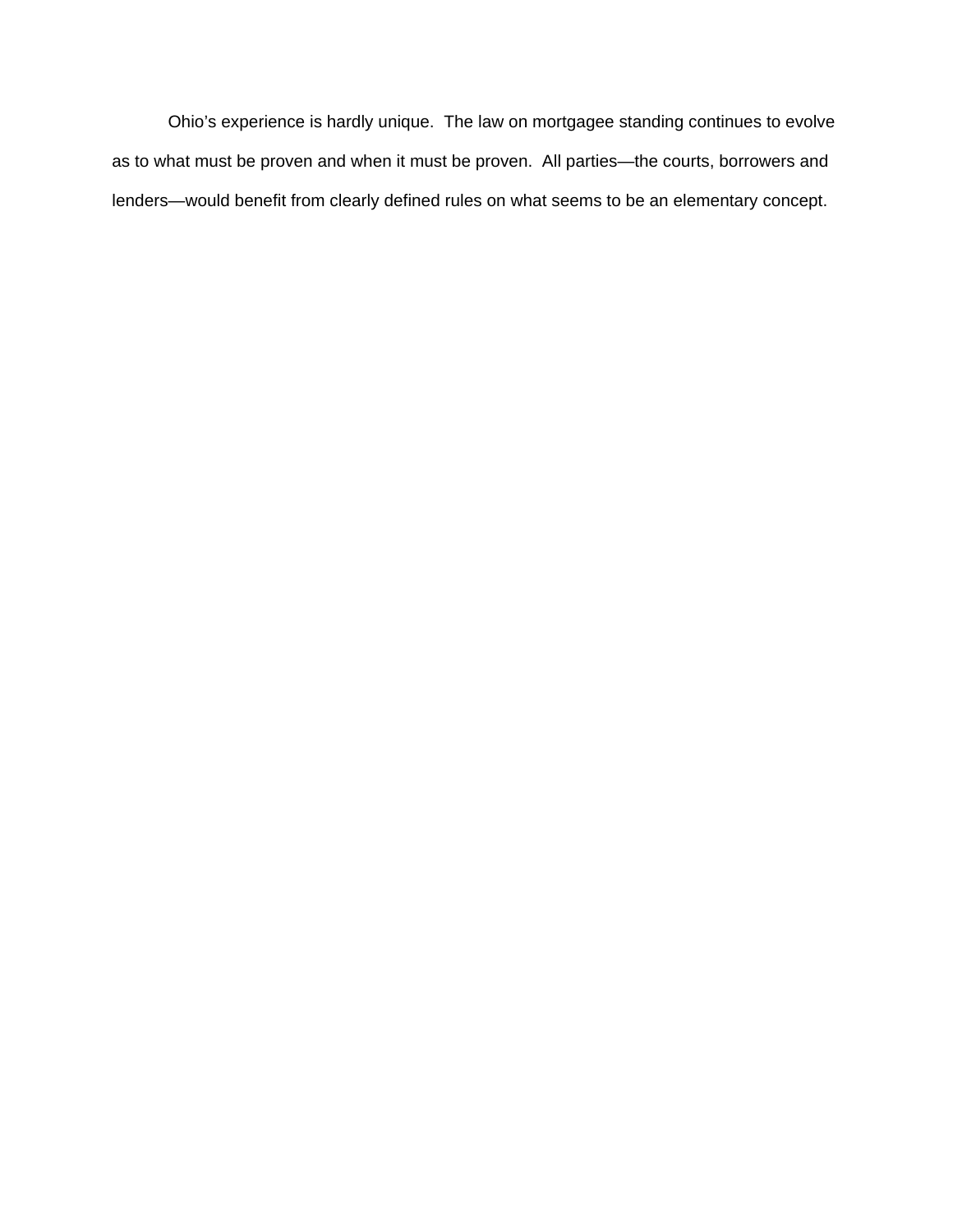Ohio’s experience is hardly unique. The law on mortgagee standing continues to evolve as to what must be proven and when it must be proven. All parties—the courts, borrowers and lenders—would benefit from clearly defined rules on what seems to be an elementary concept.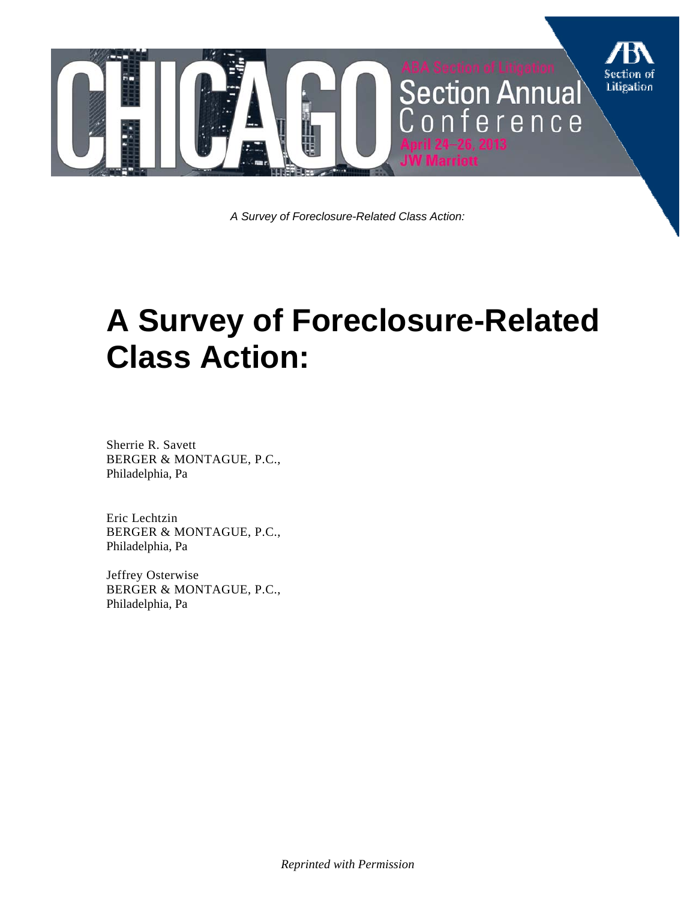*A Survey of Foreclosure-Related Class Action:*

# A Survey of Foreclosure-Related Class Action:

Sherrie R. Savett
BERGER & MONTAGUE, P.C.,
Philadelphia, Pa

Eric Lechtzin
BERGER & MONTAGUE, P.C.,
Philadelphia, Pa

Jeffrey Osterwise
BERGER & MONTAGUE, P.C.,
Philadelphia, Pa

*Reprinted with Permission*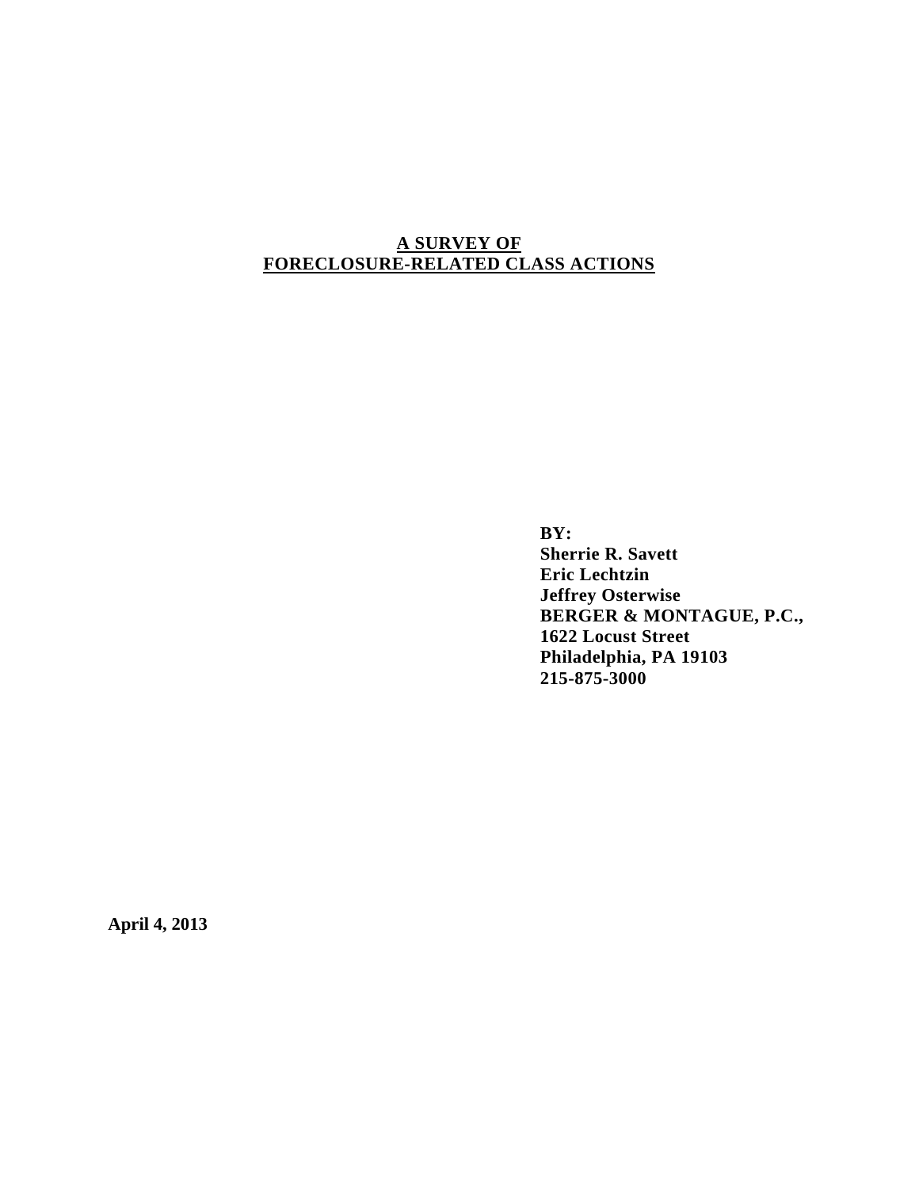# A SURVEY OF FORECLOSURE-RELATED CLASS ACTIONS

**BY:**
**Sherrie R. Savett**
**Eric Lechtzin**
**Jeffrey Osterwise**
**BERGER & MONTAGUE, P.C.,**
**1622 Locust Street**
**Philadelphia, PA 19103**
**215-875-3000**

**April 4, 2013**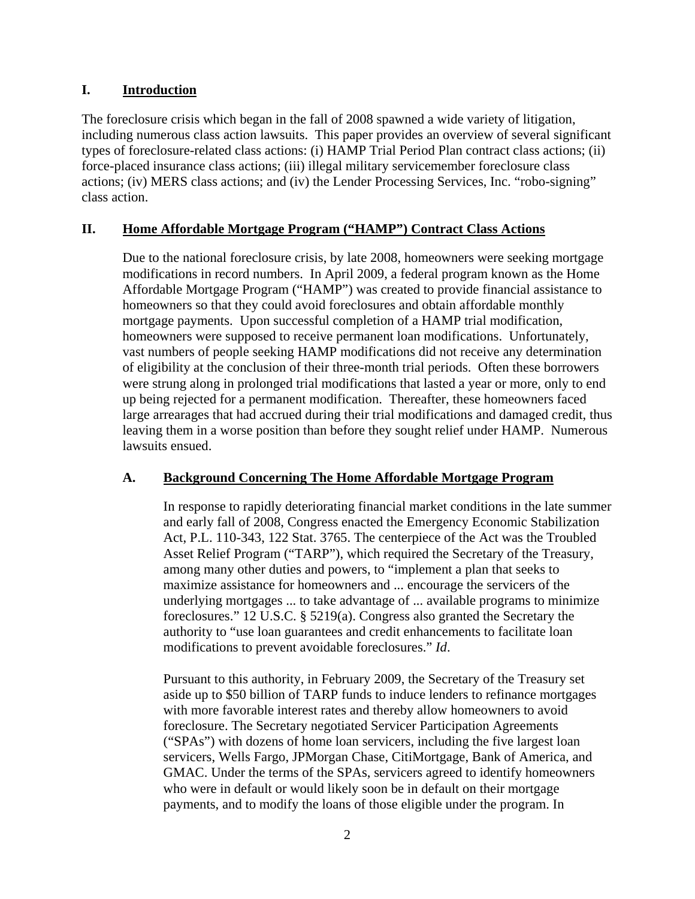# I. Introduction

The foreclosure crisis which began in the fall of 2008 spawned a wide variety of litigation, including numerous class action lawsuits. This paper provides an overview of several significant types of foreclosure-related class actions: (i) HAMP Trial Period Plan contract class actions; (ii) force-placed insurance class actions; (iii) illegal military servicemember foreclosure class actions; (iv) MERS class actions; and (iv) the Lender Processing Services, Inc. "robo-signing" class action.

# II. Home Affordable Mortgage Program ("HAMP") Contract Class Actions

Due to the national foreclosure crisis, by late 2008, homeowners were seeking mortgage modifications in record numbers. In April 2009, a federal program known as the Home Affordable Mortgage Program ("HAMP") was created to provide financial assistance to homeowners so that they could avoid foreclosures and obtain affordable monthly mortgage payments. Upon successful completion of a HAMP trial modification, homeowners were supposed to receive permanent loan modifications. Unfortunately, vast numbers of people seeking HAMP modifications did not receive any determination of eligibility at the conclusion of their three-month trial periods. Often these borrowers were strung along in prolonged trial modifications that lasted a year or more, only to end up being rejected for a permanent modification. Thereafter, these homeowners faced large arrearages that had accrued during their trial modifications and damaged credit, thus leaving them in a worse position than before they sought relief under HAMP. Numerous lawsuits ensued.

## A. Background Concerning The Home Affordable Mortgage Program

In response to rapidly deteriorating financial market conditions in the late summer and early fall of 2008, Congress enacted the Emergency Economic Stabilization Act, P.L. 110-343, 122 Stat. 3765. The centerpiece of the Act was the Troubled Asset Relief Program ("TARP"), which required the Secretary of the Treasury, among many other duties and powers, to "implement a plan that seeks to maximize assistance for homeowners and ... encourage the servicers of the underlying mortgages ... to take advantage of ... available programs to minimize foreclosures." 12 U.S.C. § 5219(a). Congress also granted the Secretary the authority to "use loan guarantees and credit enhancements to facilitate loan modifications to prevent avoidable foreclosures." *Id*.

Pursuant to this authority, in February 2009, the Secretary of the Treasury set aside up to $50 billion of TARP funds to induce lenders to refinance mortgages with more favorable interest rates and thereby allow homeowners to avoid foreclosure. The Secretary negotiated Servicer Participation Agreements ("SPAs") with dozens of home loan servicers, including the five largest loan servicers, Wells Fargo, JPMorgan Chase, CitiMortgage, Bank of America, and GMAC. Under the terms of the SPAs, servicers agreed to identify homeowners who were in default or would likely soon be in default on their mortgage payments, and to modify the loans of those eligible under the program. In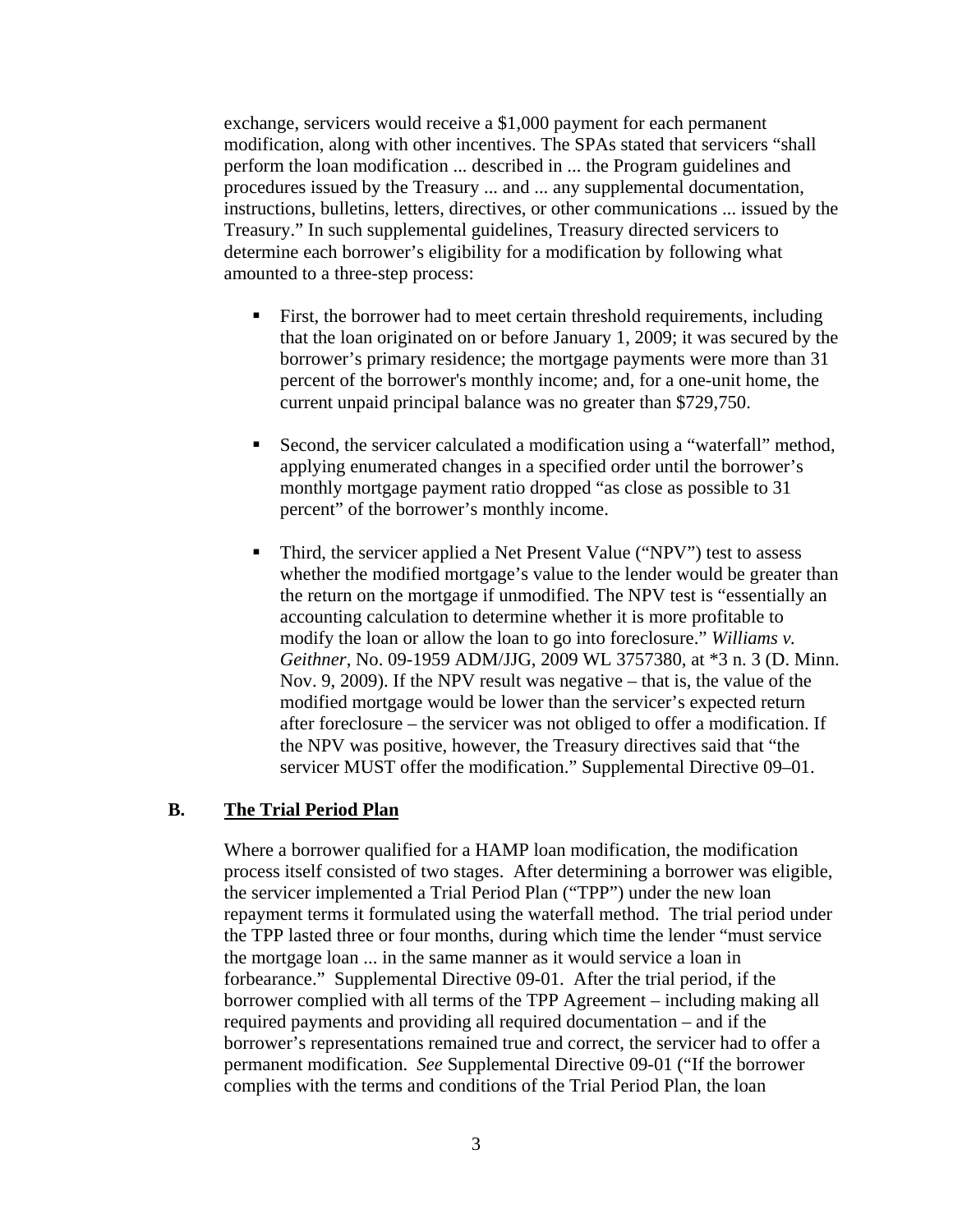exchange, servicers would receive a $1,000 payment for each permanent modification, along with other incentives. The SPAs stated that servicers "shall perform the loan modification ... described in ... the Program guidelines and procedures issued by the Treasury ... and ... any supplemental documentation, instructions, bulletins, letters, directives, or other communications ... issued by the Treasury." In such supplemental guidelines, Treasury directed servicers to determine each borrower's eligibility for a modification by following what amounted to a three-step process:

- First, the borrower had to meet certain threshold requirements, including that the loan originated on or before January 1, 2009; it was secured by the borrower's primary residence; the mortgage payments were more than 31 percent of the borrower's monthly income; and, for a one-unit home, the current unpaid principal balance was no greater than $729,750.

- Second, the servicer calculated a modification using a "waterfall" method, applying enumerated changes in a specified order until the borrower's monthly mortgage payment ratio dropped "as close as possible to 31 percent" of the borrower's monthly income.

- Third, the servicer applied a Net Present Value ("NPV") test to assess whether the modified mortgage's value to the lender would be greater than the return on the mortgage if unmodified. The NPV test is "essentially an accounting calculation to determine whether it is more profitable to modify the loan or allow the loan to go into foreclosure." *Williams v. Geithner*, No. 09-1959 ADM/JJG, 2009 WL 3757380, at *3 n. 3 (D. Minn. Nov. 9, 2009). If the NPV result was negative – that is, the value of the modified mortgage would be lower than the servicer's expected return after foreclosure – the servicer was not obliged to offer a modification. If the NPV was positive, however, the Treasury directives said that "the servicer MUST offer the modification." Supplemental Directive 09–01.

## B. The Trial Period Plan

Where a borrower qualified for a HAMP loan modification, the modification process itself consisted of two stages. After determining a borrower was eligible, the servicer implemented a Trial Period Plan ("TPP") under the new loan repayment terms it formulated using the waterfall method. The trial period under the TPP lasted three or four months, during which time the lender "must service the mortgage loan ... in the same manner as it would service a loan in forbearance." Supplemental Directive 09-01. After the trial period, if the borrower complied with all terms of the TPP Agreement – including making all required payments and providing all required documentation – and if the borrower's representations remained true and correct, the servicer had to offer a permanent modification. *See* Supplemental Directive 09-01 ("If the borrower complies with the terms and conditions of the Trial Period Plan, the loan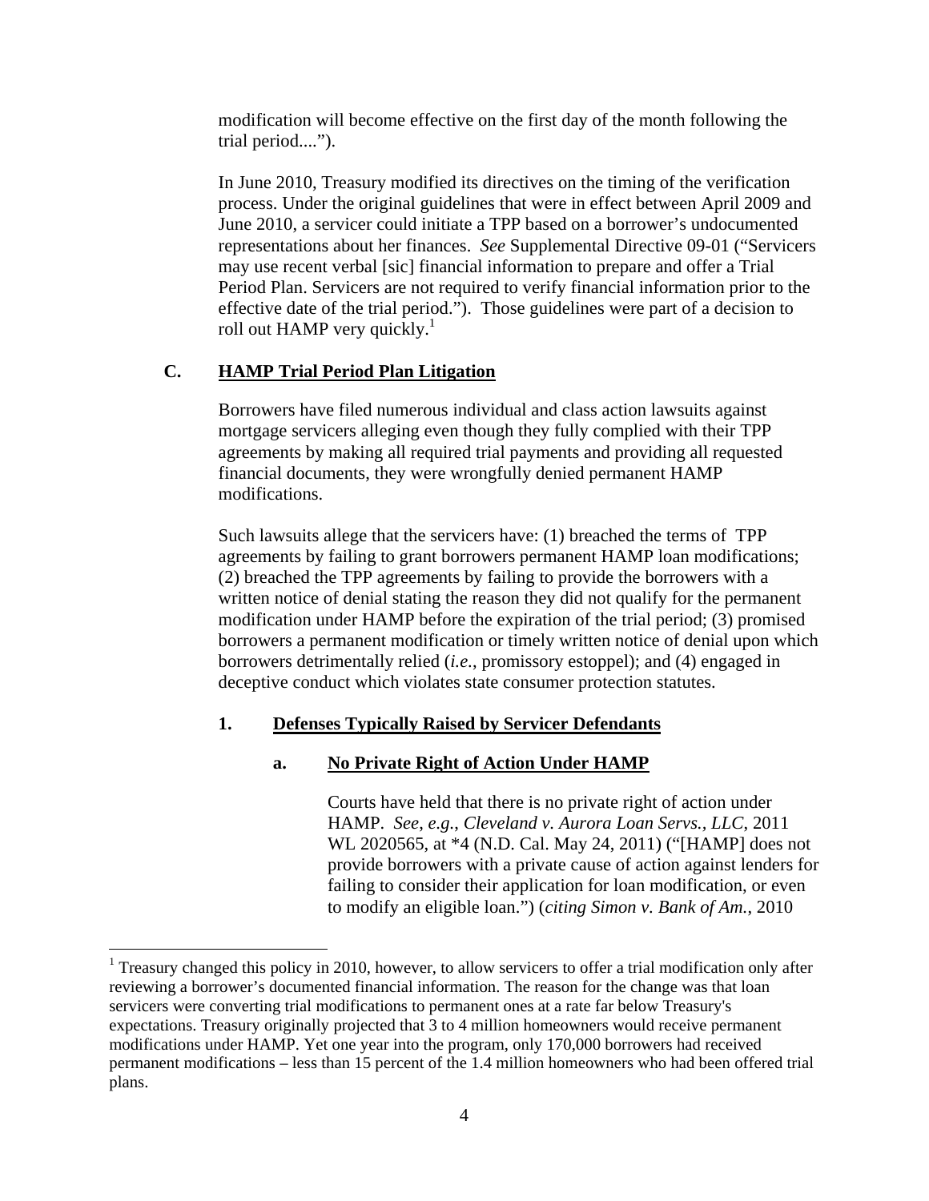modification will become effective on the first day of the month following the trial period....").

In June 2010, Treasury modified its directives on the timing of the verification process. Under the original guidelines that were in effect between April 2009 and June 2010, a servicer could initiate a TPP based on a borrower's undocumented representations about her finances. *See* Supplemental Directive 09-01 ("Servicers may use recent verbal [sic] financial information to prepare and offer a Trial Period Plan. Servicers are not required to verify financial information prior to the effective date of the trial period."). Those guidelines were part of a decision to roll out HAMP very quickly.[1]

### C. HAMP Trial Period Plan Litigation

Borrowers have filed numerous individual and class action lawsuits against mortgage servicers alleging even though they fully complied with their TPP agreements by making all required trial payments and providing all requested financial documents, they were wrongfully denied permanent HAMP modifications.

Such lawsuits allege that the servicers have: (1) breached the terms of TPP agreements by failing to grant borrowers permanent HAMP loan modifications; (2) breached the TPP agreements by failing to provide the borrowers with a written notice of denial stating the reason they did not qualify for the permanent modification under HAMP before the expiration of the trial period; (3) promised borrowers a permanent modification or timely written notice of denial upon which borrowers detrimentally relied (*i.e.*, promissory estoppel); and (4) engaged in deceptive conduct which violates state consumer protection statutes.

#### 1. Defenses Typically Raised by Servicer Defendants

##### a. No Private Right of Action Under HAMP

Courts have held that there is no private right of action under HAMP. *See, e.g., Cleveland v. Aurora Loan Servs., LLC*, 2011 WL 2020565, at *4 (N.D. Cal. May 24, 2011) ("[HAMP] does not provide borrowers with a private cause of action against lenders for failing to consider their application for loan modification, or even to modify an eligible loan.") (*citing Simon v. Bank of Am.*, 2010

---

[1] Treasury changed this policy in 2010, however, to allow servicers to offer a trial modification only after reviewing a borrower's documented financial information. The reason for the change was that loan servicers were converting trial modifications to permanent ones at a rate far below Treasury's expectations. Treasury originally projected that 3 to 4 million homeowners would receive permanent modifications under HAMP. Yet one year into the program, only 170,000 borrowers had received permanent modifications – less than 15 percent of the 1.4 million homeowners who had been offered trial plans.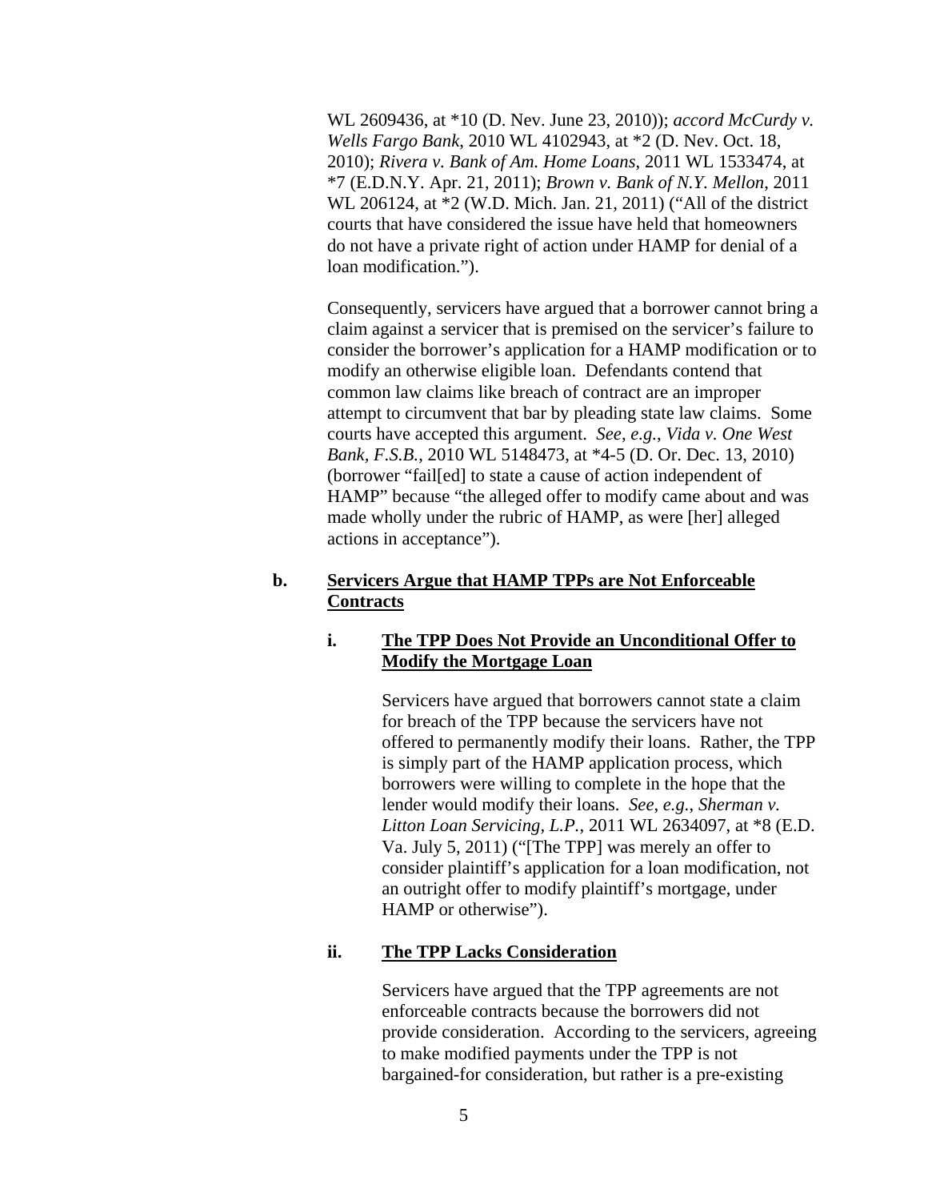WL 2609436, at *10 (D. Nev. June 23, 2010)); *accord McCurdy v. Wells Fargo Bank*, 2010 WL 4102943, at *2 (D. Nev. Oct. 18, 2010); *Rivera v. Bank of Am. Home Loans*, 2011 WL 1533474, at *7 (E.D.N.Y. Apr. 21, 2011); *Brown v. Bank of N.Y. Mellon*, 2011 WL 206124, at *2 (W.D. Mich. Jan. 21, 2011) ("All of the district courts that have considered the issue have held that homeowners do not have a private right of action under HAMP for denial of a loan modification.").

Consequently, servicers have argued that a borrower cannot bring a claim against a servicer that is premised on the servicer's failure to consider the borrower's application for a HAMP modification or to modify an otherwise eligible loan. Defendants contend that common law claims like breach of contract are an improper attempt to circumvent that bar by pleading state law claims. Some courts have accepted this argument. *See*, *e.g.*, *Vida v. One West Bank, F.S.B.*, 2010 WL 5148473, at *4-5 (D. Or. Dec. 13, 2010) (borrower "fail[ed] to state a cause of action independent of HAMP" because "the alleged offer to modify came about and was made wholly under the rubric of HAMP, as were [her] alleged actions in acceptance").

**b. <u>Servicers Argue that HAMP TPPs are Not Enforceable Contracts</u>**

**i. <u>The TPP Does Not Provide an Unconditional Offer to Modify the Mortgage Loan</u>**

Servicers have argued that borrowers cannot state a claim for breach of the TPP because the servicers have not offered to permanently modify their loans. Rather, the TPP is simply part of the HAMP application process, which borrowers were willing to complete in the hope that the lender would modify their loans. *See*, *e.g.*, *Sherman v. Litton Loan Servicing, L.P.*, 2011 WL 2634097, at *8 (E.D. Va. July 5, 2011) ("[The TPP] was merely an offer to consider plaintiff's application for a loan modification, not an outright offer to modify plaintiff's mortgage, under HAMP or otherwise").

**ii. <u>The TPP Lacks Consideration</u>**

Servicers have argued that the TPP agreements are not enforceable contracts because the borrowers did not provide consideration. According to the servicers, agreeing to make modified payments under the TPP is not bargained-for consideration, but rather is a pre-existing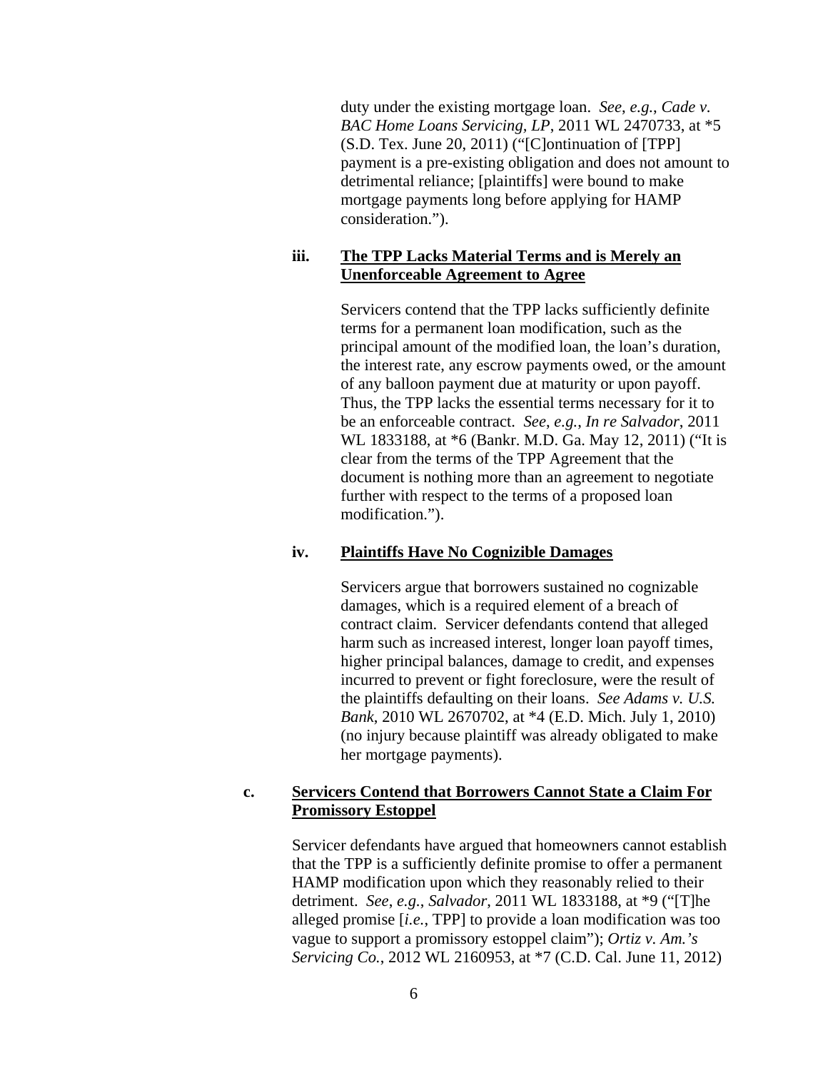duty under the existing mortgage loan. *See*, *e.g.*, *Cade v. BAC Home Loans Servicing, LP*, 2011 WL 2470733, at *5 (S.D. Tex. June 20, 2011) ("[C]ontinuation of [TPP] payment is a pre-existing obligation and does not amount to detrimental reliance; [plaintiffs] were bound to make mortgage payments long before applying for HAMP consideration.").

#### iii. <u>The TPP Lacks Material Terms and is Merely an Unenforceable Agreement to Agree</u>

Servicers contend that the TPP lacks sufficiently definite terms for a permanent loan modification, such as the principal amount of the modified loan, the loan's duration, the interest rate, any escrow payments owed, or the amount of any balloon payment due at maturity or upon payoff. Thus, the TPP lacks the essential terms necessary for it to be an enforceable contract. *See*, *e.g.*, *In re Salvador*, 2011 WL 1833188, at *6 (Bankr. M.D. Ga. May 12, 2011) ("It is clear from the terms of the TPP Agreement that the document is nothing more than an agreement to negotiate further with respect to the terms of a proposed loan modification.").

#### iv. <u>Plaintiffs Have No Cognizible Damages</u>

Servicers argue that borrowers sustained no cognizable damages, which is a required element of a breach of contract claim. Servicer defendants contend that alleged harm such as increased interest, longer loan payoff times, higher principal balances, damage to credit, and expenses incurred to prevent or fight foreclosure, were the result of the plaintiffs defaulting on their loans. *See Adams v. U.S. Bank*, 2010 WL 2670702, at *4 (E.D. Mich. July 1, 2010) (no injury because plaintiff was already obligated to make her mortgage payments).

### c. <u>Servicers Contend that Borrowers Cannot State a Claim For Promissory Estoppel</u>

Servicer defendants have argued that homeowners cannot establish that the TPP is a sufficiently definite promise to offer a permanent HAMP modification upon which they reasonably relied to their detriment. *See*, *e.g.*, *Salvador*, 2011 WL 1833188, at *9 ("[T]he alleged promise [*i.e.*, TPP] to provide a loan modification was too vague to support a promissory estoppel claim"); *Ortiz v. Am.'s Servicing Co.*, 2012 WL 2160953, at *7 (C.D. Cal. June 11, 2012)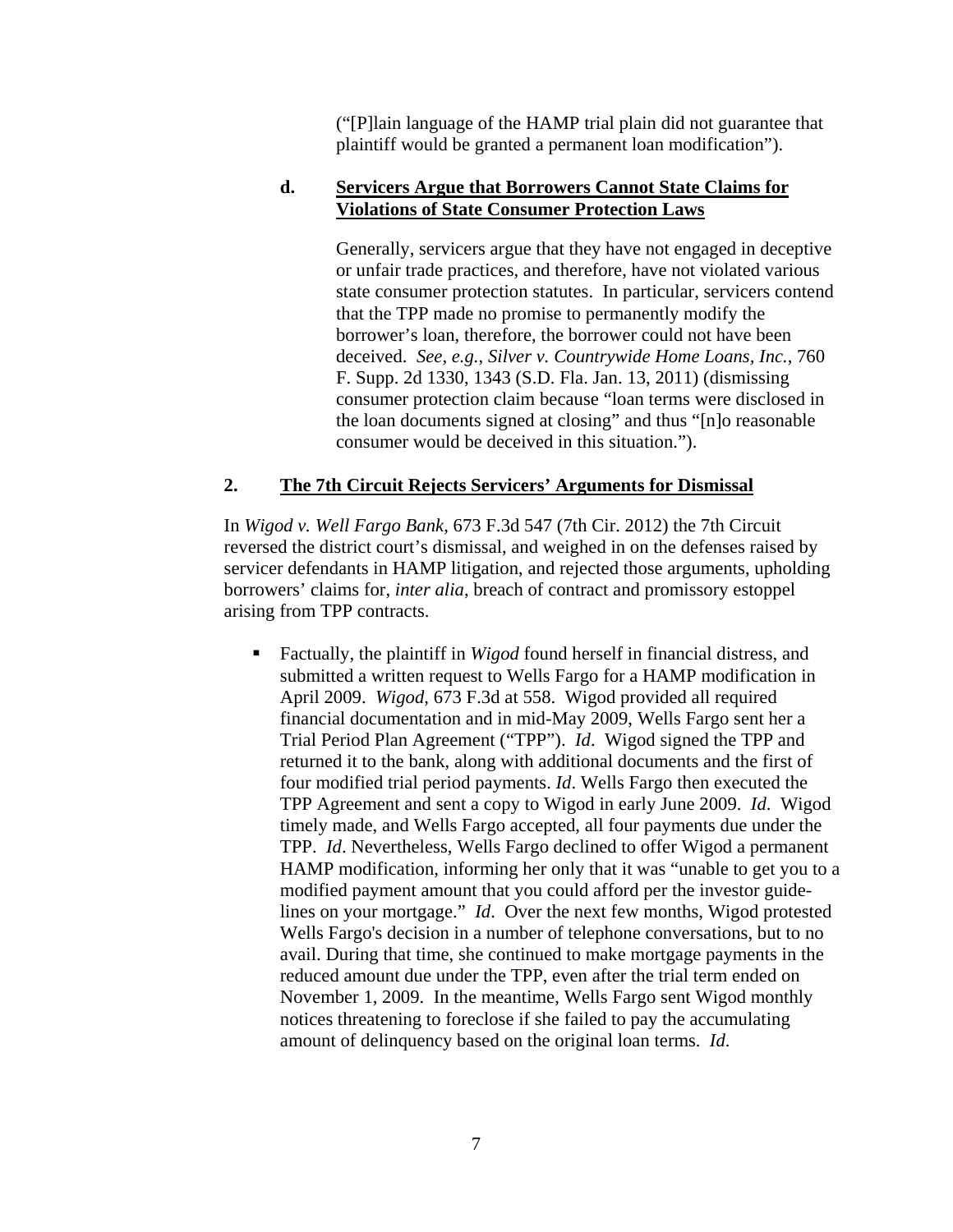("[P]lain language of the HAMP trial plain did not guarantee that plaintiff would be granted a permanent loan modification").

#### d. <u>Servicers Argue that Borrowers Cannot State Claims for Violations of State Consumer Protection Laws</u>

Generally, servicers argue that they have not engaged in deceptive or unfair trade practices, and therefore, have not violated various state consumer protection statutes. In particular, servicers contend that the TPP made no promise to permanently modify the borrower's loan, therefore, the borrower could not have been deceived. *See*, *e.g.*, *Silver v. Countrywide Home Loans, Inc.*, 760 F. Supp. 2d 1330, 1343 (S.D. Fla. Jan. 13, 2011) (dismissing consumer protection claim because "loan terms were disclosed in the loan documents signed at closing" and thus "[n]o reasonable consumer would be deceived in this situation.").

### 2. <u>The 7th Circuit Rejects Servicers' Arguments for Dismissal</u>

In *Wigod v. Well Fargo Bank*, 673 F.3d 547 (7th Cir. 2012) the 7th Circuit reversed the district court's dismissal, and weighed in on the defenses raised by servicer defendants in HAMP litigation, and rejected those arguments, upholding borrowers' claims for, *inter alia,* breach of contract and promissory estoppel arising from TPP contracts.

- Factually, the plaintiff in *Wigod* found herself in financial distress, and submitted a written request to Wells Fargo for a HAMP modification in April 2009. *Wigod*, 673 F.3d at 558. Wigod provided all required financial documentation and in mid-May 2009, Wells Fargo sent her a Trial Period Plan Agreement ("TPP"). *Id*. Wigod signed the TPP and returned it to the bank, along with additional documents and the first of four modified trial period payments. *Id*. Wells Fargo then executed the TPP Agreement and sent a copy to Wigod in early June 2009. *Id*. Wigod timely made, and Wells Fargo accepted, all four payments due under the TPP. *Id*. Nevertheless, Wells Fargo declined to offer Wigod a permanent HAMP modification, informing her only that it was "unable to get you to a modified payment amount that you could afford per the investor guide-lines on your mortgage." *Id*. Over the next few months, Wigod protested Wells Fargo's decision in a number of telephone conversations, but to no avail. During that time, she continued to make mortgage payments in the reduced amount due under the TPP, even after the trial term ended on November 1, 2009. In the meantime, Wells Fargo sent Wigod monthly notices threatening to foreclose if she failed to pay the accumulating amount of delinquency based on the original loan terms. *Id*.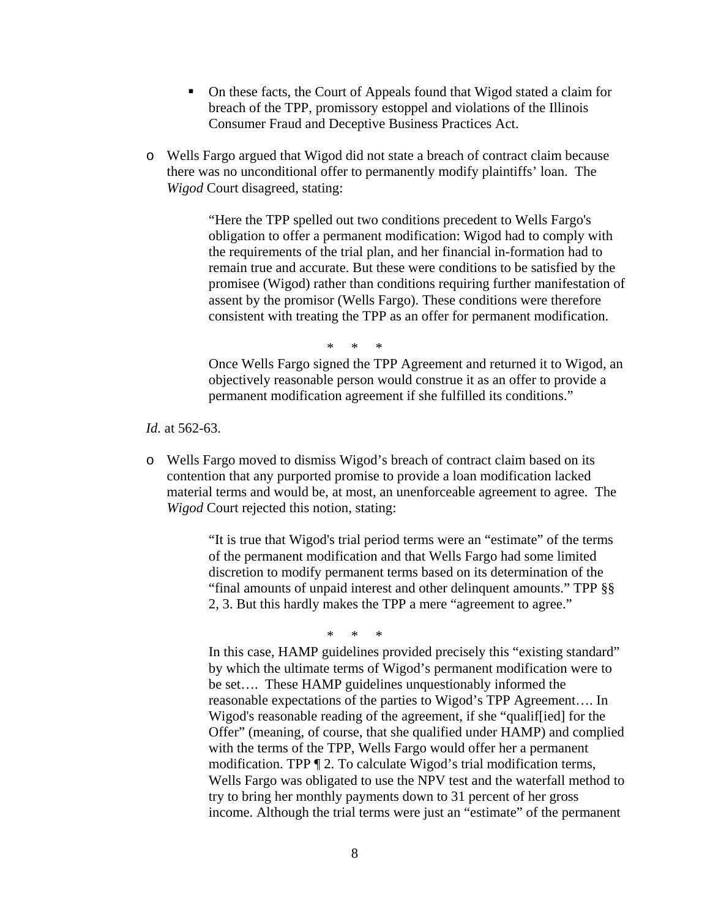- On these facts, the Court of Appeals found that Wigod stated a claim for breach of the TPP, promissory estoppel and violations of the Illinois Consumer Fraud and Deceptive Business Practices Act.

- Wells Fargo argued that Wigod did not state a breach of contract claim because there was no unconditional offer to permanently modify plaintiffs' loan. The *Wigod* Court disagreed, stating:

> "Here the TPP spelled out two conditions precedent to Wells Fargo's obligation to offer a permanent modification: Wigod had to comply with the requirements of the trial plan, and her financial in-formation had to remain true and accurate. But these were conditions to be satisfied by the promisee (Wigod) rather than conditions requiring further manifestation of assent by the promisor (Wells Fargo). These conditions were therefore consistent with treating the TPP as an offer for permanent modification.
>
> \* \* \*
>
> Once Wells Fargo signed the TPP Agreement and returned it to Wigod, an objectively reasonable person would construe it as an offer to provide a permanent modification agreement if she fulfilled its conditions."

*Id.* at 562-63.

- Wells Fargo moved to dismiss Wigod's breach of contract claim based on its contention that any purported promise to provide a loan modification lacked material terms and would be, at most, an unenforceable agreement to agree. The *Wigod* Court rejected this notion, stating:

> "It is true that Wigod's trial period terms were an "estimate" of the terms of the permanent modification and that Wells Fargo had some limited discretion to modify permanent terms based on its determination of the "final amounts of unpaid interest and other delinquent amounts." TPP §§ 2, 3. But this hardly makes the TPP a mere "agreement to agree."
>
> \* \* \*
>
> In this case, HAMP guidelines provided precisely this "existing standard" by which the ultimate terms of Wigod's permanent modification were to be set…. These HAMP guidelines unquestionably informed the reasonable expectations of the parties to Wigod's TPP Agreement…. In Wigod's reasonable reading of the agreement, if she "qualif[ied] for the Offer" (meaning, of course, that she qualified under HAMP) and complied with the terms of the TPP, Wells Fargo would offer her a permanent modification. TPP ¶ 2. To calculate Wigod's trial modification terms, Wells Fargo was obligated to use the NPV test and the waterfall method to try to bring her monthly payments down to 31 percent of her gross income. Although the trial terms were just an "estimate" of the permanent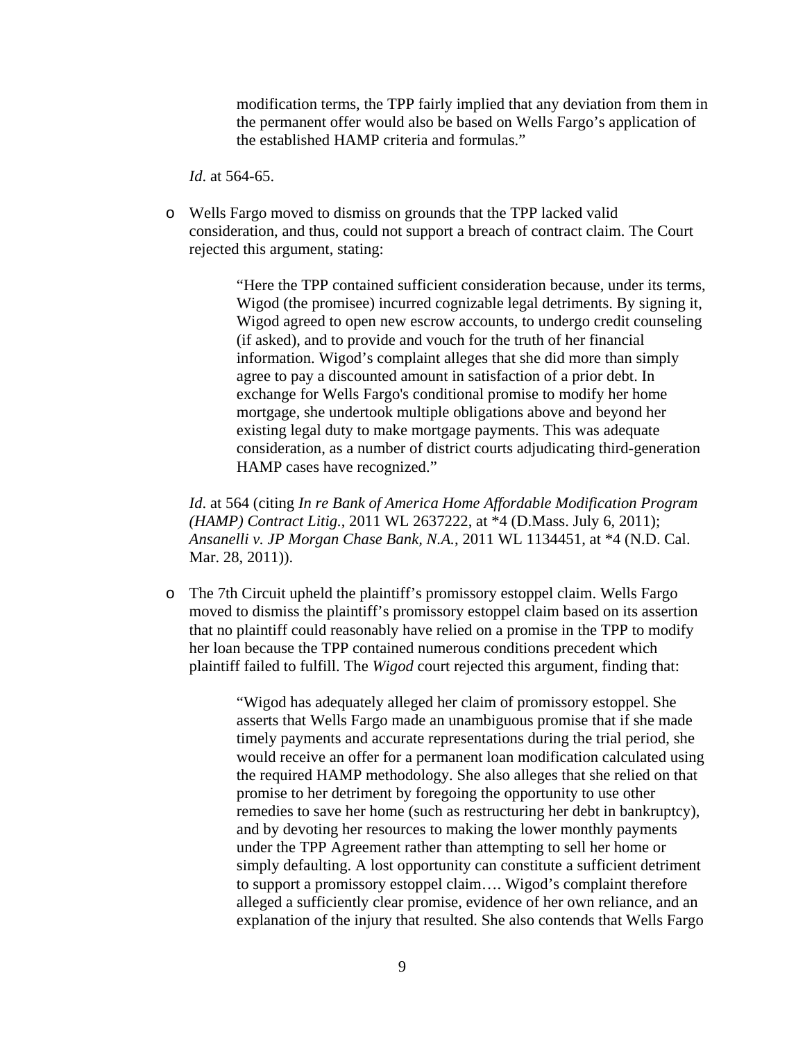> modification terms, the TPP fairly implied that any deviation from them in the permanent offer would also be based on Wells Fargo's application of the established HAMP criteria and formulas."

*Id*. at 564-65.

- Wells Fargo moved to dismiss on grounds that the TPP lacked valid consideration, and thus, could not support a breach of contract claim. The Court rejected this argument, stating:

> "Here the TPP contained sufficient consideration because, under its terms, Wigod (the promisee) incurred cognizable legal detriments. By signing it, Wigod agreed to open new escrow accounts, to undergo credit counseling (if asked), and to provide and vouch for the truth of her financial information. Wigod's complaint alleges that she did more than simply agree to pay a discounted amount in satisfaction of a prior debt. In exchange for Wells Fargo's conditional promise to modify her home mortgage, she undertook multiple obligations above and beyond her existing legal duty to make mortgage payments. This was adequate consideration, as a number of district courts adjudicating third-generation HAMP cases have recognized."

*Id*. at 564 (citing *In re Bank of America Home Affordable Modification Program (HAMP) Contract Litig.*, 2011 WL 2637222, at *4 (D.Mass. July 6, 2011); *Ansanelli v. JP Morgan Chase Bank, N.A.*, 2011 WL 1134451, at *4 (N.D. Cal. Mar. 28, 2011)).

- The 7th Circuit upheld the plaintiff's promissory estoppel claim. Wells Fargo moved to dismiss the plaintiff's promissory estoppel claim based on its assertion that no plaintiff could reasonably have relied on a promise in the TPP to modify her loan because the TPP contained numerous conditions precedent which plaintiff failed to fulfill. The *Wigod* court rejected this argument, finding that:

> "Wigod has adequately alleged her claim of promissory estoppel. She asserts that Wells Fargo made an unambiguous promise that if she made timely payments and accurate representations during the trial period, she would receive an offer for a permanent loan modification calculated using the required HAMP methodology. She also alleges that she relied on that promise to her detriment by foregoing the opportunity to use other remedies to save her home (such as restructuring her debt in bankruptcy), and by devoting her resources to making the lower monthly payments under the TPP Agreement rather than attempting to sell her home or simply defaulting. A lost opportunity can constitute a sufficient detriment to support a promissory estoppel claim…. Wigod's complaint therefore alleged a sufficiently clear promise, evidence of her own reliance, and an explanation of the injury that resulted. She also contends that Wells Fargo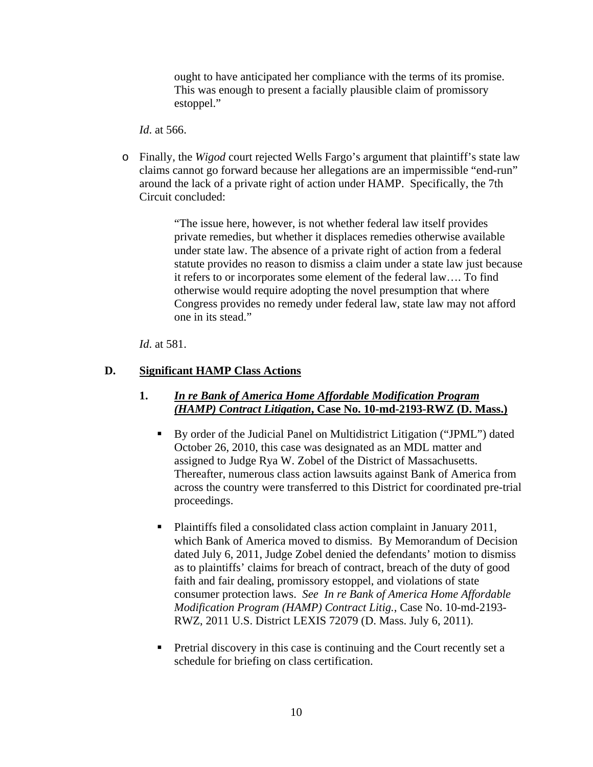> ought to have anticipated her compliance with the terms of its promise. This was enough to present a facially plausible claim of promissory estoppel."

*Id.* at 566.

- Finally, the *Wigod* court rejected Wells Fargo's argument that plaintiff's state law claims cannot go forward because her allegations are an impermissible "end-run" around the lack of a private right of action under HAMP. Specifically, the 7th Circuit concluded:

> "The issue here, however, is not whether federal law itself provides private remedies, but whether it displaces remedies otherwise available under state law. The absence of a private right of action from a federal statute provides no reason to dismiss a claim under a state law just because it refers to or incorporates some element of the federal law…. To find otherwise would require adopting the novel presumption that where Congress provides no remedy under federal law, state law may not afford one in its stead."

*Id.* at 581.

## D. Significant HAMP Class Actions

### 1. *In re Bank of America Home Affordable Modification Program (HAMP) Contract Litigation*, Case No. 10-md-2193-RWZ (D. Mass.)

- By order of the Judicial Panel on Multidistrict Litigation ("JPML") dated October 26, 2010, this case was designated as an MDL matter and assigned to Judge Rya W. Zobel of the District of Massachusetts. Thereafter, numerous class action lawsuits against Bank of America from across the country were transferred to this District for coordinated pre-trial proceedings.

- Plaintiffs filed a consolidated class action complaint in January 2011, which Bank of America moved to dismiss. By Memorandum of Decision dated July 6, 2011, Judge Zobel denied the defendants' motion to dismiss as to plaintiffs' claims for breach of contract, breach of the duty of good faith and fair dealing, promissory estoppel, and violations of state consumer protection laws. *See In re Bank of America Home Affordable Modification Program (HAMP) Contract Litig.*, Case No. 10-md-2193-RWZ, 2011 U.S. District LEXIS 72079 (D. Mass. July 6, 2011).

- Pretrial discovery in this case is continuing and the Court recently set a schedule for briefing on class certification.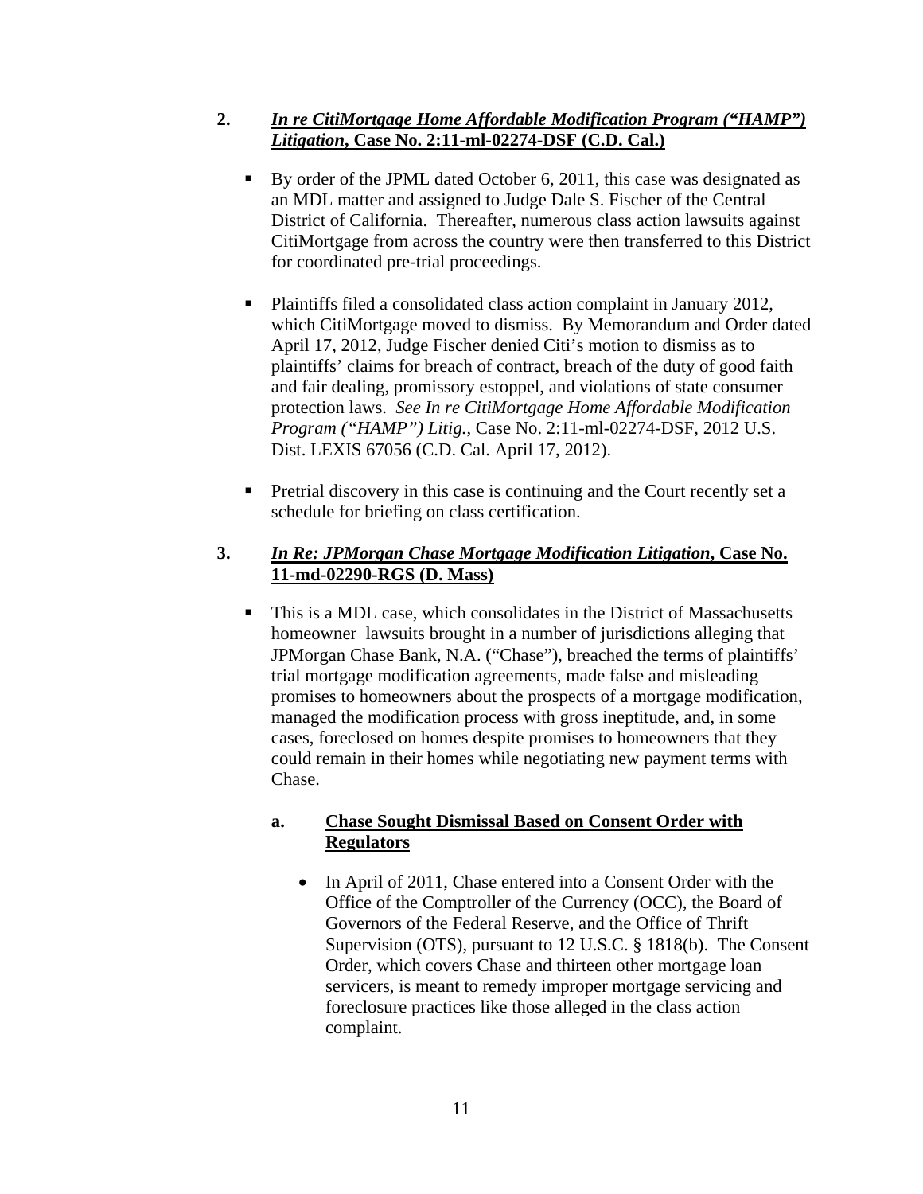**2. *In re CitiMortgage Home Affordable Modification Program ("HAMP") Litigation*, Case No. 2:11-ml-02274-DSF (C.D. Cal.)**

- By order of the JPML dated October 6, 2011, this case was designated as an MDL matter and assigned to Judge Dale S. Fischer of the Central District of California. Thereafter, numerous class action lawsuits against CitiMortgage from across the country were then transferred to this District for coordinated pre-trial proceedings.

- Plaintiffs filed a consolidated class action complaint in January 2012, which CitiMortgage moved to dismiss. By Memorandum and Order dated April 17, 2012, Judge Fischer denied Citi's motion to dismiss as to plaintiffs' claims for breach of contract, breach of the duty of good faith and fair dealing, promissory estoppel, and violations of state consumer protection laws. *See In re CitiMortgage Home Affordable Modification Program ("HAMP") Litig.*, Case No. 2:11-ml-02274-DSF, 2012 U.S. Dist. LEXIS 67056 (C.D. Cal. April 17, 2012).

- Pretrial discovery in this case is continuing and the Court recently set a schedule for briefing on class certification.

**3. *In Re: JPMorgan Chase Mortgage Modification Litigation*, Case No. 11-md-02290-RGS (D. Mass)**

- This is a MDL case, which consolidates in the District of Massachusetts homeowner lawsuits brought in a number of jurisdictions alleging that JPMorgan Chase Bank, N.A. ("Chase"), breached the terms of plaintiffs' trial mortgage modification agreements, made false and misleading promises to homeowners about the prospects of a mortgage modification, managed the modification process with gross ineptitude, and, in some cases, foreclosed on homes despite promises to homeowners that they could remain in their homes while negotiating new payment terms with Chase.

**a. Chase Sought Dismissal Based on Consent Order with Regulators**

- In April of 2011, Chase entered into a Consent Order with the Office of the Comptroller of the Currency (OCC), the Board of Governors of the Federal Reserve, and the Office of Thrift Supervision (OTS), pursuant to 12 U.S.C. § 1818(b). The Consent Order, which covers Chase and thirteen other mortgage loan servicers, is meant to remedy improper mortgage servicing and foreclosure practices like those alleged in the class action complaint.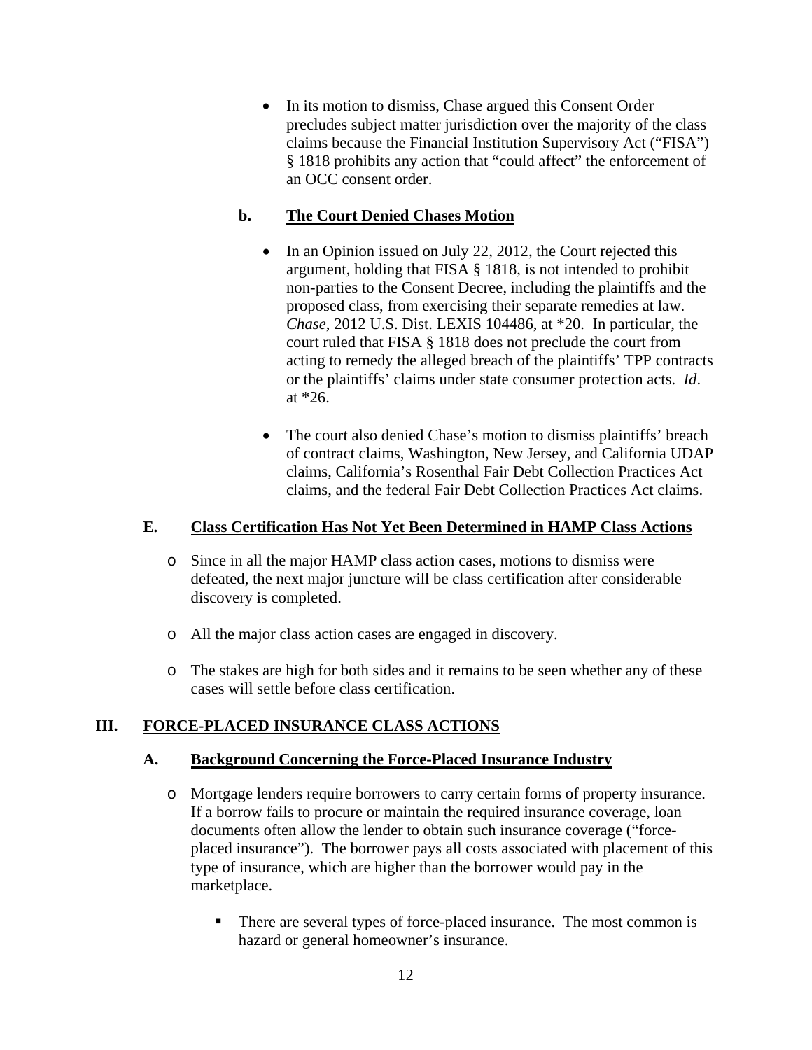- In its motion to dismiss, Chase argued this Consent Order precludes subject matter jurisdiction over the majority of the class claims because the Financial Institution Supervisory Act ("FISA") § 1818 prohibits any action that "could affect" the enforcement of an OCC consent order.

#### b. <u>The Court Denied Chases Motion</u>

- In an Opinion issued on July 22, 2012, the Court rejected this argument, holding that FISA § 1818, is not intended to prohibit non-parties to the Consent Decree, including the plaintiffs and the proposed class, from exercising their separate remedies at law. *Chase*, 2012 U.S. Dist. LEXIS 104486, at *20. In particular, the court ruled that FISA § 1818 does not preclude the court from acting to remedy the alleged breach of the plaintiffs' TPP contracts or the plaintiffs' claims under state consumer protection acts. *Id*. at *26.

- The court also denied Chase's motion to dismiss plaintiffs' breach of contract claims, Washington, New Jersey, and California UDAP claims, California's Rosenthal Fair Debt Collection Practices Act claims, and the federal Fair Debt Collection Practices Act claims.

### E. <u>Class Certification Has Not Yet Been Determined in HAMP Class Actions</u>

- Since in all the major HAMP class action cases, motions to dismiss were defeated, the next major juncture will be class certification after considerable discovery is completed.

- All the major class action cases are engaged in discovery.

- The stakes are high for both sides and it remains to be seen whether any of these cases will settle before class certification.

## III. <u>FORCE-PLACED INSURANCE CLASS ACTIONS</u>

### A. <u>Background Concerning the Force-Placed Insurance Industry</u>

- Mortgage lenders require borrowers to carry certain forms of property insurance. If a borrow fails to procure or maintain the required insurance coverage, loan documents often allow the lender to obtain such insurance coverage ("force-placed insurance"). The borrower pays all costs associated with placement of this type of insurance, which are higher than the borrower would pay in the marketplace.

  - There are several types of force-placed insurance. The most common is hazard or general homeowner's insurance.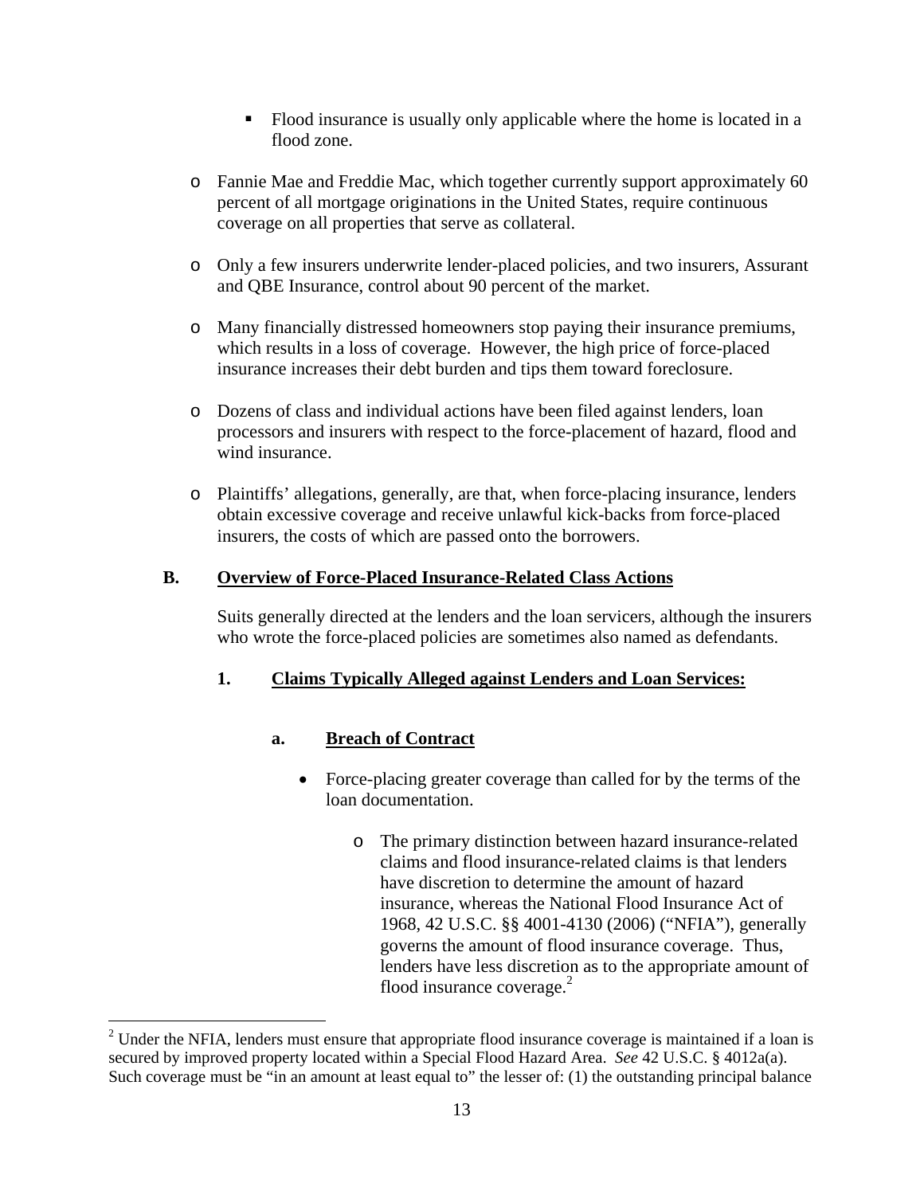- Flood insurance is usually only applicable where the home is located in a flood zone.

    - Fannie Mae and Freddie Mac, which together currently support approximately 60 percent of all mortgage originations in the United States, require continuous coverage on all properties that serve as collateral.

    - Only a few insurers underwrite lender-placed policies, and two insurers, Assurant and QBE Insurance, control about 90 percent of the market.

    - Many financially distressed homeowners stop paying their insurance premiums, which results in a loss of coverage. However, the high price of force-placed insurance increases their debt burden and tips them toward foreclosure.

    - Dozens of class and individual actions have been filed against lenders, loan processors and insurers with respect to the force-placement of hazard, flood and wind insurance.

    - Plaintiffs' allegations, generally, are that, when force-placing insurance, lenders obtain excessive coverage and receive unlawful kick-backs from force-placed insurers, the costs of which are passed onto the borrowers.

## B. Overview of Force-Placed Insurance-Related Class Actions

Suits generally directed at the lenders and the loan servicers, although the insurers who wrote the force-placed policies are sometimes also named as defendants.

### 1. Claims Typically Alleged against Lenders and Loan Services:

#### a. Breach of Contract

- Force-placing greater coverage than called for by the terms of the loan documentation.
    - The primary distinction between hazard insurance-related claims and flood insurance-related claims is that lenders have discretion to determine the amount of hazard insurance, whereas the National Flood Insurance Act of 1968, 42 U.S.C. §§ 4001-4130 (2006) ("NFIA"), generally governs the amount of flood insurance coverage. Thus, lenders have less discretion as to the appropriate amount of flood insurance coverage.[2]

---

[2] Under the NFIA, lenders must ensure that appropriate flood insurance coverage is maintained if a loan is secured by improved property located within a Special Flood Hazard Area. *See* 42 U.S.C. § 4012a(a). Such coverage must be "in an amount at least equal to" the lesser of: (1) the outstanding principal balance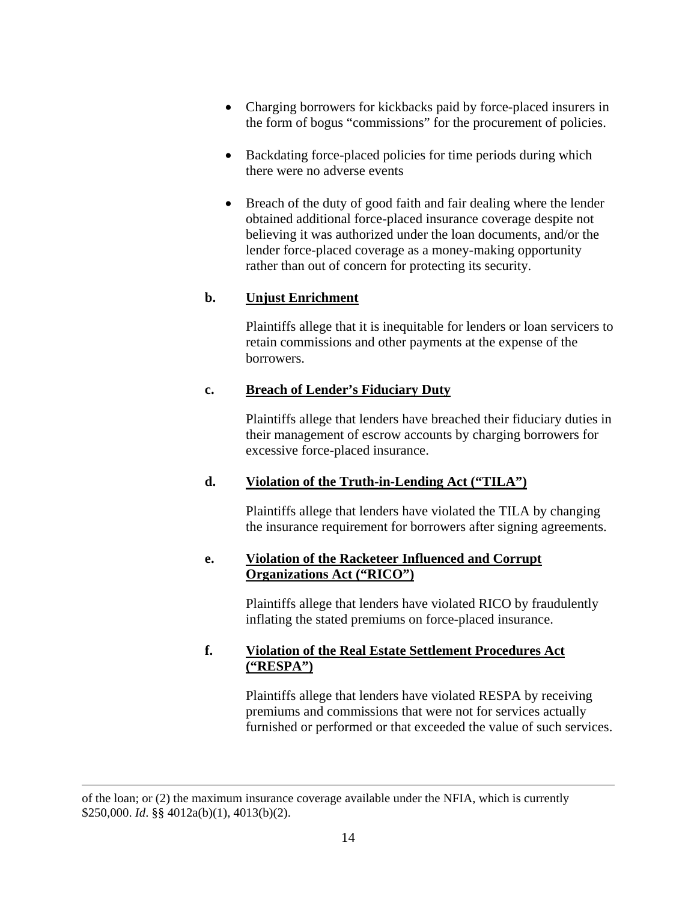- Charging borrowers for kickbacks paid by force-placed insurers in the form of bogus "commissions" for the procurement of policies.

- Backdating force-placed policies for time periods during which there were no adverse events

- Breach of the duty of good faith and fair dealing where the lender obtained additional force-placed insurance coverage despite not believing it was authorized under the loan documents, and/or the lender force-placed coverage as a money-making opportunity rather than out of concern for protecting its security.

**b. Unjust Enrichment**

Plaintiffs allege that it is inequitable for lenders or loan servicers to retain commissions and other payments at the expense of the borrowers.

**c. Breach of Lender's Fiduciary Duty**

Plaintiffs allege that lenders have breached their fiduciary duties in their management of escrow accounts by charging borrowers for excessive force-placed insurance.

**d. Violation of the Truth-in-Lending Act ("TILA")**

Plaintiffs allege that lenders have violated the TILA by changing the insurance requirement for borrowers after signing agreements.

**e. Violation of the Racketeer Influenced and Corrupt Organizations Act ("RICO")**

Plaintiffs allege that lenders have violated RICO by fraudulently inflating the stated premiums on force-placed insurance.

**f. Violation of the Real Estate Settlement Procedures Act ("RESPA")**

Plaintiffs allege that lenders have violated RESPA by receiving premiums and commissions that were not for services actually furnished or performed or that exceeded the value of such services.

---

of the loan; or (2) the maximum insurance coverage available under the NFIA, which is currently \$250,000. *Id*. §§ 4012a(b)(1), 4013(b)(2).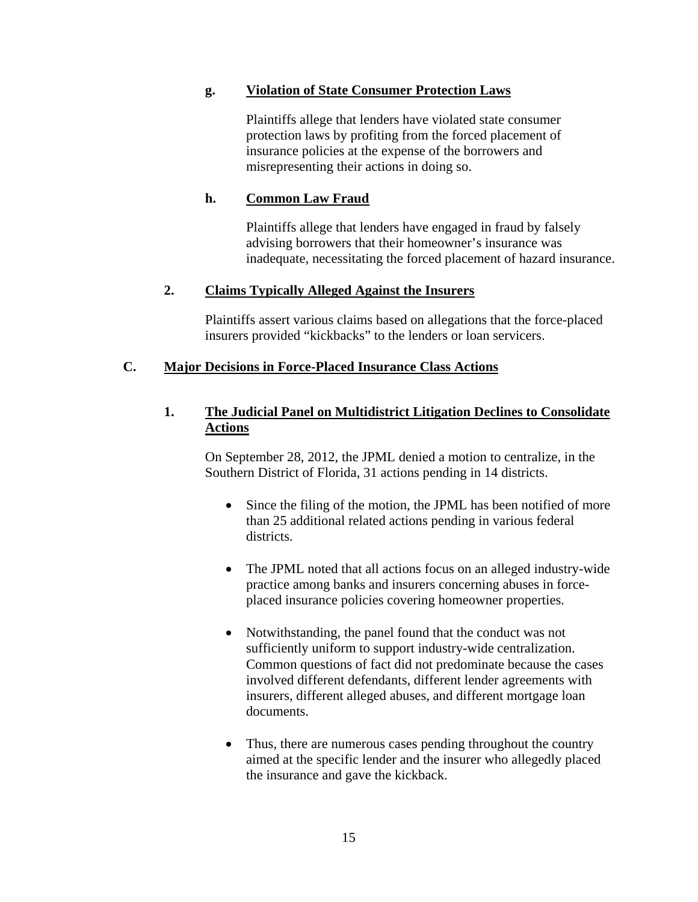#### g. Violation of State Consumer Protection Laws

Plaintiffs allege that lenders have violated state consumer protection laws by profiting from the forced placement of insurance policies at the expense of the borrowers and misrepresenting their actions in doing so.

#### h. Common Law Fraud

Plaintiffs allege that lenders have engaged in fraud by falsely advising borrowers that their homeowner's insurance was inadequate, necessitating the forced placement of hazard insurance.

### 2. Claims Typically Alleged Against the Insurers

Plaintiffs assert various claims based on allegations that the force-placed insurers provided "kickbacks" to the lenders or loan servicers.

## C. Major Decisions in Force-Placed Insurance Class Actions

### 1. The Judicial Panel on Multidistrict Litigation Declines to Consolidate Actions

On September 28, 2012, the JPML denied a motion to centralize, in the Southern District of Florida, 31 actions pending in 14 districts.

- Since the filing of the motion, the JPML has been notified of more than 25 additional related actions pending in various federal districts.
- The JPML noted that all actions focus on an alleged industry-wide practice among banks and insurers concerning abuses in force-placed insurance policies covering homeowner properties.
- Notwithstanding, the panel found that the conduct was not sufficiently uniform to support industry-wide centralization. Common questions of fact did not predominate because the cases involved different defendants, different lender agreements with insurers, different alleged abuses, and different mortgage loan documents.
- Thus, there are numerous cases pending throughout the country aimed at the specific lender and the insurer who allegedly placed the insurance and gave the kickback.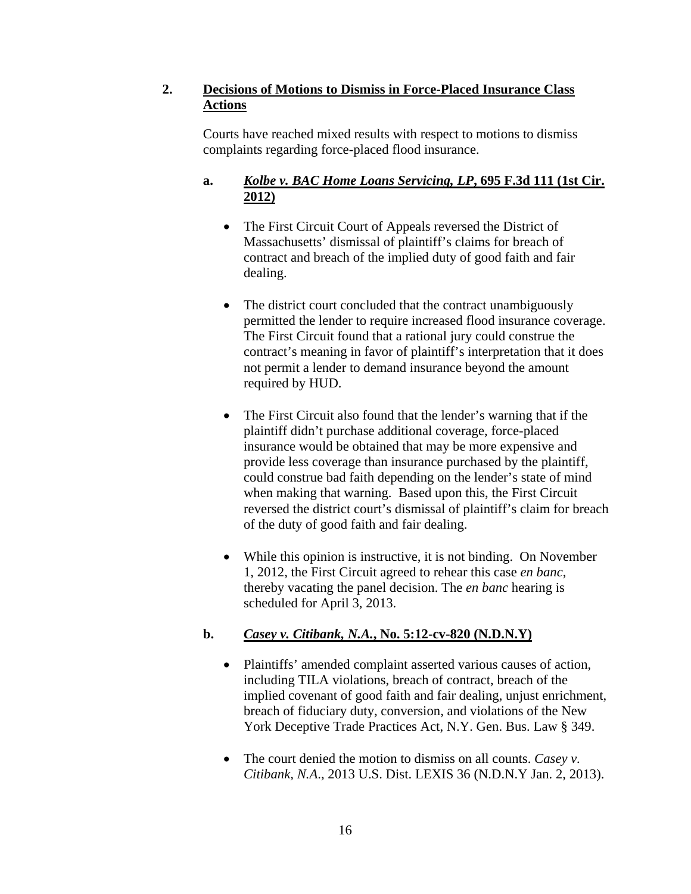## 2. **Decisions of Motions to Dismiss in Force-Placed Insurance Class Actions**

Courts have reached mixed results with respect to motions to dismiss complaints regarding force-placed flood insurance.

### a. ***Kolbe v. BAC Home Loans Servicing, LP*, 695 F.3d 111 (1st Cir. 2012)**

- The First Circuit Court of Appeals reversed the District of Massachusetts' dismissal of plaintiff's claims for breach of contract and breach of the implied duty of good faith and fair dealing.

- The district court concluded that the contract unambiguously permitted the lender to require increased flood insurance coverage. The First Circuit found that a rational jury could construe the contract's meaning in favor of plaintiff's interpretation that it does not permit a lender to demand insurance beyond the amount required by HUD.

- The First Circuit also found that the lender's warning that if the plaintiff didn't purchase additional coverage, force-placed insurance would be obtained that may be more expensive and provide less coverage than insurance purchased by the plaintiff, could construe bad faith depending on the lender's state of mind when making that warning. Based upon this, the First Circuit reversed the district court's dismissal of plaintiff's claim for breach of the duty of good faith and fair dealing.

- While this opinion is instructive, it is not binding. On November 1, 2012, the First Circuit agreed to rehear this case *en banc*, thereby vacating the panel decision. The *en banc* hearing is scheduled for April 3, 2013.

### b. ***Casey v. Citibank, N.A.*, No. 5:12-cv-820 (N.D.N.Y)**

- Plaintiffs' amended complaint asserted various causes of action, including TILA violations, breach of contract, breach of the implied covenant of good faith and fair dealing, unjust enrichment, breach of fiduciary duty, conversion, and violations of the New York Deceptive Trade Practices Act, N.Y. Gen. Bus. Law § 349.

- The court denied the motion to dismiss on all counts. *Casey v. Citibank, N.A.*, 2013 U.S. Dist. LEXIS 36 (N.D.N.Y Jan. 2, 2013).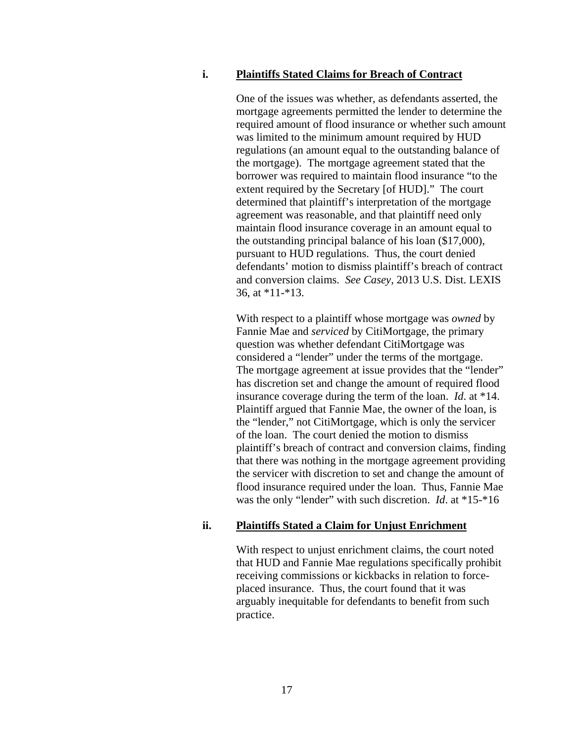### i. Plaintiffs Stated Claims for Breach of Contract

One of the issues was whether, as defendants asserted, the mortgage agreements permitted the lender to determine the required amount of flood insurance or whether such amount was limited to the minimum amount required by HUD regulations (an amount equal to the outstanding balance of the mortgage). The mortgage agreement stated that the borrower was required to maintain flood insurance "to the extent required by the Secretary [of HUD]." The court determined that plaintiff's interpretation of the mortgage agreement was reasonable, and that plaintiff need only maintain flood insurance coverage in an amount equal to the outstanding principal balance of his loan ($17,000), pursuant to HUD regulations. Thus, the court denied defendants' motion to dismiss plaintiff's breach of contract and conversion claims. *See Casey*, 2013 U.S. Dist. LEXIS 36, at *11-*13.

With respect to a plaintiff whose mortgage was *owned* by Fannie Mae and *serviced* by CitiMortgage, the primary question was whether defendant CitiMortgage was considered a "lender" under the terms of the mortgage. The mortgage agreement at issue provides that the "lender" has discretion set and change the amount of required flood insurance coverage during the term of the loan. *Id*. at *14. Plaintiff argued that Fannie Mae, the owner of the loan, is the "lender," not CitiMortgage, which is only the servicer of the loan. The court denied the motion to dismiss plaintiff's breach of contract and conversion claims, finding that there was nothing in the mortgage agreement providing the servicer with discretion to set and change the amount of flood insurance required under the loan. Thus, Fannie Mae was the only "lender" with such discretion. *Id*. at *15-*16

### ii. Plaintiffs Stated a Claim for Unjust Enrichment

With respect to unjust enrichment claims, the court noted that HUD and Fannie Mae regulations specifically prohibit receiving commissions or kickbacks in relation to force-placed insurance. Thus, the court found that it was arguably inequitable for defendants to benefit from such practice.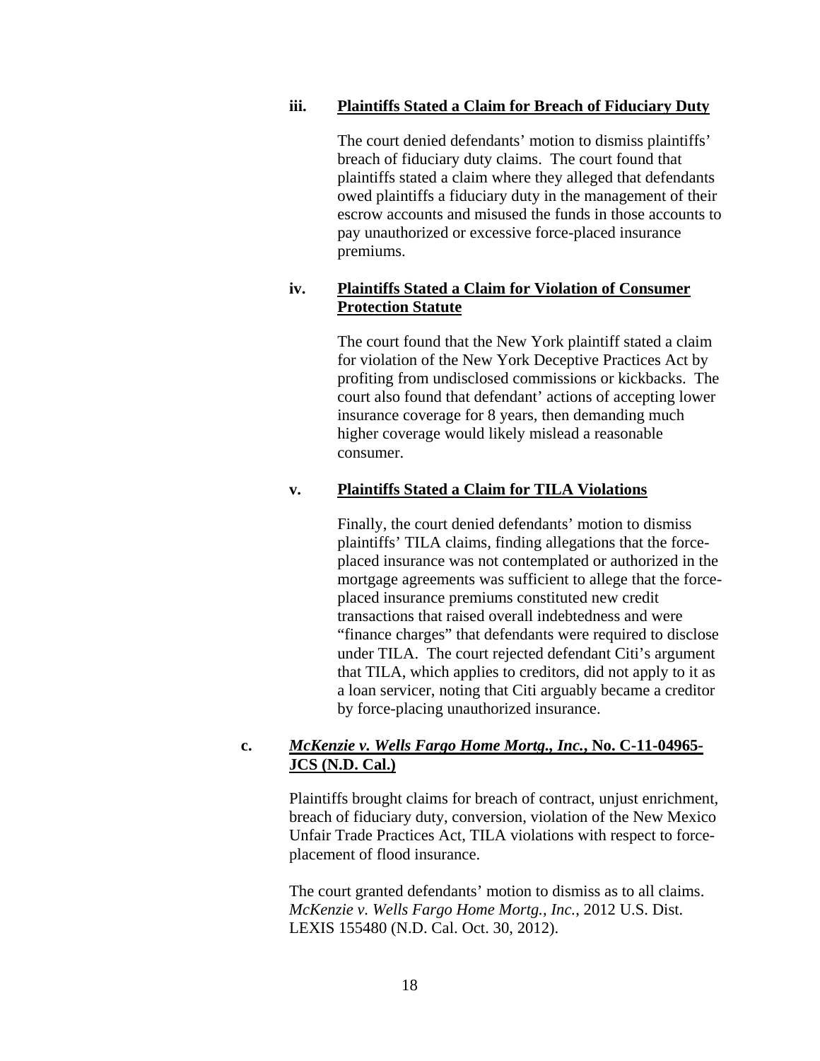#### iii. Plaintiffs Stated a Claim for Breach of Fiduciary Duty

The court denied defendants' motion to dismiss plaintiffs' breach of fiduciary duty claims. The court found that plaintiffs stated a claim where they alleged that defendants owed plaintiffs a fiduciary duty in the management of their escrow accounts and misused the funds in those accounts to pay unauthorized or excessive force-placed insurance premiums.

#### iv. Plaintiffs Stated a Claim for Violation of Consumer Protection Statute

The court found that the New York plaintiff stated a claim for violation of the New York Deceptive Practices Act by profiting from undisclosed commissions or kickbacks. The court also found that defendant' actions of accepting lower insurance coverage for 8 years, then demanding much higher coverage would likely mislead a reasonable consumer.

#### v. Plaintiffs Stated a Claim for TILA Violations

Finally, the court denied defendants' motion to dismiss plaintiffs' TILA claims, finding allegations that the force-placed insurance was not contemplated or authorized in the mortgage agreements was sufficient to allege that the force-placed insurance premiums constituted new credit transactions that raised overall indebtedness and were "finance charges" that defendants were required to disclose under TILA. The court rejected defendant Citi's argument that TILA, which applies to creditors, did not apply to it as a loan servicer, noting that Citi arguably became a creditor by force-placing unauthorized insurance.

### c. *McKenzie v. Wells Fargo Home Mortg., Inc.*, No. C-11-04965-JCS (N.D. Cal.)

Plaintiffs brought claims for breach of contract, unjust enrichment, breach of fiduciary duty, conversion, violation of the New Mexico Unfair Trade Practices Act, TILA violations with respect to force-placement of flood insurance.

The court granted defendants' motion to dismiss as to all claims. *McKenzie v. Wells Fargo Home Mortg., Inc.*, 2012 U.S. Dist. LEXIS 155480 (N.D. Cal. Oct. 30, 2012).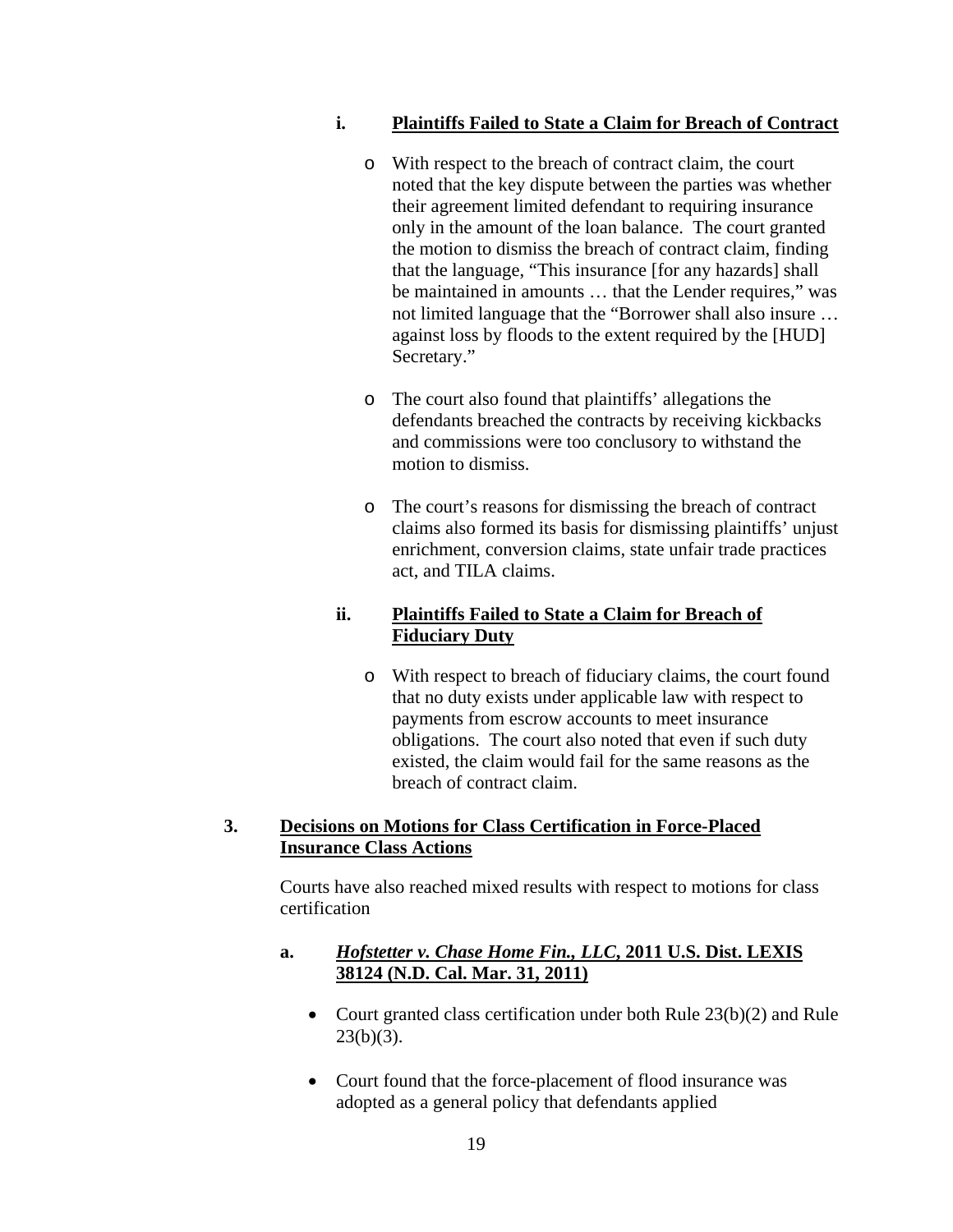#### i. Plaintiffs Failed to State a Claim for Breach of Contract

- With respect to the breach of contract claim, the court noted that the key dispute between the parties was whether their agreement limited defendant to requiring insurance only in the amount of the loan balance. The court granted the motion to dismiss the breach of contract claim, finding that the language, "This insurance [for any hazards] shall be maintained in amounts … that the Lender requires," was not limited language that the "Borrower shall also insure … against loss by floods to the extent required by the [HUD] Secretary."

- The court also found that plaintiffs' allegations the defendants breached the contracts by receiving kickbacks and commissions were too conclusory to withstand the motion to dismiss.

- The court's reasons for dismissing the breach of contract claims also formed its basis for dismissing plaintiffs' unjust enrichment, conversion claims, state unfair trade practices act, and TILA claims.

#### ii. Plaintiffs Failed to State a Claim for Breach of Fiduciary Duty

- With respect to breach of fiduciary claims, the court found that no duty exists under applicable law with respect to payments from escrow accounts to meet insurance obligations. The court also noted that even if such duty existed, the claim would fail for the same reasons as the breach of contract claim.

## 3. Decisions on Motions for Class Certification in Force-Placed Insurance Class Actions

Courts have also reached mixed results with respect to motions for class certification

### a. *Hofstetter v. Chase Home Fin., LLC*, 2011 U.S. Dist. LEXIS 38124 (N.D. Cal. Mar. 31, 2011)

- Court granted class certification under both Rule 23(b)(2) and Rule 23(b)(3).

- Court found that the force-placement of flood insurance was adopted as a general policy that defendants applied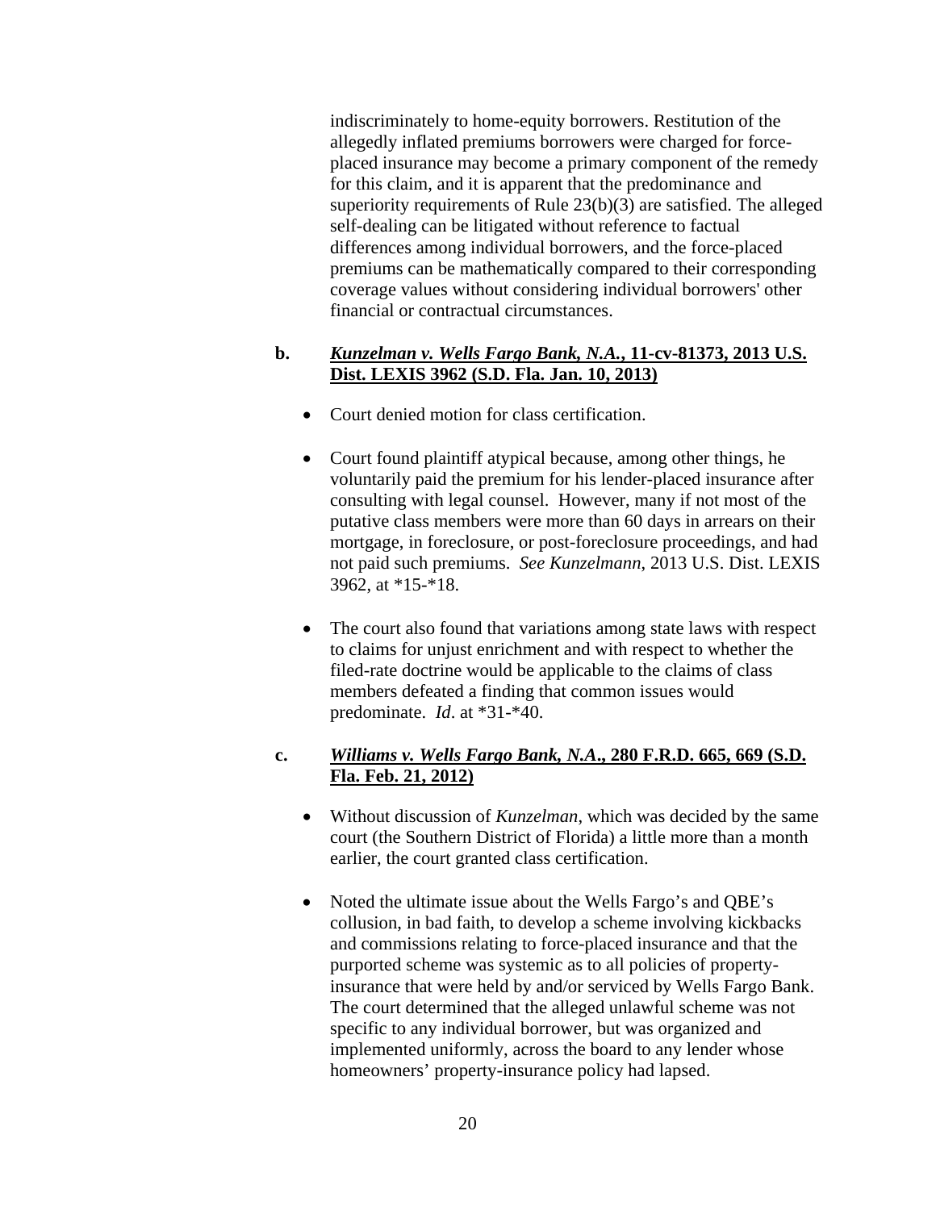indiscriminately to home-equity borrowers. Restitution of the allegedly inflated premiums borrowers were charged for force-placed insurance may become a primary component of the remedy for this claim, and it is apparent that the predominance and superiority requirements of Rule 23(b)(3) are satisfied. The alleged self-dealing can be litigated without reference to factual differences among individual borrowers, and the force-placed premiums can be mathematically compared to their corresponding coverage values without considering individual borrowers' other financial or contractual circumstances.

**b.** ***Kunzelman v. Wells Fargo Bank, N.A.*, 11-cv-81373, 2013 U.S. Dist. LEXIS 3962 (S.D. Fla. Jan. 10, 2013)**

- Court denied motion for class certification.
- Court found plaintiff atypical because, among other things, he voluntarily paid the premium for his lender-placed insurance after consulting with legal counsel. However, many if not most of the putative class members were more than 60 days in arrears on their mortgage, in foreclosure, or post-foreclosure proceedings, and had not paid such premiums. *See Kunzelmann*, 2013 U.S. Dist. LEXIS 3962, at *15-*18.
- The court also found that variations among state laws with respect to claims for unjust enrichment and with respect to whether the filed-rate doctrine would be applicable to the claims of class members defeated a finding that common issues would predominate. *Id*. at *31-*40.

**c.** ***Williams v. Wells Fargo Bank, N.A.*, 280 F.R.D. 665, 669 (S.D. Fla. Feb. 21, 2012)**

- Without discussion of *Kunzelman*, which was decided by the same court (the Southern District of Florida) a little more than a month earlier, the court granted class certification.
- Noted the ultimate issue about the Wells Fargo's and QBE's collusion, in bad faith, to develop a scheme involving kickbacks and commissions relating to force-placed insurance and that the purported scheme was systemic as to all policies of property-insurance that were held by and/or serviced by Wells Fargo Bank. The court determined that the alleged unlawful scheme was not specific to any individual borrower, but was organized and implemented uniformly, across the board to any lender whose homeowners' property-insurance policy had lapsed.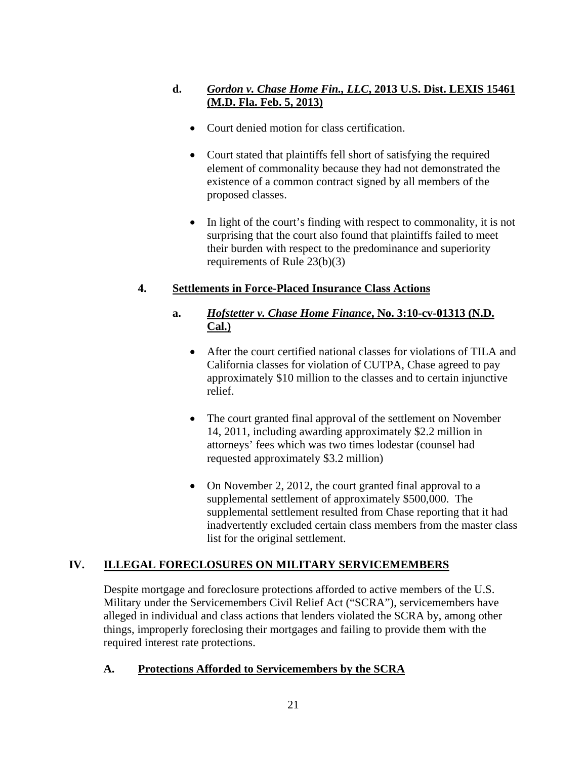#### d. *Gordon v. Chase Home Fin., LLC*, 2013 U.S. Dist. LEXIS 15461 (M.D. Fla. Feb. 5, 2013)

- Court denied motion for class certification.
- Court stated that plaintiffs fell short of satisfying the required element of commonality because they had not demonstrated the existence of a common contract signed by all members of the proposed classes.
- In light of the court's finding with respect to commonality, it is not surprising that the court also found that plaintiffs failed to meet their burden with respect to the predominance and superiority requirements of Rule 23(b)(3)

### 4. Settlements in Force-Placed Insurance Class Actions

#### a. *Hofstetter v. Chase Home Finance*, No. 3:10-cv-01313 (N.D. Cal.)

- After the court certified national classes for violations of TILA and California classes for violation of CUTPA, Chase agreed to pay approximately $10 million to the classes and to certain injunctive relief.
- The court granted final approval of the settlement on November 14, 2011, including awarding approximately $2.2 million in attorneys' fees which was two times lodestar (counsel had requested approximately $3.2 million)
- On November 2, 2012, the court granted final approval to a supplemental settlement of approximately $500,000. The supplemental settlement resulted from Chase reporting that it had inadvertently excluded certain class members from the master class list for the original settlement.

# IV. ILLEGAL FORECLOSURES ON MILITARY SERVICEMEMBERS

Despite mortgage and foreclosure protections afforded to active members of the U.S. Military under the Servicemembers Civil Relief Act ("SCRA"), servicemembers have alleged in individual and class actions that lenders violated the SCRA by, among other things, improperly foreclosing their mortgages and failing to provide them with the required interest rate protections.

## A. Protections Afforded to Servicemembers by the SCRA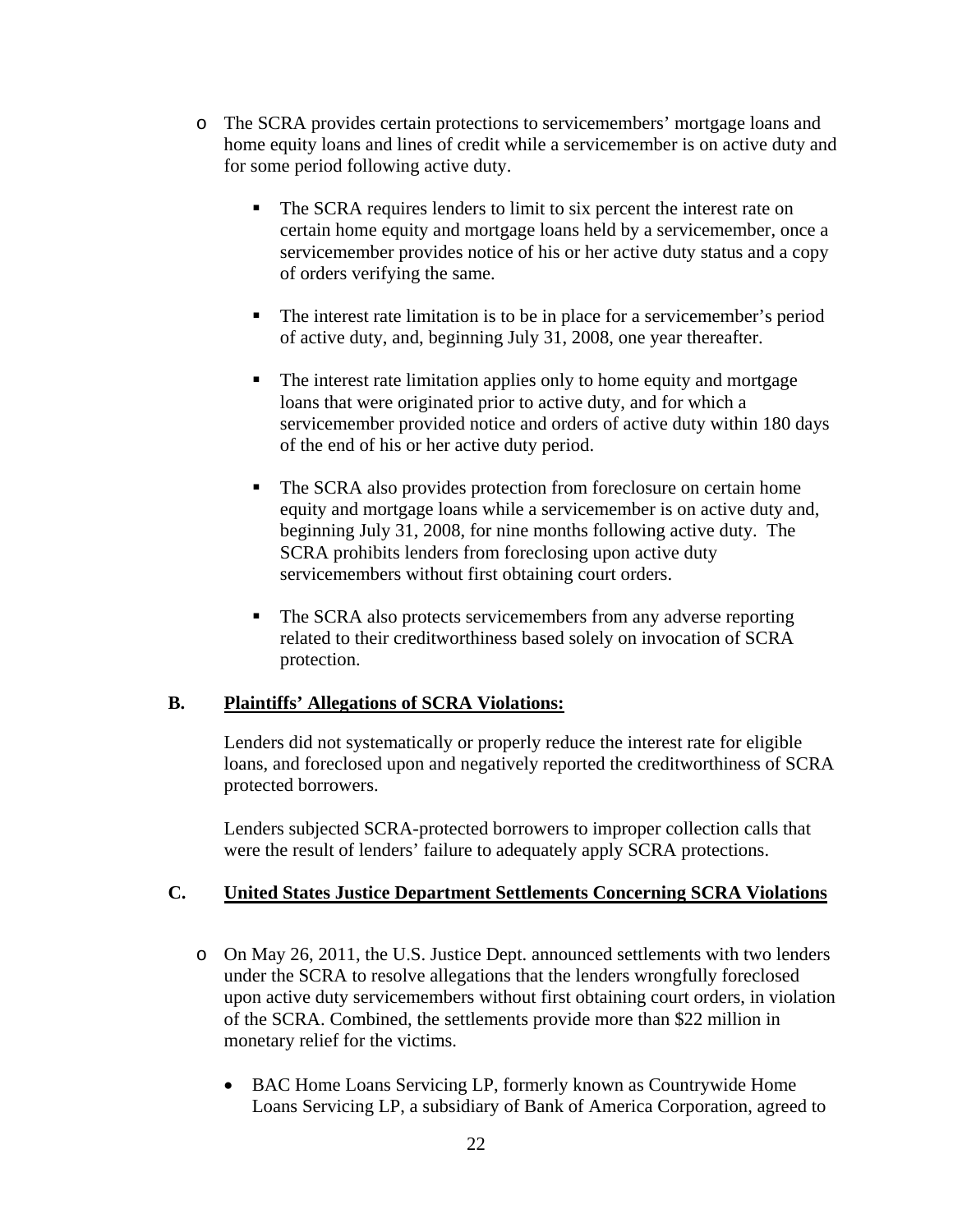- The SCRA provides certain protections to servicemembers' mortgage loans and home equity loans and lines of credit while a servicemember is on active duty and for some period following active duty.

    - The SCRA requires lenders to limit to six percent the interest rate on certain home equity and mortgage loans held by a servicemember, once a servicemember provides notice of his or her active duty status and a copy of orders verifying the same.

    - The interest rate limitation is to be in place for a servicemember's period of active duty, and, beginning July 31, 2008, one year thereafter.

    - The interest rate limitation applies only to home equity and mortgage loans that were originated prior to active duty, and for which a servicemember provided notice and orders of active duty within 180 days of the end of his or her active duty period.

    - The SCRA also provides protection from foreclosure on certain home equity and mortgage loans while a servicemember is on active duty and, beginning July 31, 2008, for nine months following active duty. The SCRA prohibits lenders from foreclosing upon active duty servicemembers without first obtaining court orders.

    - The SCRA also protects servicemembers from any adverse reporting related to their creditworthiness based solely on invocation of SCRA protection.

### B. Plaintiffs' Allegations of SCRA Violations:

Lenders did not systematically or properly reduce the interest rate for eligible loans, and foreclosed upon and negatively reported the creditworthiness of SCRA protected borrowers.

Lenders subjected SCRA-protected borrowers to improper collection calls that were the result of lenders' failure to adequately apply SCRA protections.

### C. United States Justice Department Settlements Concerning SCRA Violations

- On May 26, 2011, the U.S. Justice Dept. announced settlements with two lenders under the SCRA to resolve allegations that the lenders wrongfully foreclosed upon active duty servicemembers without first obtaining court orders, in violation of the SCRA. Combined, the settlements provide more than $22 million in monetary relief for the victims.

    - BAC Home Loans Servicing LP, formerly known as Countrywide Home Loans Servicing LP, a subsidiary of Bank of America Corporation, agreed to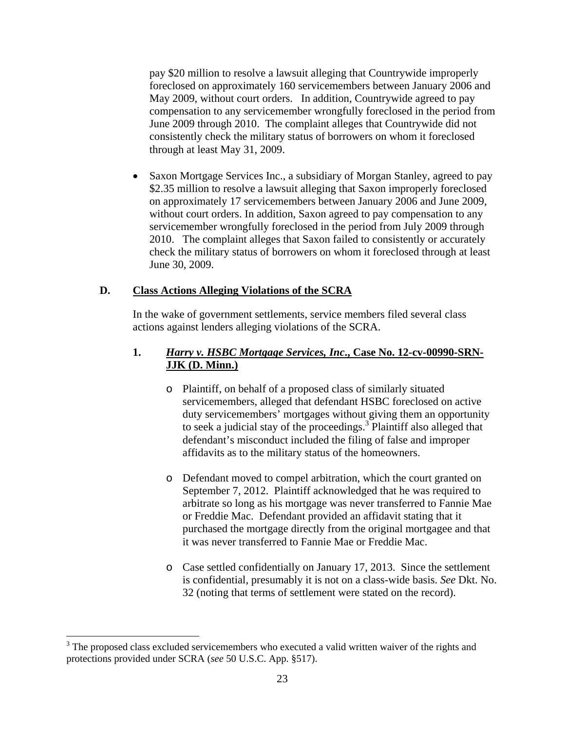pay $20 million to resolve a lawsuit alleging that Countrywide improperly foreclosed on approximately 160 servicemembers between January 2006 and May 2009, without court orders. In addition, Countrywide agreed to pay compensation to any servicemember wrongfully foreclosed in the period from June 2009 through 2010. The complaint alleges that Countrywide did not consistently check the military status of borrowers on whom it foreclosed through at least May 31, 2009.

- Saxon Mortgage Services Inc., a subsidiary of Morgan Stanley, agreed to pay $2.35 million to resolve a lawsuit alleging that Saxon improperly foreclosed on approximately 17 servicemembers between January 2006 and June 2009, without court orders. In addition, Saxon agreed to pay compensation to any servicemember wrongfully foreclosed in the period from July 2009 through 2010. The complaint alleges that Saxon failed to consistently or accurately check the military status of borrowers on whom it foreclosed through at least June 30, 2009.

## D. Class Actions Alleging Violations of the SCRA

In the wake of government settlements, service members filed several class actions against lenders alleging violations of the SCRA.

### 1. *Harry v. HSBC Mortgage Services, Inc*., Case No. 12-cv-00990-SRN-JJK (D. Minn.)

- Plaintiff, on behalf of a proposed class of similarly situated servicemembers, alleged that defendant HSBC foreclosed on active duty servicemembers' mortgages without giving them an opportunity to seek a judicial stay of the proceedings.[3] Plaintiff also alleged that defendant's misconduct included the filing of false and improper affidavits as to the military status of the homeowners.

- Defendant moved to compel arbitration, which the court granted on September 7, 2012. Plaintiff acknowledged that he was required to arbitrate so long as his mortgage was never transferred to Fannie Mae or Freddie Mac. Defendant provided an affidavit stating that it purchased the mortgage directly from the original mortgagee and that it was never transferred to Fannie Mae or Freddie Mac.

- Case settled confidentially on January 17, 2013. Since the settlement is confidential, presumably it is not on a class-wide basis. *See* Dkt. No. 32 (noting that terms of settlement were stated on the record).

---

[3] The proposed class excluded servicemembers who executed a valid written waiver of the rights and protections provided under SCRA (*see* 50 U.S.C. App. §517).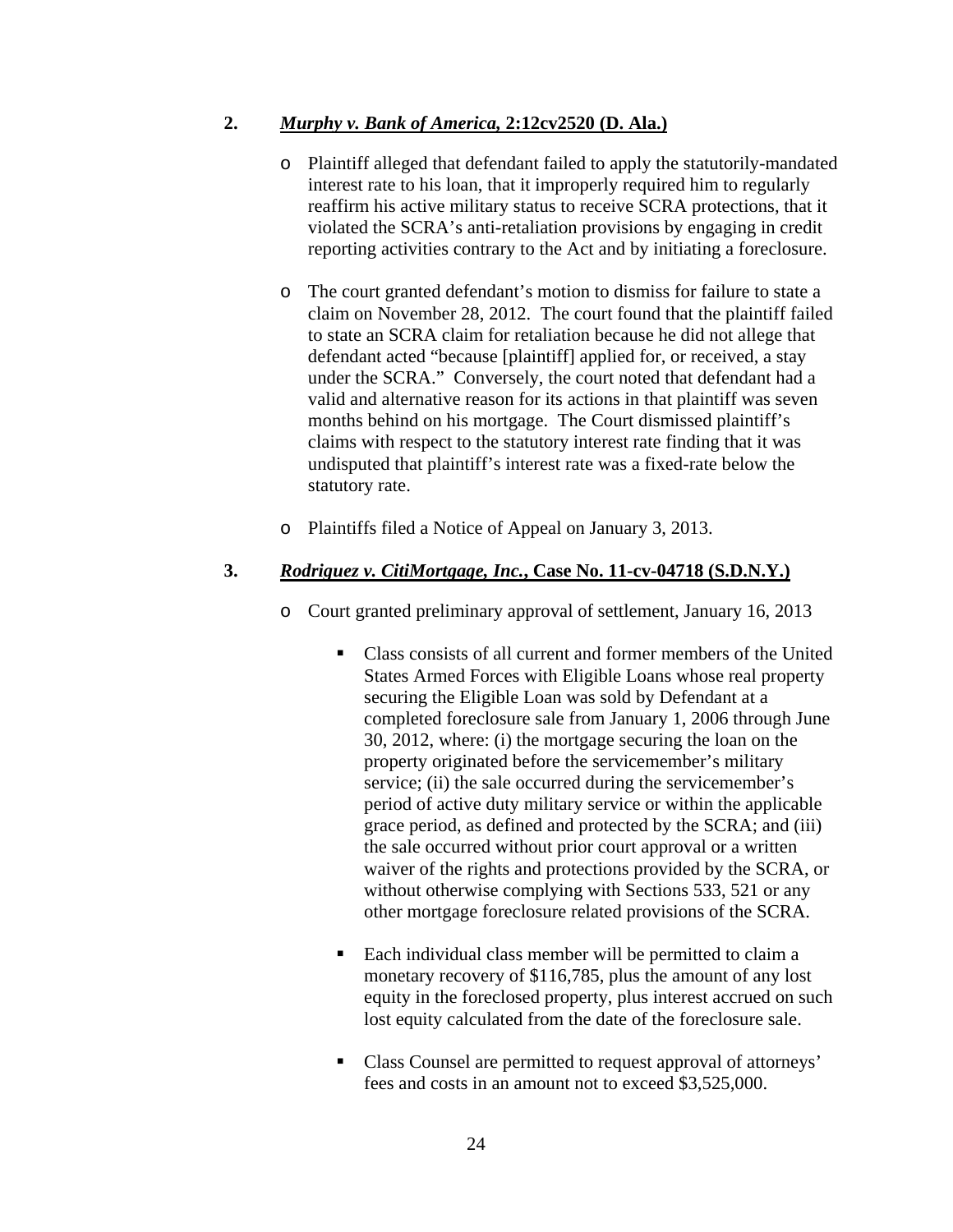**2.** ***Murphy v. Bank of America*, 2:12cv2520 (D. Ala.)**

- Plaintiff alleged that defendant failed to apply the statutorily-mandated interest rate to his loan, that it improperly required him to regularly reaffirm his active military status to receive SCRA protections, that it violated the SCRA's anti-retaliation provisions by engaging in credit reporting activities contrary to the Act and by initiating a foreclosure.

- The court granted defendant's motion to dismiss for failure to state a claim on November 28, 2012. The court found that the plaintiff failed to state an SCRA claim for retaliation because he did not allege that defendant acted "because [plaintiff] applied for, or received, a stay under the SCRA." Conversely, the court noted that defendant had a valid and alternative reason for its actions in that plaintiff was seven months behind on his mortgage. The Court dismissed plaintiff's claims with respect to the statutory interest rate finding that it was undisputed that plaintiff's interest rate was a fixed-rate below the statutory rate.

- Plaintiffs filed a Notice of Appeal on January 3, 2013.

**3.** ***Rodriguez v. CitiMortgage, Inc.*, Case No. 11-cv-04718 (S.D.N.Y.)**

- Court granted preliminary approval of settlement, January 16, 2013

  - Class consists of all current and former members of the United States Armed Forces with Eligible Loans whose real property securing the Eligible Loan was sold by Defendant at a completed foreclosure sale from January 1, 2006 through June 30, 2012, where: (i) the mortgage securing the loan on the property originated before the servicemember's military service; (ii) the sale occurred during the servicemember's period of active duty military service or within the applicable grace period, as defined and protected by the SCRA; and (iii) the sale occurred without prior court approval or a written waiver of the rights and protections provided by the SCRA, or without otherwise complying with Sections 533, 521 or any other mortgage foreclosure related provisions of the SCRA.

  - Each individual class member will be permitted to claim a monetary recovery of $116,785, plus the amount of any lost equity in the foreclosed property, plus interest accrued on such lost equity calculated from the date of the foreclosure sale.

  - Class Counsel are permitted to request approval of attorneys' fees and costs in an amount not to exceed $3,525,000.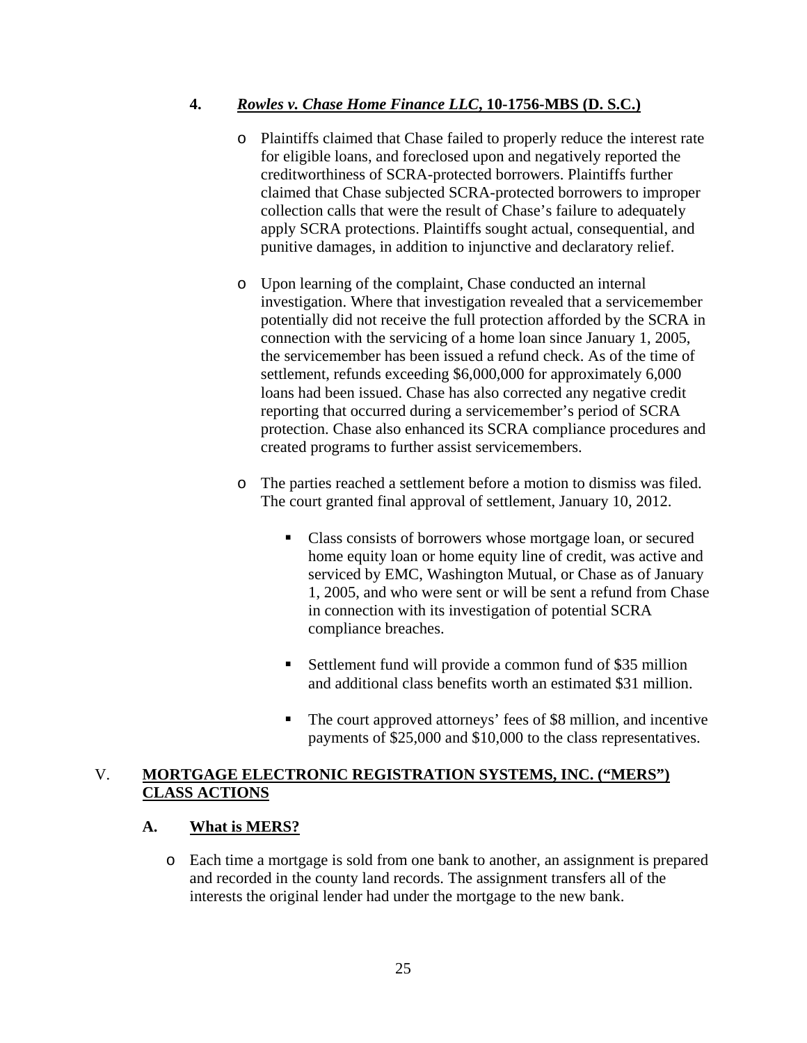#### 4. *Rowles v. Chase Home Finance LLC*, 10-1756-MBS (D. S.C.)

- Plaintiffs claimed that Chase failed to properly reduce the interest rate for eligible loans, and foreclosed upon and negatively reported the creditworthiness of SCRA-protected borrowers. Plaintiffs further claimed that Chase subjected SCRA-protected borrowers to improper collection calls that were the result of Chase's failure to adequately apply SCRA protections. Plaintiffs sought actual, consequential, and punitive damages, in addition to injunctive and declaratory relief.

- Upon learning of the complaint, Chase conducted an internal investigation. Where that investigation revealed that a servicemember potentially did not receive the full protection afforded by the SCRA in connection with the servicing of a home loan since January 1, 2005, the servicemember has been issued a refund check. As of the time of settlement, refunds exceeding $6,000,000 for approximately 6,000 loans had been issued. Chase has also corrected any negative credit reporting that occurred during a servicemember's period of SCRA protection. Chase also enhanced its SCRA compliance procedures and created programs to further assist servicemembers.

- The parties reached a settlement before a motion to dismiss was filed. The court granted final approval of settlement, January 10, 2012.

  - Class consists of borrowers whose mortgage loan, or secured home equity loan or home equity line of credit, was active and serviced by EMC, Washington Mutual, or Chase as of January 1, 2005, and who were sent or will be sent a refund from Chase in connection with its investigation of potential SCRA compliance breaches.

  - Settlement fund will provide a common fund of $35 million and additional class benefits worth an estimated $31 million.

  - The court approved attorneys' fees of $8 million, and incentive payments of $25,000 and $10,000 to the class representatives.

## V. MORTGAGE ELECTRONIC REGISTRATION SYSTEMS, INC. ("MERS") CLASS ACTIONS

### A. What is MERS?

- Each time a mortgage is sold from one bank to another, an assignment is prepared and recorded in the county land records. The assignment transfers all of the interests the original lender had under the mortgage to the new bank.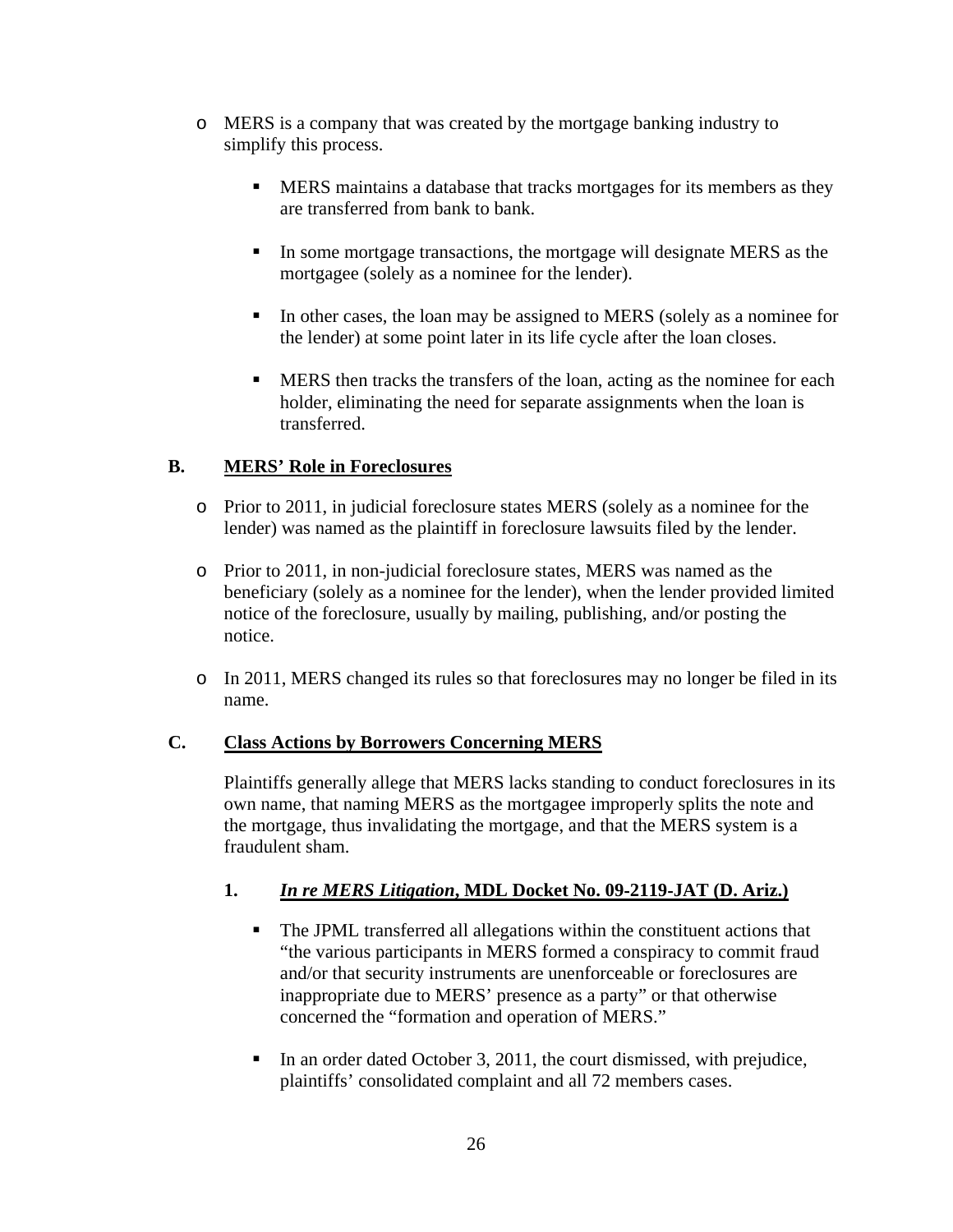- MERS is a company that was created by the mortgage banking industry to simplify this process.

  - MERS maintains a database that tracks mortgages for its members as they are transferred from bank to bank.

  - In some mortgage transactions, the mortgage will designate MERS as the mortgagee (solely as a nominee for the lender).

  - In other cases, the loan may be assigned to MERS (solely as a nominee for the lender) at some point later in its life cycle after the loan closes.

  - MERS then tracks the transfers of the loan, acting as the nominee for each holder, eliminating the need for separate assignments when the loan is transferred.

### B. MERS' Role in Foreclosures

- Prior to 2011, in judicial foreclosure states MERS (solely as a nominee for the lender) was named as the plaintiff in foreclosure lawsuits filed by the lender.

- Prior to 2011, in non-judicial foreclosure states, MERS was named as the beneficiary (solely as a nominee for the lender), when the lender provided limited notice of the foreclosure, usually by mailing, publishing, and/or posting the notice.

- In 2011, MERS changed its rules so that foreclosures may no longer be filed in its name.

### C. Class Actions by Borrowers Concerning MERS

Plaintiffs generally allege that MERS lacks standing to conduct foreclosures in its own name, that naming MERS as the mortgagee improperly splits the note and the mortgage, thus invalidating the mortgage, and that the MERS system is a fraudulent sham.

#### 1. *In re MERS Litigation*, MDL Docket No. 09-2119-JAT (D. Ariz.)

- The JPML transferred all allegations within the constituent actions that "the various participants in MERS formed a conspiracy to commit fraud and/or that security instruments are unenforceable or foreclosures are inappropriate due to MERS' presence as a party" or that otherwise concerned the "formation and operation of MERS."

- In an order dated October 3, 2011, the court dismissed, with prejudice, plaintiffs' consolidated complaint and all 72 members cases.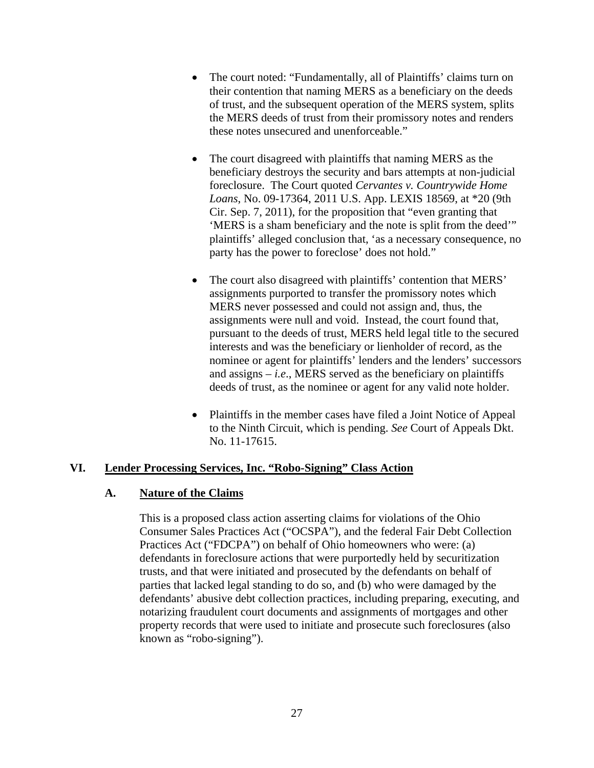- The court noted: "Fundamentally, all of Plaintiffs' claims turn on their contention that naming MERS as a beneficiary on the deeds of trust, and the subsequent operation of the MERS system, splits the MERS deeds of trust from their promissory notes and renders these notes unsecured and unenforceable."

- The court disagreed with plaintiffs that naming MERS as the beneficiary destroys the security and bars attempts at non-judicial foreclosure. The Court quoted *Cervantes v. Countrywide Home Loans*, No. 09-17364, 2011 U.S. App. LEXIS 18569, at *20 (9th Cir. Sep. 7, 2011), for the proposition that "even granting that 'MERS is a sham beneficiary and the note is split from the deed'" plaintiffs' alleged conclusion that, 'as a necessary consequence, no party has the power to foreclose' does not hold."

- The court also disagreed with plaintiffs' contention that MERS' assignments purported to transfer the promissory notes which MERS never possessed and could not assign and, thus, the assignments were null and void. Instead, the court found that, pursuant to the deeds of trust, MERS held legal title to the secured interests and was the beneficiary or lienholder of record, as the nominee or agent for plaintiffs' lenders and the lenders' successors and assigns – *i.e*., MERS served as the beneficiary on plaintiffs deeds of trust, as the nominee or agent for any valid note holder.

- Plaintiffs in the member cases have filed a Joint Notice of Appeal to the Ninth Circuit, which is pending. *See* Court of Appeals Dkt. No. 11-17615.

## VI. Lender Processing Services, Inc. "Robo-Signing" Class Action

### A. Nature of the Claims

This is a proposed class action asserting claims for violations of the Ohio Consumer Sales Practices Act ("OCSPA"), and the federal Fair Debt Collection Practices Act ("FDCPA") on behalf of Ohio homeowners who were: (a) defendants in foreclosure actions that were purportedly held by securitization trusts, and that were initiated and prosecuted by the defendants on behalf of parties that lacked legal standing to do so, and (b) who were damaged by the defendants' abusive debt collection practices, including preparing, executing, and notarizing fraudulent court documents and assignments of mortgages and other property records that were used to initiate and prosecute such foreclosures (also known as "robo-signing").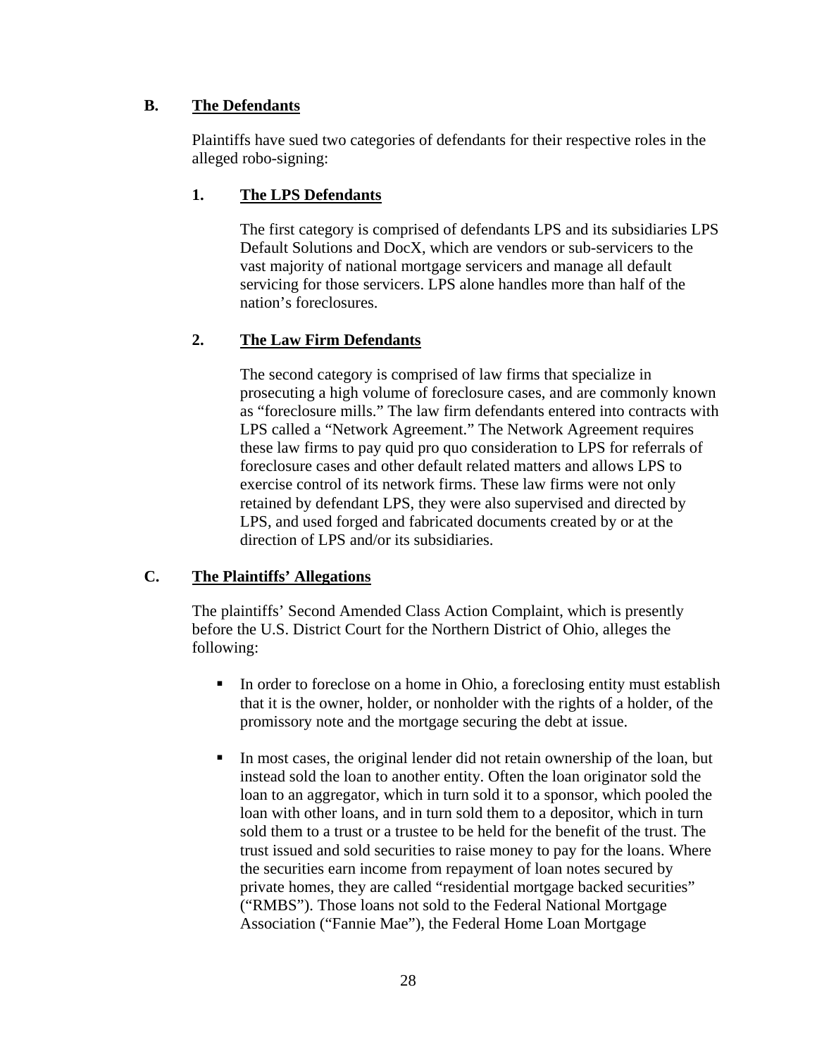## B. The Defendants

Plaintiffs have sued two categories of defendants for their respective roles in the alleged robo-signing:

### 1. The LPS Defendants

The first category is comprised of defendants LPS and its subsidiaries LPS Default Solutions and DocX, which are vendors or sub-servicers to the vast majority of national mortgage servicers and manage all default servicing for those servicers. LPS alone handles more than half of the nation's foreclosures.

### 2. The Law Firm Defendants

The second category is comprised of law firms that specialize in prosecuting a high volume of foreclosure cases, and are commonly known as "foreclosure mills." The law firm defendants entered into contracts with LPS called a "Network Agreement." The Network Agreement requires these law firms to pay quid pro quo consideration to LPS for referrals of foreclosure cases and other default related matters and allows LPS to exercise control of its network firms. These law firms were not only retained by defendant LPS, they were also supervised and directed by LPS, and used forged and fabricated documents created by or at the direction of LPS and/or its subsidiaries.

## C. The Plaintiffs' Allegations

The plaintiffs' Second Amended Class Action Complaint, which is presently before the U.S. District Court for the Northern District of Ohio, alleges the following:

- In order to foreclose on a home in Ohio, a foreclosing entity must establish that it is the owner, holder, or nonholder with the rights of a holder, of the promissory note and the mortgage securing the debt at issue.
- In most cases, the original lender did not retain ownership of the loan, but instead sold the loan to another entity. Often the loan originator sold the loan to an aggregator, which in turn sold it to a sponsor, which pooled the loan with other loans, and in turn sold them to a depositor, which in turn sold them to a trust or a trustee to be held for the benefit of the trust. The trust issued and sold securities to raise money to pay for the loans. Where the securities earn income from repayment of loan notes secured by private homes, they are called "residential mortgage backed securities" ("RMBS"). Those loans not sold to the Federal National Mortgage Association ("Fannie Mae"), the Federal Home Loan Mortgage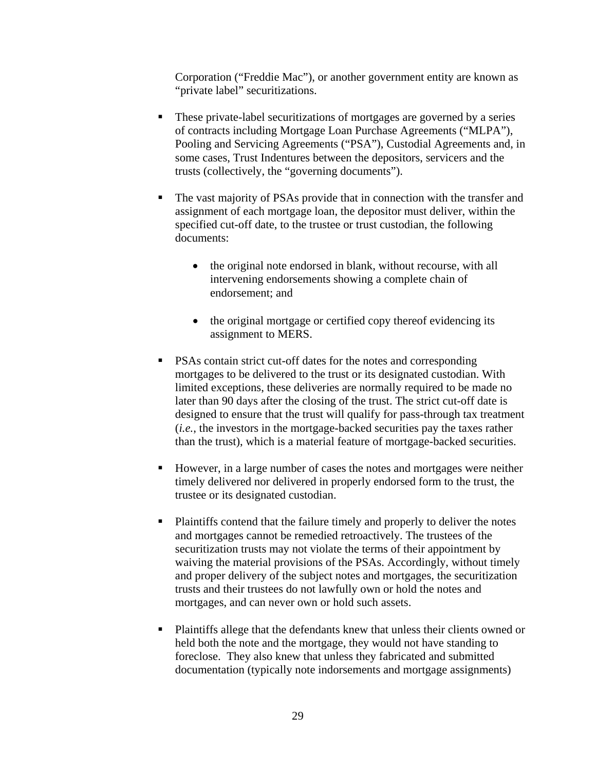Corporation ("Freddie Mac"), or another government entity are known as "private label" securitizations.

- These private-label securitizations of mortgages are governed by a series of contracts including Mortgage Loan Purchase Agreements ("MLPA"), Pooling and Servicing Agreements ("PSA"), Custodial Agreements and, in some cases, Trust Indentures between the depositors, servicers and the trusts (collectively, the "governing documents").

- The vast majority of PSAs provide that in connection with the transfer and assignment of each mortgage loan, the depositor must deliver, within the specified cut-off date, to the trustee or trust custodian, the following documents:

  - the original note endorsed in blank, without recourse, with all intervening endorsements showing a complete chain of endorsement; and

  - the original mortgage or certified copy thereof evidencing its assignment to MERS.

- PSAs contain strict cut-off dates for the notes and corresponding mortgages to be delivered to the trust or its designated custodian. With limited exceptions, these deliveries are normally required to be made no later than 90 days after the closing of the trust. The strict cut-off date is designed to ensure that the trust will qualify for pass-through tax treatment (*i.e.*, the investors in the mortgage-backed securities pay the taxes rather than the trust), which is a material feature of mortgage-backed securities.

- However, in a large number of cases the notes and mortgages were neither timely delivered nor delivered in properly endorsed form to the trust, the trustee or its designated custodian.

- Plaintiffs contend that the failure timely and properly to deliver the notes and mortgages cannot be remedied retroactively. The trustees of the securitization trusts may not violate the terms of their appointment by waiving the material provisions of the PSAs. Accordingly, without timely and proper delivery of the subject notes and mortgages, the securitization trusts and their trustees do not lawfully own or hold the notes and mortgages, and can never own or hold such assets.

- Plaintiffs allege that the defendants knew that unless their clients owned or held both the note and the mortgage, they would not have standing to foreclose. They also knew that unless they fabricated and submitted documentation (typically note indorsements and mortgage assignments)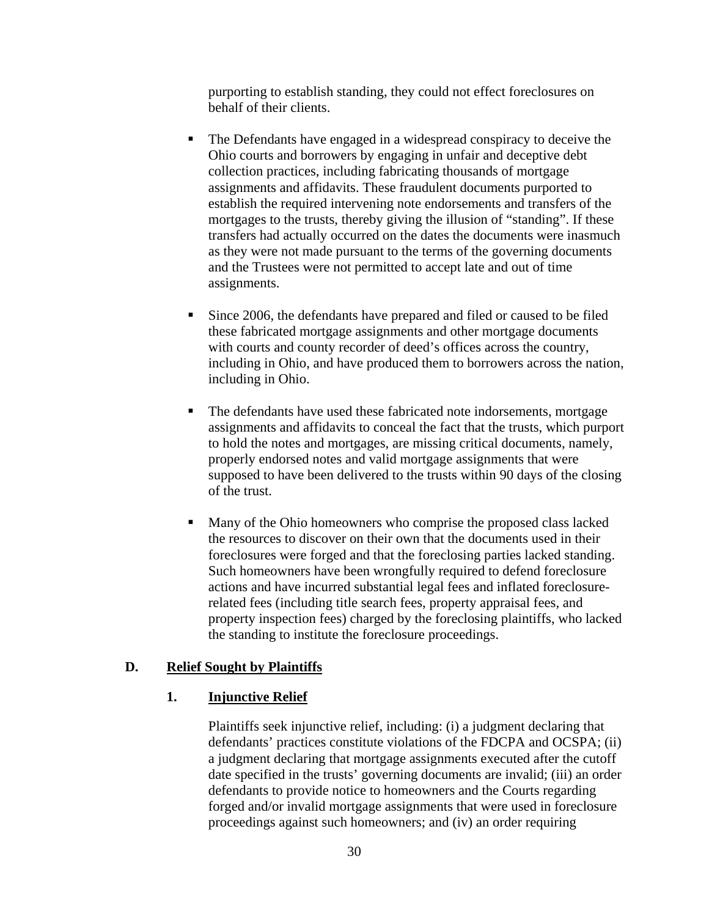purporting to establish standing, they could not effect foreclosures on behalf of their clients.

- The Defendants have engaged in a widespread conspiracy to deceive the Ohio courts and borrowers by engaging in unfair and deceptive debt collection practices, including fabricating thousands of mortgage assignments and affidavits. These fraudulent documents purported to establish the required intervening note endorsements and transfers of the mortgages to the trusts, thereby giving the illusion of "standing". If these transfers had actually occurred on the dates the documents were inasmuch as they were not made pursuant to the terms of the governing documents and the Trustees were not permitted to accept late and out of time assignments.

- Since 2006, the defendants have prepared and filed or caused to be filed these fabricated mortgage assignments and other mortgage documents with courts and county recorder of deed's offices across the country, including in Ohio, and have produced them to borrowers across the nation, including in Ohio.

- The defendants have used these fabricated note indorsements, mortgage assignments and affidavits to conceal the fact that the trusts, which purport to hold the notes and mortgages, are missing critical documents, namely, properly endorsed notes and valid mortgage assignments that were supposed to have been delivered to the trusts within 90 days of the closing of the trust.

- Many of the Ohio homeowners who comprise the proposed class lacked the resources to discover on their own that the documents used in their foreclosures were forged and that the foreclosing parties lacked standing. Such homeowners have been wrongfully required to defend foreclosure actions and have incurred substantial legal fees and inflated foreclosure-related fees (including title search fees, property appraisal fees, and property inspection fees) charged by the foreclosing plaintiffs, who lacked the standing to institute the foreclosure proceedings.

## D. Relief Sought by Plaintiffs

### 1. Injunctive Relief

Plaintiffs seek injunctive relief, including: (i) a judgment declaring that defendants' practices constitute violations of the FDCPA and OCSPA; (ii) a judgment declaring that mortgage assignments executed after the cutoff date specified in the trusts' governing documents are invalid; (iii) an order defendants to provide notice to homeowners and the Courts regarding forged and/or invalid mortgage assignments that were used in foreclosure proceedings against such homeowners; and (iv) an order requiring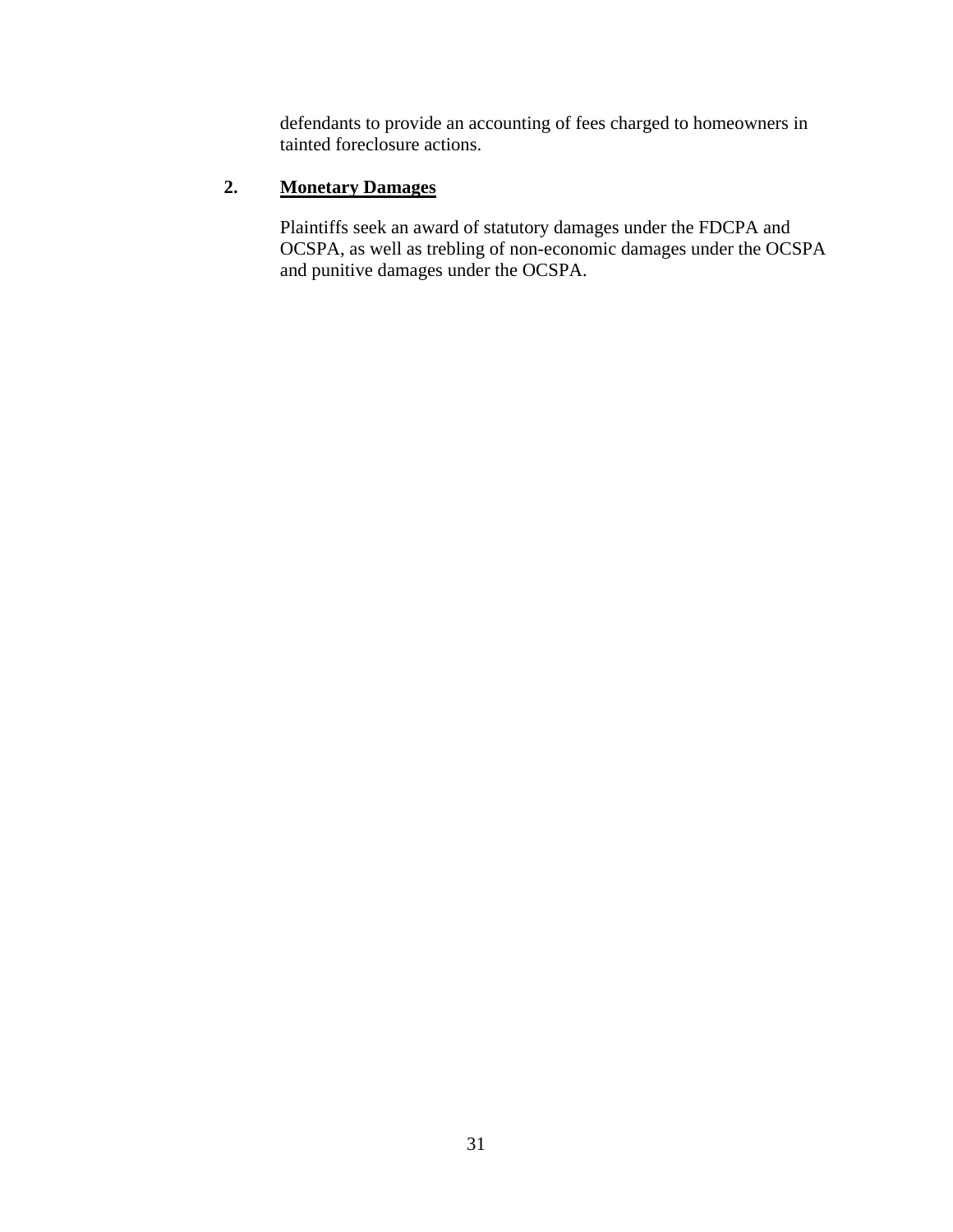defendants to provide an accounting of fees charged to homeowners in tainted foreclosure actions.

**2. Monetary Damages**

Plaintiffs seek an award of statutory damages under the FDCPA and OCSPA, as well as trebling of non-economic damages under the OCSPA and punitive damages under the OCSPA.